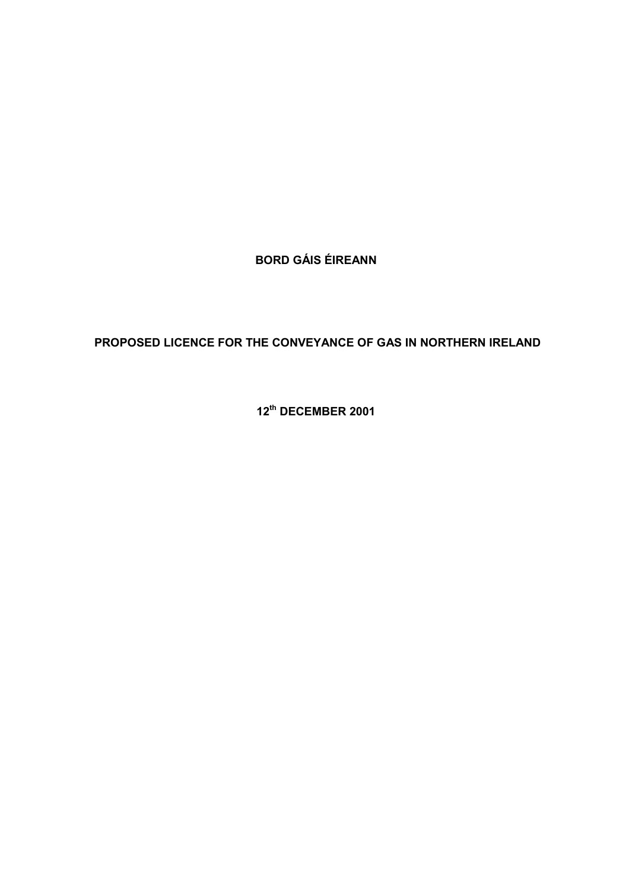**BORD GÁIS ÉIREANN**

**PROPOSED LICENCE FOR THE CONVEYANCE OF GAS IN NORTHERN IRELAND**

**12th DECEMBER 2001**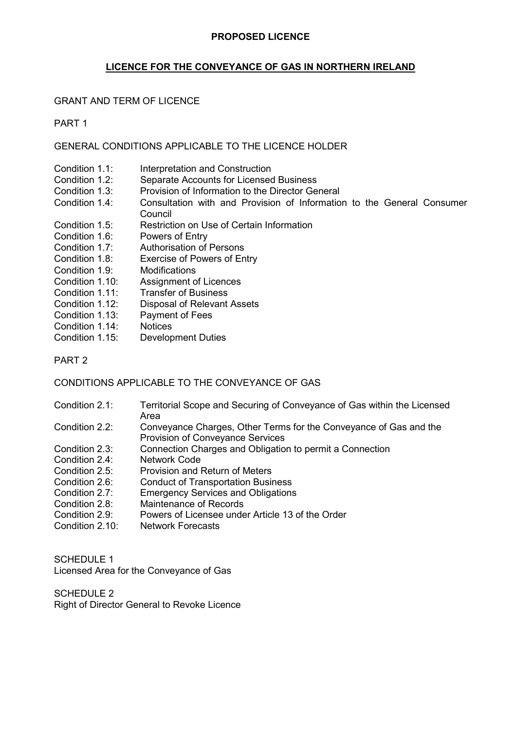**PROPOSED LICENCE**

# LICENCE FOR THE CONVEYANCE OF GAS IN NORTHERN IRELAND

GRANT AND TERM OF LICENCE

PART 1

GENERAL CONDITIONS APPLICABLE TO THE LICENCE HOLDER

| | |
|---|---|
| Condition 1.1: | Interpretation and Construction |
| Condition 1.2: | Separate Accounts for Licensed Business |
| Condition 1.3: | Provision of Information to the Director General |
| Condition 1.4: | Consultation with and Provision of Information to the General Consumer Council |
| Condition 1.5: | Restriction on Use of Certain Information |
| Condition 1.6: | Powers of Entry |
| Condition 1.7: | Authorisation of Persons |
| Condition 1.8: | Exercise of Powers of Entry |
| Condition 1.9: | Modifications |
| Condition 1.10: | Assignment of Licences |
| Condition 1.11: | Transfer of Business |
| Condition 1.12: | Disposal of Relevant Assets |
| Condition 1.13: | Payment of Fees |
| Condition 1.14: | Notices |
| Condition 1.15: | Development Duties |

PART 2

CONDITIONS APPLICABLE TO THE CONVEYANCE OF GAS

| | |
|---|---|
| Condition 2.1: | Territorial Scope and Securing of Conveyance of Gas within the Licensed Area |
| Condition 2.2: | Conveyance Charges, Other Terms for the Conveyance of Gas and the Provision of Conveyance Services |
| Condition 2.3: | Connection Charges and Obligation to permit a Connection |
| Condition 2.4: | Network Code |
| Condition 2.5: | Provision and Return of Meters |
| Condition 2.6: | Conduct of Transportation Business |
| Condition 2.7: | Emergency Services and Obligations |
| Condition 2.8: | Maintenance of Records |
| Condition 2.9: | Powers of Licensee under Article 13 of the Order |
| Condition 2.10: | Network Forecasts |

SCHEDULE 1
Licensed Area for the Conveyance of Gas

SCHEDULE 2
Right of Director General to Revoke Licence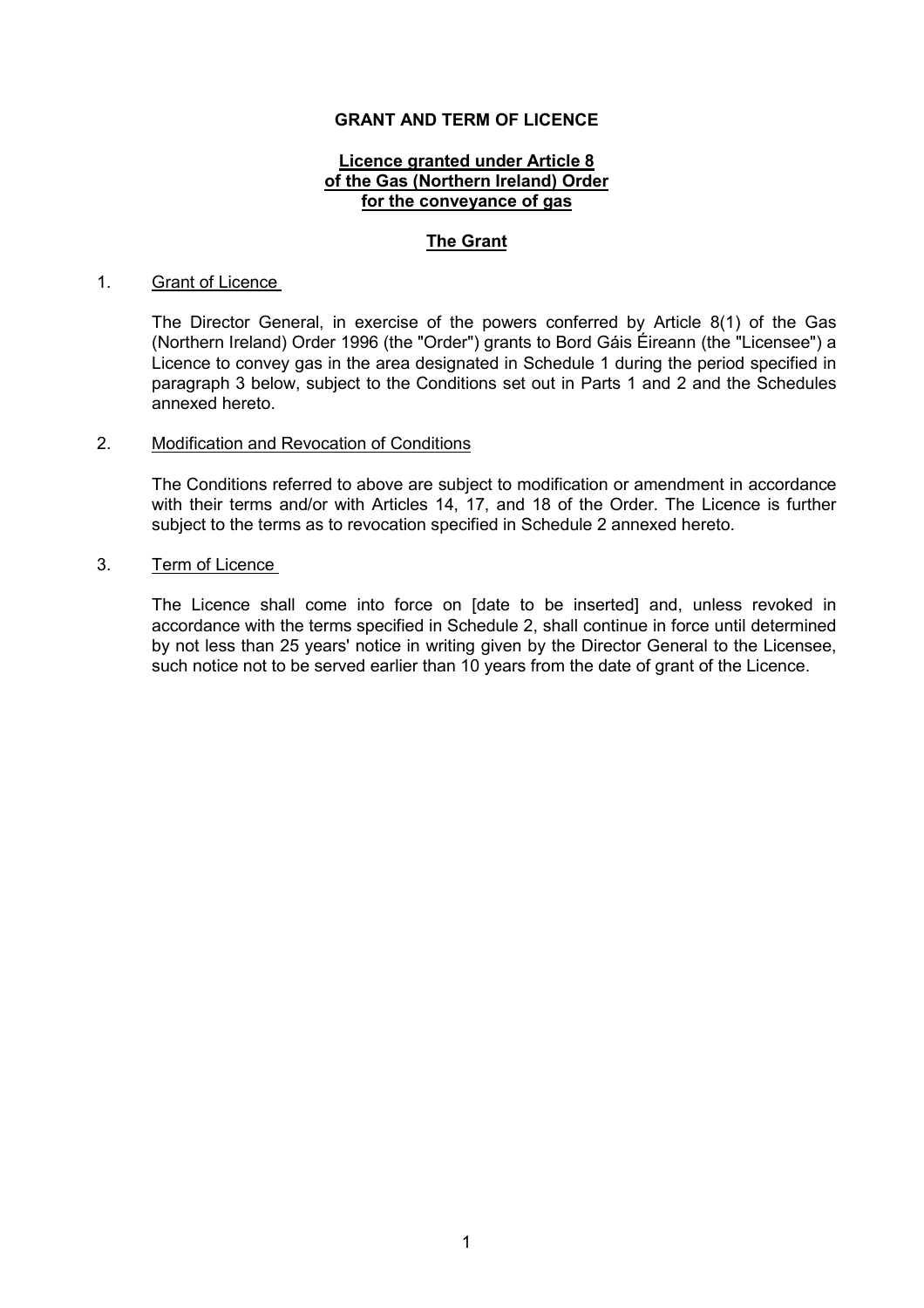**GRANT AND TERM OF LICENCE**

**Licence granted under Article 8 of the Gas (Northern Ireland) Order for the conveyance of gas**

**The Grant**

1. Grant of Licence

   The Director General, in exercise of the powers conferred by Article 8(1) of the Gas (Northern Ireland) Order 1996 (the "Order") grants to Bord Gáis Éireann (the "Licensee") a Licence to convey gas in the area designated in Schedule 1 during the period specified in paragraph 3 below, subject to the Conditions set out in Parts 1 and 2 and the Schedules annexed hereto.

2. Modification and Revocation of Conditions

   The Conditions referred to above are subject to modification or amendment in accordance with their terms and/or with Articles 14, 17, and 18 of the Order. The Licence is further subject to the terms as to revocation specified in Schedule 2 annexed hereto.

3. Term of Licence

   The Licence shall come into force on [date to be inserted] and, unless revoked in accordance with the terms specified in Schedule 2, shall continue in force until determined by not less than 25 years' notice in writing given by the Director General to the Licensee, such notice not to be served earlier than 10 years from the date of grant of the Licence.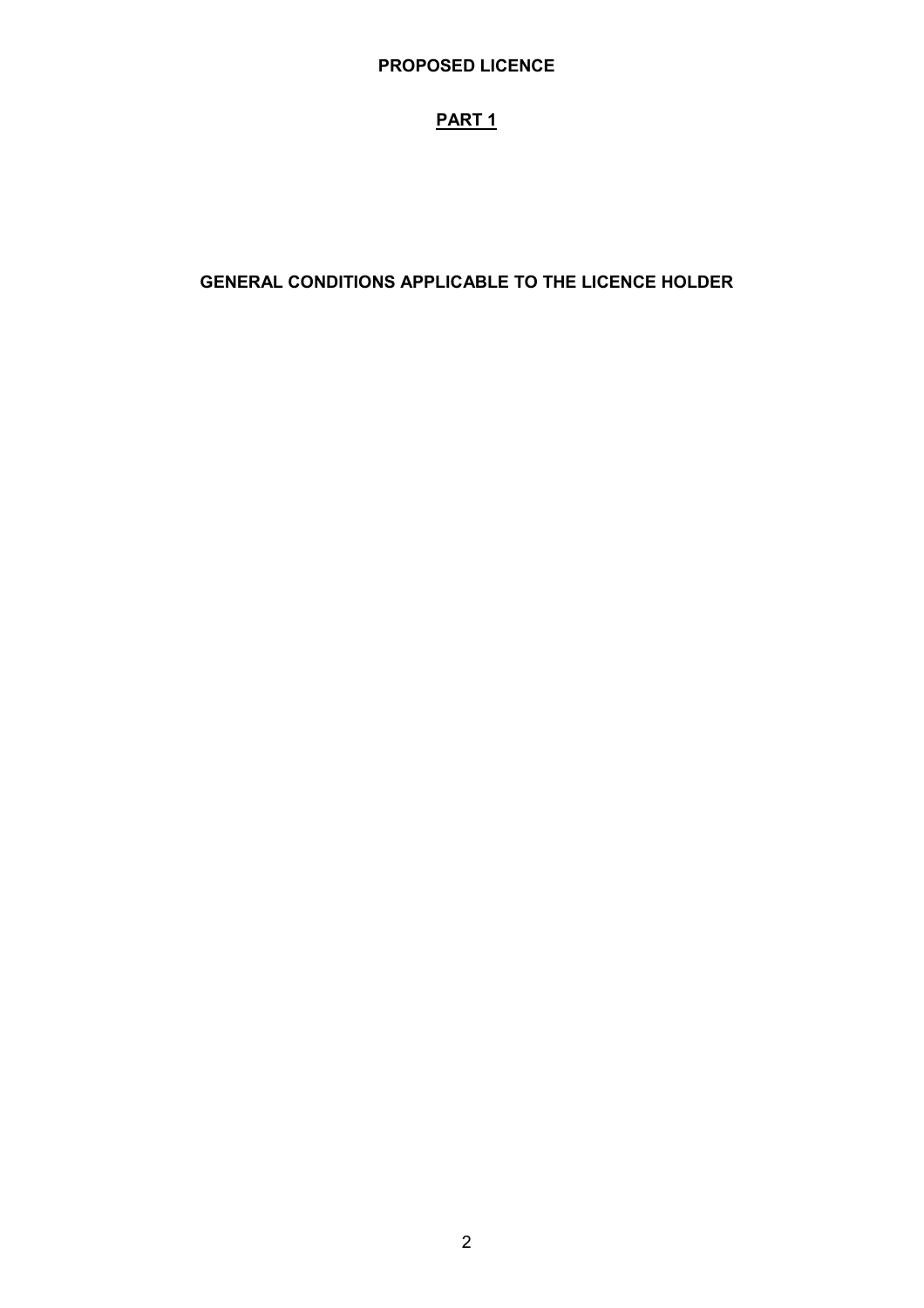**PROPOSED LICENCE**

# PART 1

## GENERAL CONDITIONS APPLICABLE TO THE LICENCE HOLDER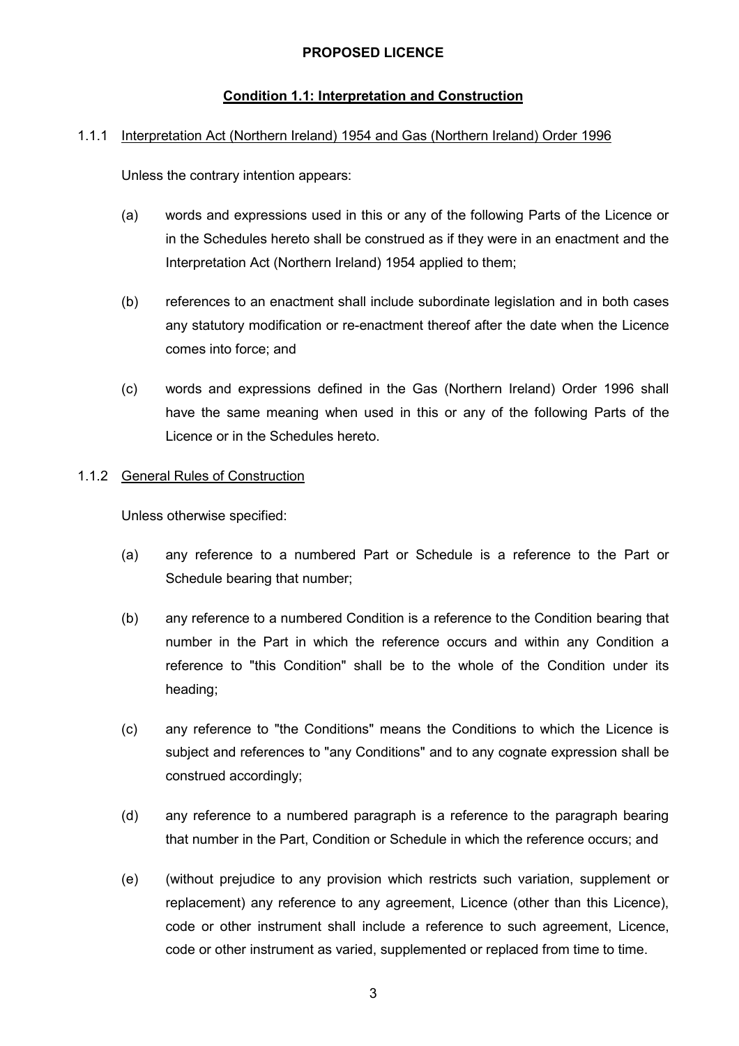**PROPOSED LICENCE**

## Condition 1.1: Interpretation and Construction

### 1.1.1 Interpretation Act (Northern Ireland) 1954 and Gas (Northern Ireland) Order 1996

Unless the contrary intention appears:

(a) words and expressions used in this or any of the following Parts of the Licence or in the Schedules hereto shall be construed as if they were in an enactment and the Interpretation Act (Northern Ireland) 1954 applied to them;

(b) references to an enactment shall include subordinate legislation and in both cases any statutory modification or re-enactment thereof after the date when the Licence comes into force; and

(c) words and expressions defined in the Gas (Northern Ireland) Order 1996 shall have the same meaning when used in this or any of the following Parts of the Licence or in the Schedules hereto.

### 1.1.2 General Rules of Construction

Unless otherwise specified:

(a) any reference to a numbered Part or Schedule is a reference to the Part or Schedule bearing that number;

(b) any reference to a numbered Condition is a reference to the Condition bearing that number in the Part in which the reference occurs and within any Condition a reference to "this Condition" shall be to the whole of the Condition under its heading;

(c) any reference to "the Conditions" means the Conditions to which the Licence is subject and references to "any Conditions" and to any cognate expression shall be construed accordingly;

(d) any reference to a numbered paragraph is a reference to the paragraph bearing that number in the Part, Condition or Schedule in which the reference occurs; and

(e) (without prejudice to any provision which restricts such variation, supplement or replacement) any reference to any agreement, Licence (other than this Licence), code or other instrument shall include a reference to such agreement, Licence, code or other instrument as varied, supplemented or replaced from time to time.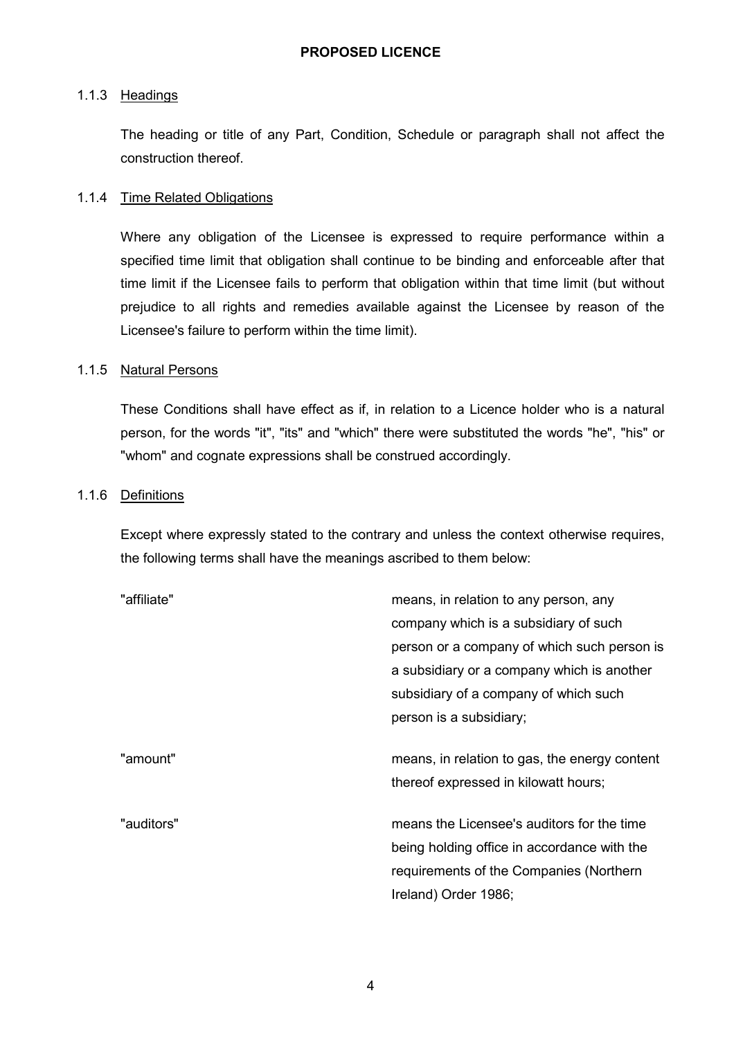### 1.1.3 Headings

The heading or title of any Part, Condition, Schedule or paragraph shall not affect the construction thereof.

### 1.1.4 Time Related Obligations

Where any obligation of the Licensee is expressed to require performance within a specified time limit that obligation shall continue to be binding and enforceable after that time limit if the Licensee fails to perform that obligation within that time limit (but without prejudice to all rights and remedies available against the Licensee by reason of the Licensee's failure to perform within the time limit).

### 1.1.5 Natural Persons

These Conditions shall have effect as if, in relation to a Licence holder who is a natural person, for the words "it", "its" and "which" there were substituted the words "he", "his" or "whom" and cognate expressions shall be construed accordingly.

### 1.1.6 Definitions

Except where expressly stated to the contrary and unless the context otherwise requires, the following terms shall have the meanings ascribed to them below:

| | |
|---|---|
| "affiliate" | means, in relation to any person, any company which is a subsidiary of such person or a company of which such person is a subsidiary or a company which is another subsidiary of a company of which such person is a subsidiary; |
| "amount" | means, in relation to gas, the energy content thereof expressed in kilowatt hours; |
| "auditors" | means the Licensee's auditors for the time being holding office in accordance with the requirements of the Companies (Northern Ireland) Order 1986; |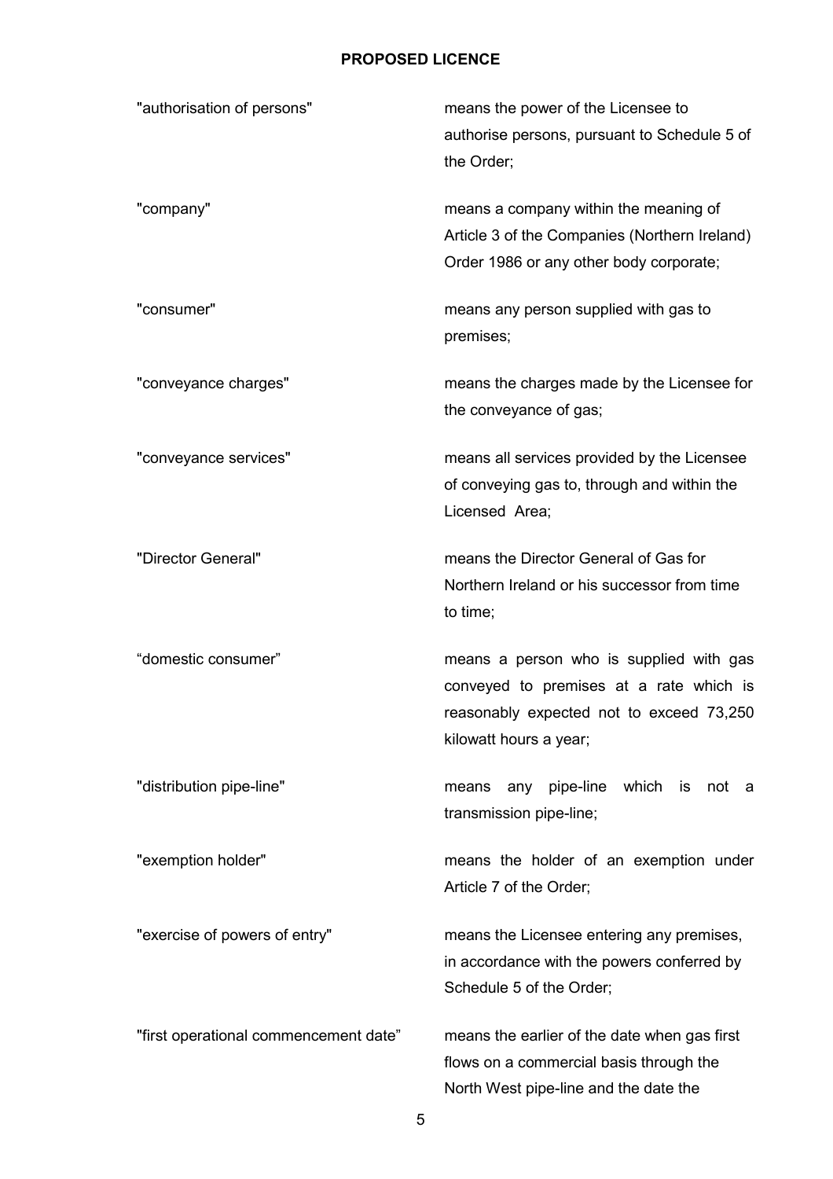**PROPOSED LICENCE**

| | |
|---|---|
| "authorisation of persons" | means the power of the Licensee to authorise persons, pursuant to Schedule 5 of the Order; |
| "company" | means a company within the meaning of Article 3 of the Companies (Northern Ireland) Order 1986 or any other body corporate; |
| "consumer" | means any person supplied with gas to premises; |
| "conveyance charges" | means the charges made by the Licensee for the conveyance of gas; |
| "conveyance services" | means all services provided by the Licensee of conveying gas to, through and within the Licensed Area; |
| "Director General" | means the Director General of Gas for Northern Ireland or his successor from time to time; |
| "domestic consumer" | means a person who is supplied with gas conveyed to premises at a rate which is reasonably expected not to exceed 73,250 kilowatt hours a year; |
| "distribution pipe-line" | means any pipe-line which is not a transmission pipe-line; |
| "exemption holder" | means the holder of an exemption under Article 7 of the Order; |
| "exercise of powers of entry" | means the Licensee entering any premises, in accordance with the powers conferred by Schedule 5 of the Order; |
| "first operational commencement date" | means the earlier of the date when gas first flows on a commercial basis through the North West pipe-line and the date the |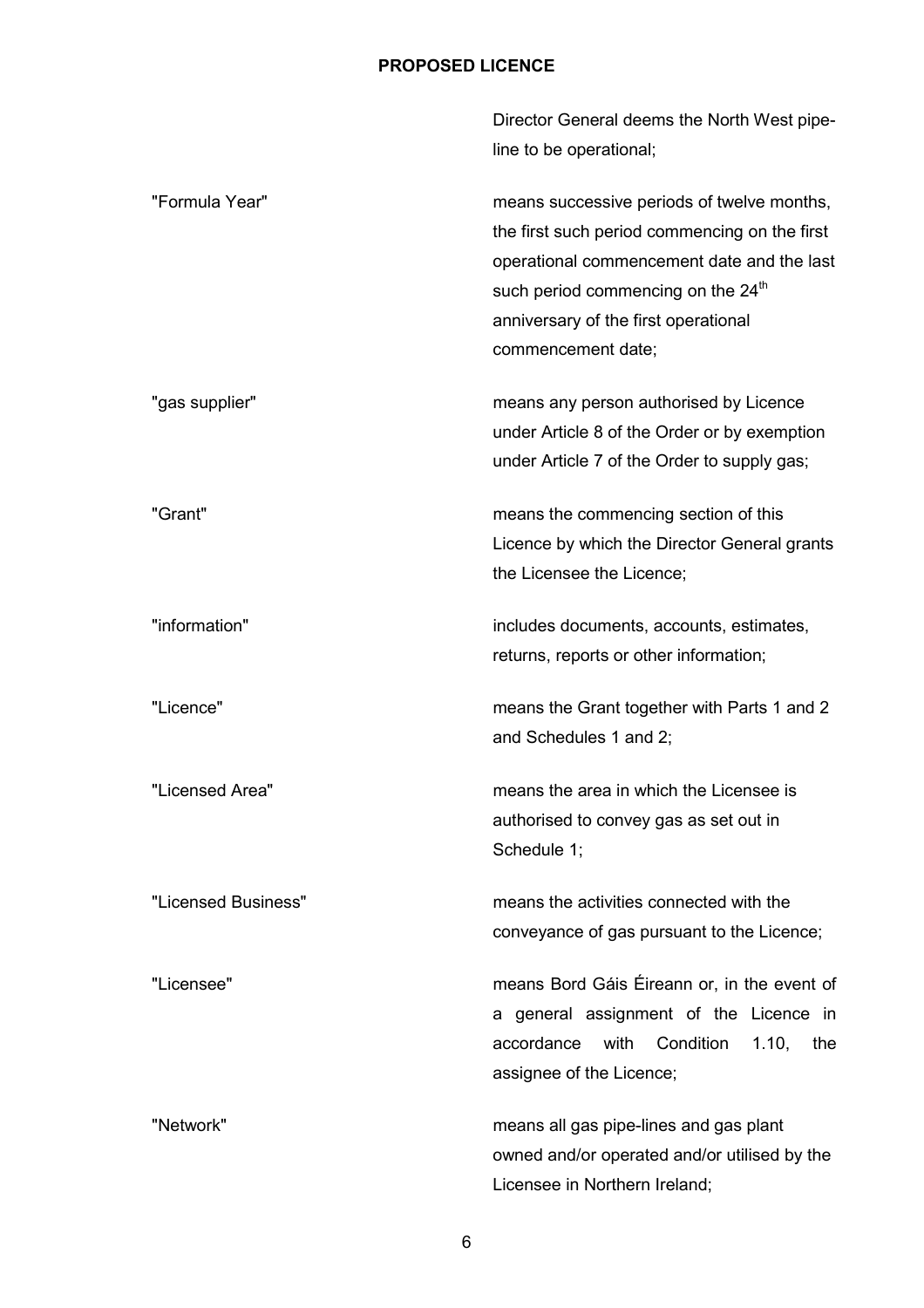| | |
|---|---|
| | Director General deems the North West pipe-line to be operational; |
| "Formula Year" | means successive periods of twelve months, the first such period commencing on the first operational commencement date and the last such period commencing on the 24th anniversary of the first operational commencement date; |
| "gas supplier" | means any person authorised by Licence under Article 8 of the Order or by exemption under Article 7 of the Order to supply gas; |
| "Grant" | means the commencing section of this Licence by which the Director General grants the Licensee the Licence; |
| "information" | includes documents, accounts, estimates, returns, reports or other information; |
| "Licence" | means the Grant together with Parts 1 and 2 and Schedules 1 and 2; |
| "Licensed Area" | means the area in which the Licensee is authorised to convey gas as set out in Schedule 1; |
| "Licensed Business" | means the activities connected with the conveyance of gas pursuant to the Licence; |
| "Licensee" | means Bord Gáis Éireann or, in the event of a general assignment of the Licence in accordance with Condition 1.10, the assignee of the Licence; |
| "Network" | means all gas pipe-lines and gas plant owned and/or operated and/or utilised by the Licensee in Northern Ireland; |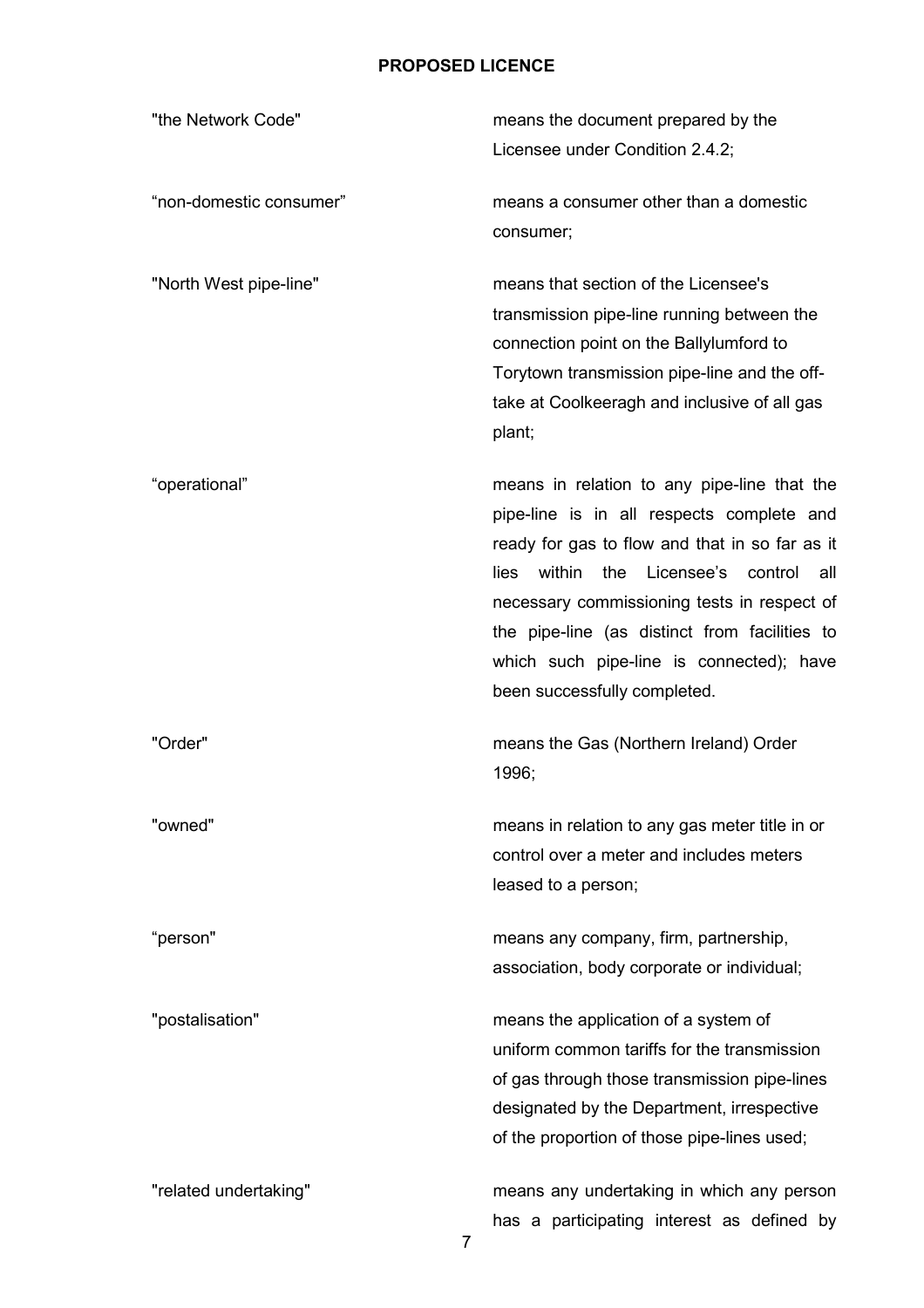**PROPOSED LICENCE**

| | |
|---|---|
| "the Network Code" | means the document prepared by the Licensee under Condition 2.4.2; |
| "non-domestic consumer" | means a consumer other than a domestic consumer; |
| "North West pipe-line" | means that section of the Licensee's transmission pipe-line running between the connection point on the Ballylumford to Torytown transmission pipe-line and the off-take at Coolkeeragh and inclusive of all gas plant; |
| "operational" | means in relation to any pipe-line that the pipe-line is in all respects complete and ready for gas to flow and that in so far as it lies within the Licensee's control all necessary commissioning tests in respect of the pipe-line (as distinct from facilities to which such pipe-line is connected); have been successfully completed. |
| "Order" | means the Gas (Northern Ireland) Order 1996; |
| "owned" | means in relation to any gas meter title in or control over a meter and includes meters leased to a person; |
| "person" | means any company, firm, partnership, association, body corporate or individual; |
| "postalisation" | means the application of a system of uniform common tariffs for the transmission of gas through those transmission pipe-lines designated by the Department, irrespective of the proportion of those pipe-lines used; |
| "related undertaking" | means any undertaking in which any person has a participating interest as defined by |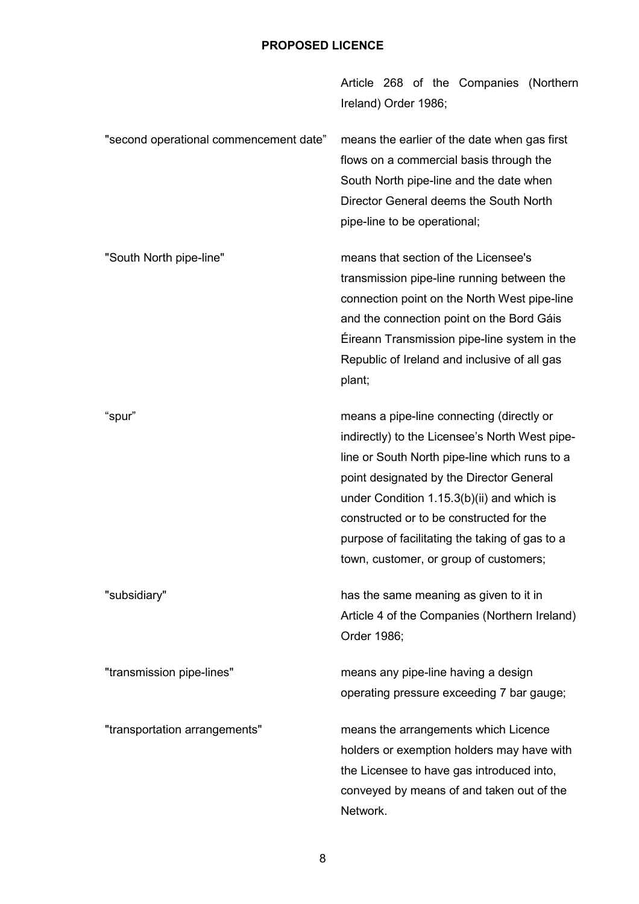Article 268 of the Companies (Northern Ireland) Order 1986;

| | |
|---|---|
| "second operational commencement date" | means the earlier of the date when gas first flows on a commercial basis through the South North pipe-line and the date when Director General deems the South North pipe-line to be operational; |
| "South North pipe-line" | means that section of the Licensee's transmission pipe-line running between the connection point on the North West pipe-line and the connection point on the Bord Gáis Éireann Transmission pipe-line system in the Republic of Ireland and inclusive of all gas plant; |
| "spur" | means a pipe-line connecting (directly or indirectly) to the Licensee's North West pipe-line or South North pipe-line which runs to a point designated by the Director General under Condition 1.15.3(b)(ii) and which is constructed or to be constructed for the purpose of facilitating the taking of gas to a town, customer, or group of customers; |
| "subsidiary" | has the same meaning as given to it in Article 4 of the Companies (Northern Ireland) Order 1986; |
| "transmission pipe-lines" | means any pipe-line having a design operating pressure exceeding 7 bar gauge; |
| "transportation arrangements" | means the arrangements which Licence holders or exemption holders may have with the Licensee to have gas introduced into, conveyed by means of and taken out of the Network. |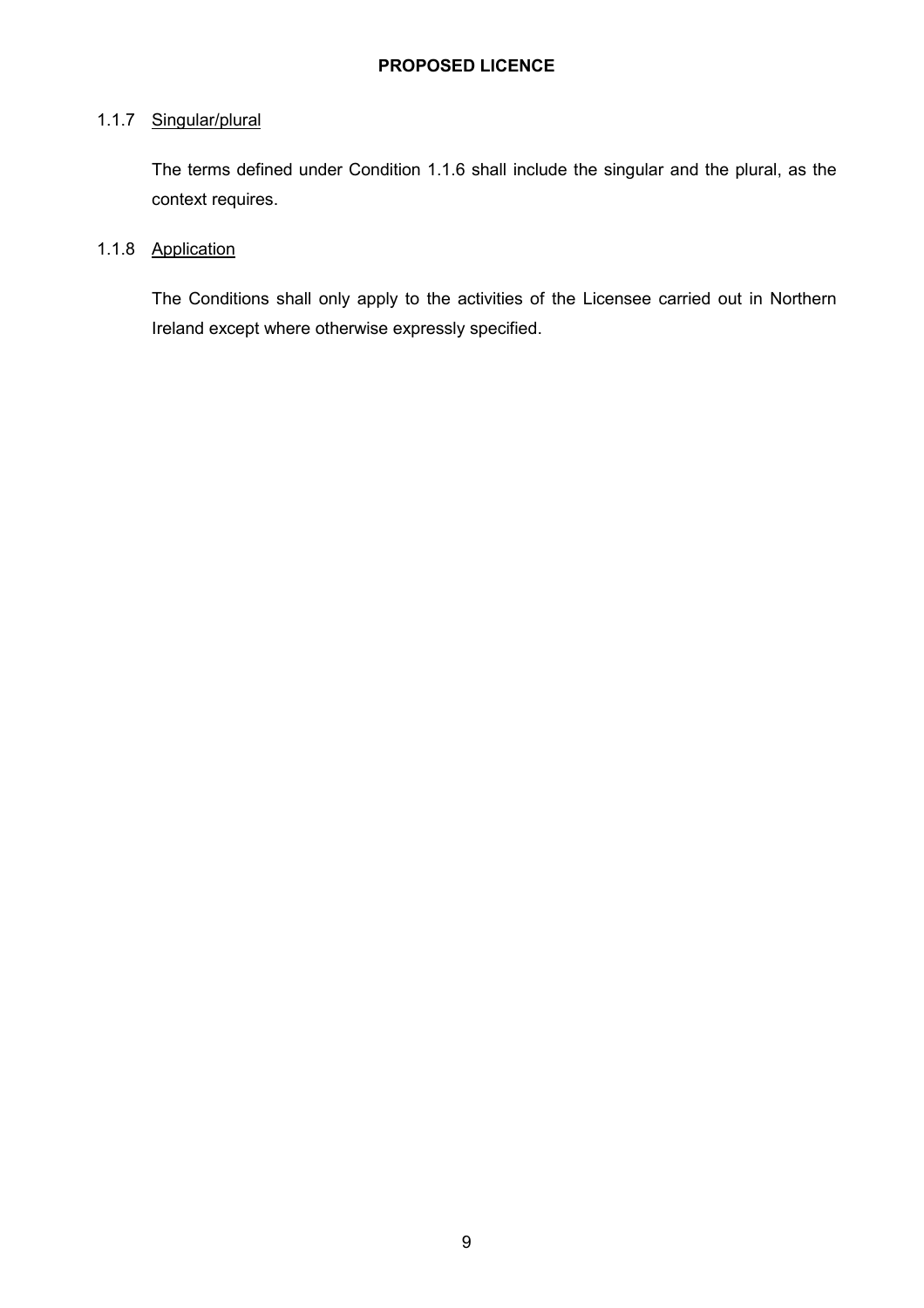### 1.1.7 Singular/plural

The terms defined under Condition 1.1.6 shall include the singular and the plural, as the context requires.

### 1.1.8 Application

The Conditions shall only apply to the activities of the Licensee carried out in Northern Ireland except where otherwise expressly specified.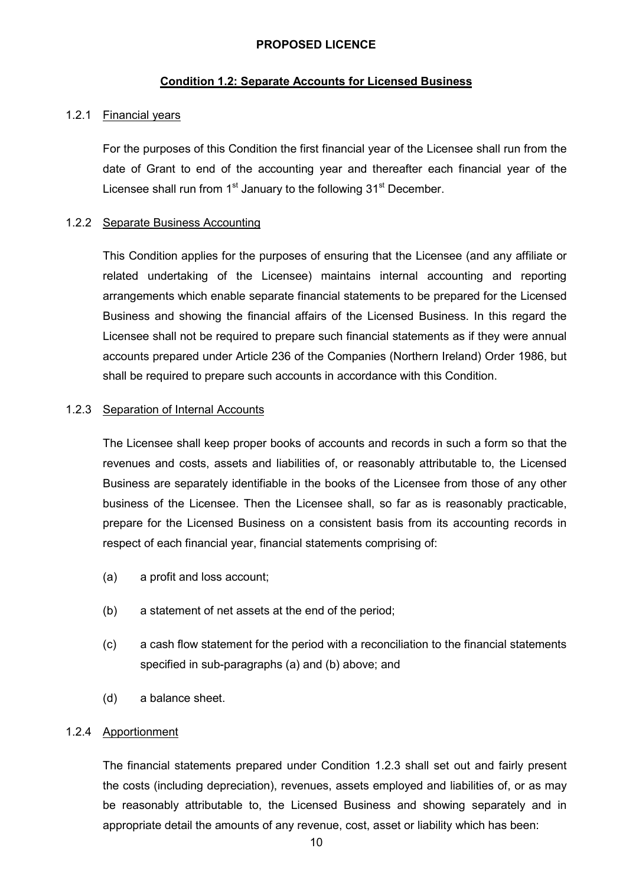**PROPOSED LICENCE**

**Condition 1.2: Separate Accounts for Licensed Business**

1.2.1 Financial years

For the purposes of this Condition the first financial year of the Licensee shall run from the date of Grant to end of the accounting year and thereafter each financial year of the Licensee shall run from 1st January to the following 31st December.

1.2.2 Separate Business Accounting

This Condition applies for the purposes of ensuring that the Licensee (and any affiliate or related undertaking of the Licensee) maintains internal accounting and reporting arrangements which enable separate financial statements to be prepared for the Licensed Business and showing the financial affairs of the Licensed Business. In this regard the Licensee shall not be required to prepare such financial statements as if they were annual accounts prepared under Article 236 of the Companies (Northern Ireland) Order 1986, but shall be required to prepare such accounts in accordance with this Condition.

1.2.3 Separation of Internal Accounts

The Licensee shall keep proper books of accounts and records in such a form so that the revenues and costs, assets and liabilities of, or reasonably attributable to, the Licensed Business are separately identifiable in the books of the Licensee from those of any other business of the Licensee. Then the Licensee shall, so far as is reasonably practicable, prepare for the Licensed Business on a consistent basis from its accounting records in respect of each financial year, financial statements comprising of:

(a) a profit and loss account;

(b) a statement of net assets at the end of the period;

(c) a cash flow statement for the period with a reconciliation to the financial statements specified in sub-paragraphs (a) and (b) above; and

(d) a balance sheet.

1.2.4 Apportionment

The financial statements prepared under Condition 1.2.3 shall set out and fairly present the costs (including depreciation), revenues, assets employed and liabilities of, or as may be reasonably attributable to, the Licensed Business and showing separately and in appropriate detail the amounts of any revenue, cost, asset or liability which has been: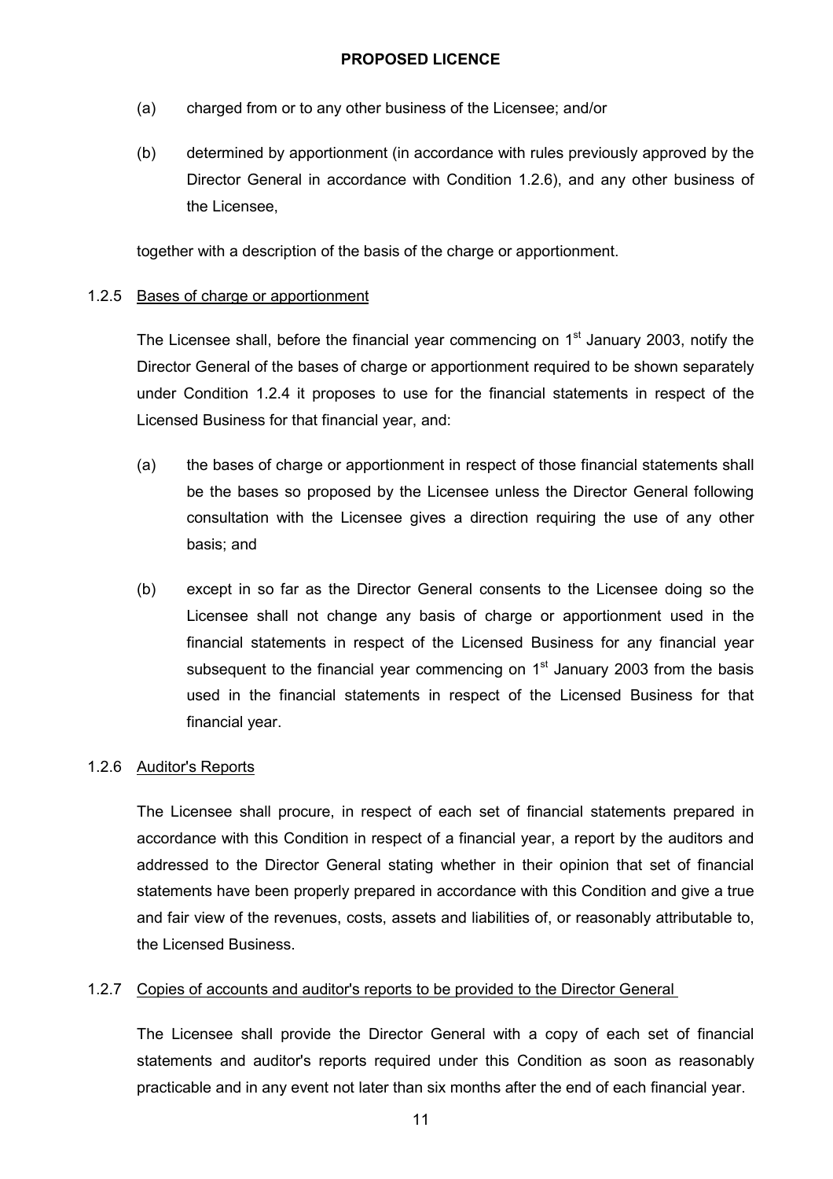(a) charged from or to any other business of the Licensee; and/or

(b) determined by apportionment (in accordance with rules previously approved by the Director General in accordance with Condition 1.2.6), and any other business of the Licensee,

together with a description of the basis of the charge or apportionment.

1.2.5 Bases of charge or apportionment

The Licensee shall, before the financial year commencing on 1st January 2003, notify the Director General of the bases of charge or apportionment required to be shown separately under Condition 1.2.4 it proposes to use for the financial statements in respect of the Licensed Business for that financial year, and:

(a) the bases of charge or apportionment in respect of those financial statements shall be the bases so proposed by the Licensee unless the Director General following consultation with the Licensee gives a direction requiring the use of any other basis; and

(b) except in so far as the Director General consents to the Licensee doing so the Licensee shall not change any basis of charge or apportionment used in the financial statements in respect of the Licensed Business for any financial year subsequent to the financial year commencing on 1st January 2003 from the basis used in the financial statements in respect of the Licensed Business for that financial year.

1.2.6 Auditor's Reports

The Licensee shall procure, in respect of each set of financial statements prepared in accordance with this Condition in respect of a financial year, a report by the auditors and addressed to the Director General stating whether in their opinion that set of financial statements have been properly prepared in accordance with this Condition and give a true and fair view of the revenues, costs, assets and liabilities of, or reasonably attributable to, the Licensed Business.

1.2.7 Copies of accounts and auditor's reports to be provided to the Director General

The Licensee shall provide the Director General with a copy of each set of financial statements and auditor's reports required under this Condition as soon as reasonably practicable and in any event not later than six months after the end of each financial year.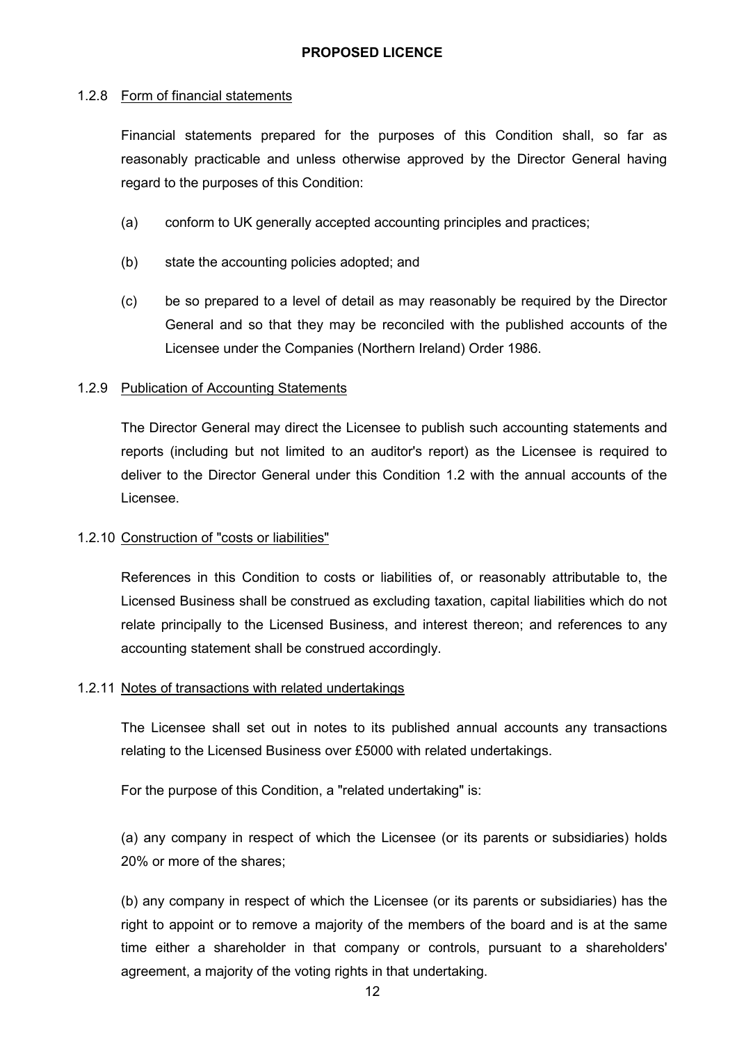**PROPOSED LICENCE**

1.2.8 Form of financial statements

Financial statements prepared for the purposes of this Condition shall, so far as reasonably practicable and unless otherwise approved by the Director General having regard to the purposes of this Condition:

(a) conform to UK generally accepted accounting principles and practices;

(b) state the accounting policies adopted; and

(c) be so prepared to a level of detail as may reasonably be required by the Director General and so that they may be reconciled with the published accounts of the Licensee under the Companies (Northern Ireland) Order 1986.

1.2.9 Publication of Accounting Statements

The Director General may direct the Licensee to publish such accounting statements and reports (including but not limited to an auditor's report) as the Licensee is required to deliver to the Director General under this Condition 1.2 with the annual accounts of the Licensee.

1.2.10 Construction of "costs or liabilities"

References in this Condition to costs or liabilities of, or reasonably attributable to, the Licensed Business shall be construed as excluding taxation, capital liabilities which do not relate principally to the Licensed Business, and interest thereon; and references to any accounting statement shall be construed accordingly.

1.2.11 Notes of transactions with related undertakings

The Licensee shall set out in notes to its published annual accounts any transactions relating to the Licensed Business over £5000 with related undertakings.

For the purpose of this Condition, a "related undertaking" is:

(a) any company in respect of which the Licensee (or its parents or subsidiaries) holds 20% or more of the shares;

(b) any company in respect of which the Licensee (or its parents or subsidiaries) has the right to appoint or to remove a majority of the members of the board and is at the same time either a shareholder in that company or controls, pursuant to a shareholders' agreement, a majority of the voting rights in that undertaking.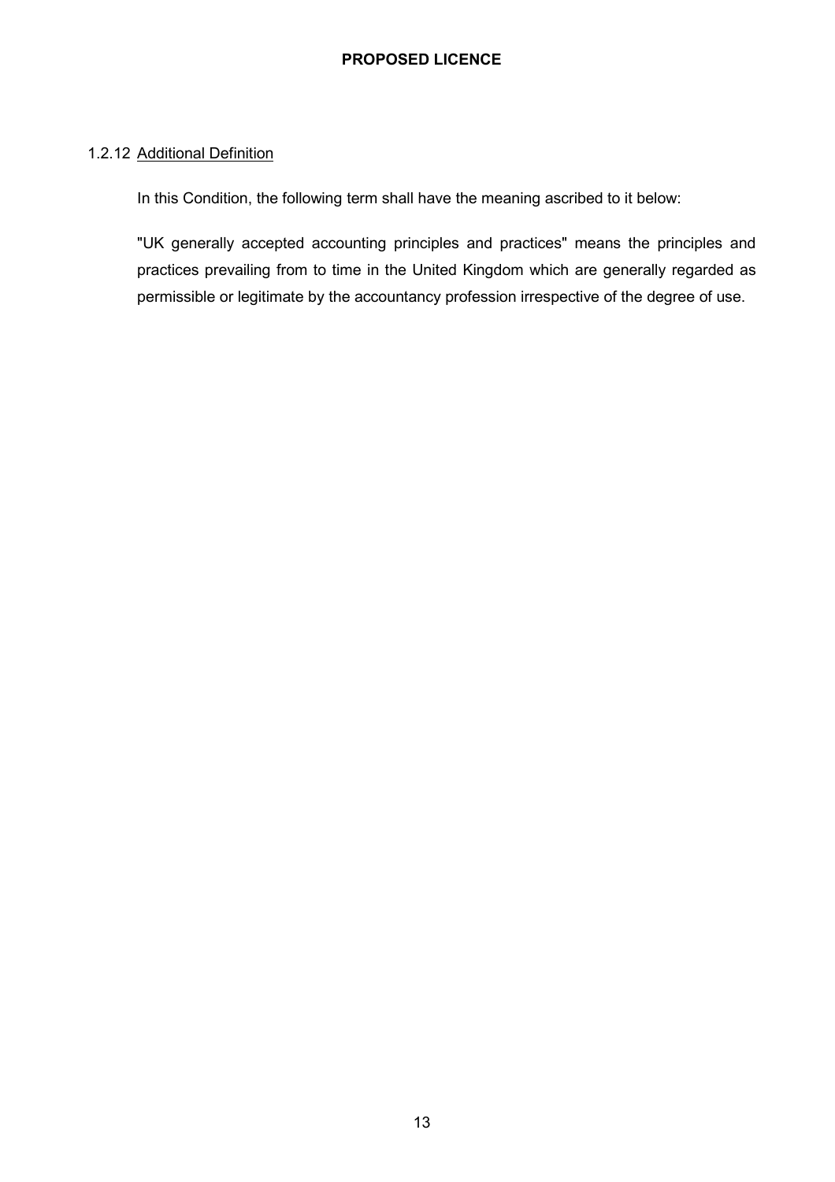1.2.12 Additional Definition

In this Condition, the following term shall have the meaning ascribed to it below:

"UK generally accepted accounting principles and practices" means the principles and practices prevailing from to time in the United Kingdom which are generally regarded as permissible or legitimate by the accountancy profession irrespective of the degree of use.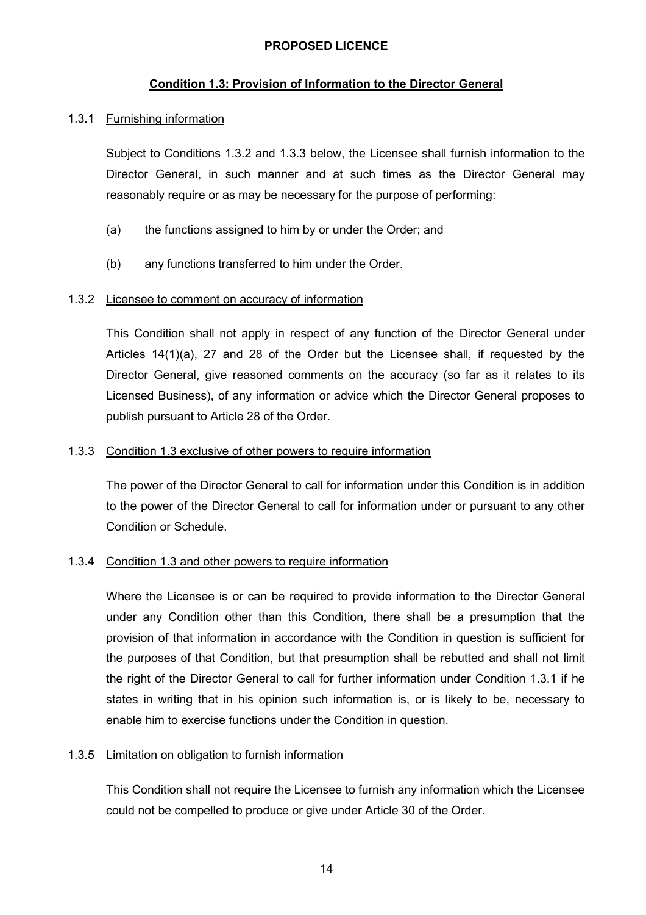**PROPOSED LICENCE**

## Condition 1.3: Provision of Information to the Director General

### 1.3.1 Furnishing information

Subject to Conditions 1.3.2 and 1.3.3 below, the Licensee shall furnish information to the Director General, in such manner and at such times as the Director General may reasonably require or as may be necessary for the purpose of performing:

(a) the functions assigned to him by or under the Order; and

(b) any functions transferred to him under the Order.

### 1.3.2 Licensee to comment on accuracy of information

This Condition shall not apply in respect of any function of the Director General under Articles 14(1)(a), 27 and 28 of the Order but the Licensee shall, if requested by the Director General, give reasoned comments on the accuracy (so far as it relates to its Licensed Business), of any information or advice which the Director General proposes to publish pursuant to Article 28 of the Order.

### 1.3.3 Condition 1.3 exclusive of other powers to require information

The power of the Director General to call for information under this Condition is in addition to the power of the Director General to call for information under or pursuant to any other Condition or Schedule.

### 1.3.4 Condition 1.3 and other powers to require information

Where the Licensee is or can be required to provide information to the Director General under any Condition other than this Condition, there shall be a presumption that the provision of that information in accordance with the Condition in question is sufficient for the purposes of that Condition, but that presumption shall be rebutted and shall not limit the right of the Director General to call for further information under Condition 1.3.1 if he states in writing that in his opinion such information is, or is likely to be, necessary to enable him to exercise functions under the Condition in question.

### 1.3.5 Limitation on obligation to furnish information

This Condition shall not require the Licensee to furnish any information which the Licensee could not be compelled to produce or give under Article 30 of the Order.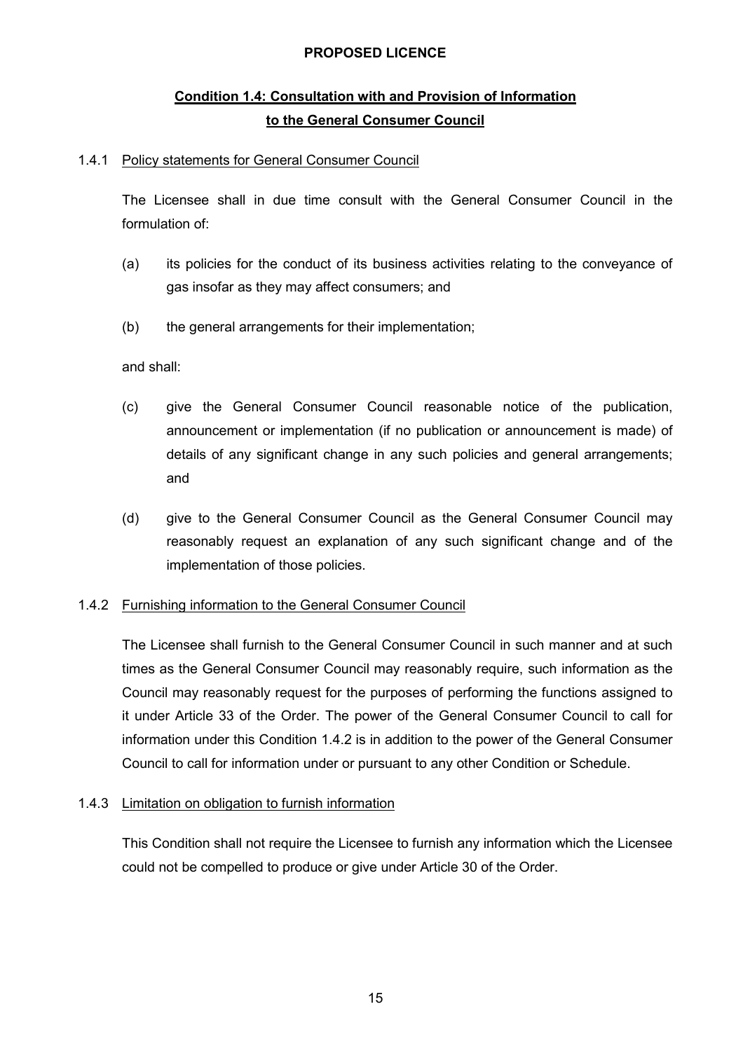**PROPOSED LICENCE**

## Condition 1.4: Consultation with and Provision of Information to the General Consumer Council

### 1.4.1 Policy statements for General Consumer Council

The Licensee shall in due time consult with the General Consumer Council in the formulation of:

(a) its policies for the conduct of its business activities relating to the conveyance of gas insofar as they may affect consumers; and

(b) the general arrangements for their implementation;

and shall:

(c) give the General Consumer Council reasonable notice of the publication, announcement or implementation (if no publication or announcement is made) of details of any significant change in any such policies and general arrangements; and

(d) give to the General Consumer Council as the General Consumer Council may reasonably request an explanation of any such significant change and of the implementation of those policies.

### 1.4.2 Furnishing information to the General Consumer Council

The Licensee shall furnish to the General Consumer Council in such manner and at such times as the General Consumer Council may reasonably require, such information as the Council may reasonably request for the purposes of performing the functions assigned to it under Article 33 of the Order. The power of the General Consumer Council to call for information under this Condition 1.4.2 is in addition to the power of the General Consumer Council to call for information under or pursuant to any other Condition or Schedule.

### 1.4.3 Limitation on obligation to furnish information

This Condition shall not require the Licensee to furnish any information which the Licensee could not be compelled to produce or give under Article 30 of the Order.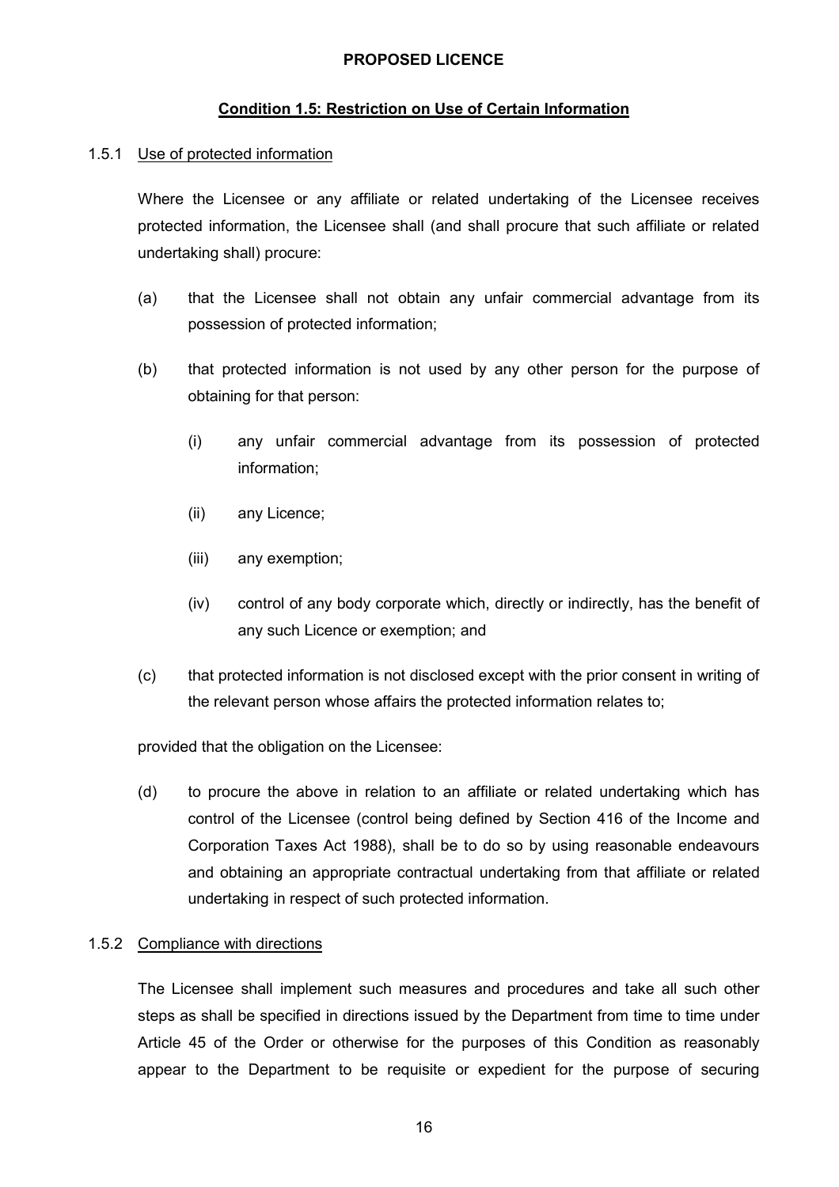**PROPOSED LICENCE**

## Condition 1.5: Restriction on Use of Certain Information

1.5.1 Use of protected information

Where the Licensee or any affiliate or related undertaking of the Licensee receives protected information, the Licensee shall (and shall procure that such affiliate or related undertaking shall) procure:

(a) that the Licensee shall not obtain any unfair commercial advantage from its possession of protected information;

(b) that protected information is not used by any other person for the purpose of obtaining for that person:

  (i) any unfair commercial advantage from its possession of protected information;

  (ii) any Licence;

  (iii) any exemption;

  (iv) control of any body corporate which, directly or indirectly, has the benefit of any such Licence or exemption; and

(c) that protected information is not disclosed except with the prior consent in writing of the relevant person whose affairs the protected information relates to;

provided that the obligation on the Licensee:

(d) to procure the above in relation to an affiliate or related undertaking which has control of the Licensee (control being defined by Section 416 of the Income and Corporation Taxes Act 1988), shall be to do so by using reasonable endeavours and obtaining an appropriate contractual undertaking from that affiliate or related undertaking in respect of such protected information.

1.5.2 Compliance with directions

The Licensee shall implement such measures and procedures and take all such other steps as shall be specified in directions issued by the Department from time to time under Article 45 of the Order or otherwise for the purposes of this Condition as reasonably appear to the Department to be requisite or expedient for the purpose of securing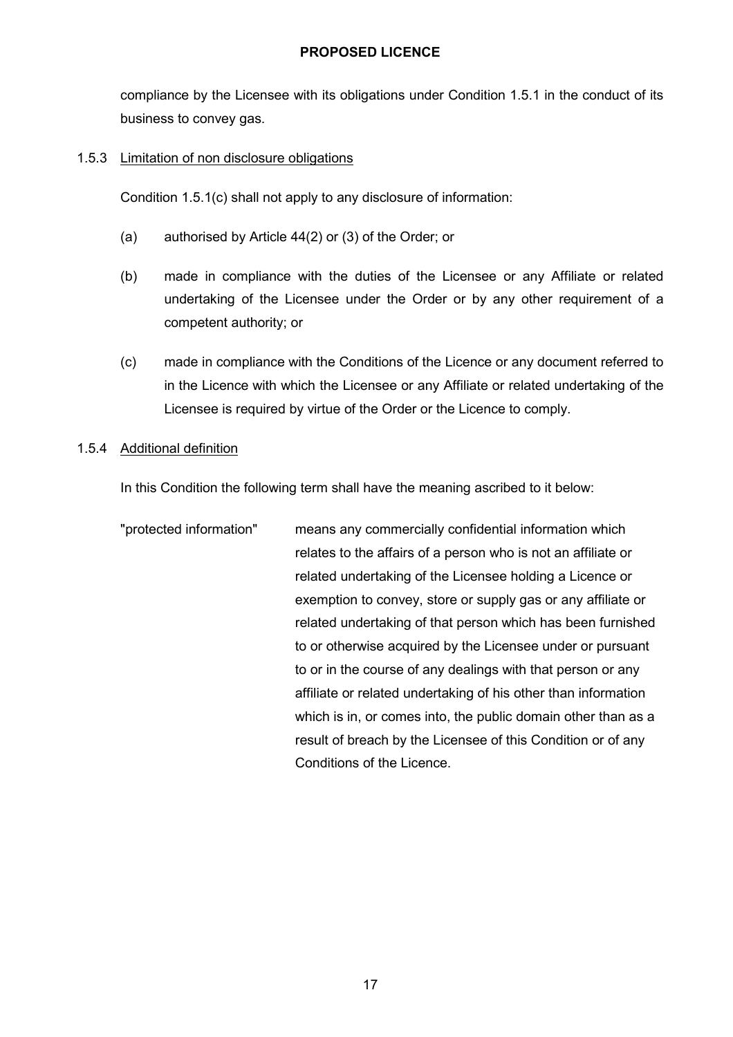compliance by the Licensee with its obligations under Condition 1.5.1 in the conduct of its business to convey gas.

1.5.3 Limitation of non disclosure obligations

Condition 1.5.1(c) shall not apply to any disclosure of information:

(a) authorised by Article 44(2) or (3) of the Order; or

(b) made in compliance with the duties of the Licensee or any Affiliate or related undertaking of the Licensee under the Order or by any other requirement of a competent authority; or

(c) made in compliance with the Conditions of the Licence or any document referred to in the Licence with which the Licensee or any Affiliate or related undertaking of the Licensee is required by virtue of the Order or the Licence to comply.

1.5.4 Additional definition

In this Condition the following term shall have the meaning ascribed to it below:

"protected information" means any commercially confidential information which relates to the affairs of a person who is not an affiliate or related undertaking of the Licensee holding a Licence or exemption to convey, store or supply gas or any affiliate or related undertaking of that person which has been furnished to or otherwise acquired by the Licensee under or pursuant to or in the course of any dealings with that person or any affiliate or related undertaking of his other than information which is in, or comes into, the public domain other than as a result of breach by the Licensee of this Condition or of any Conditions of the Licence.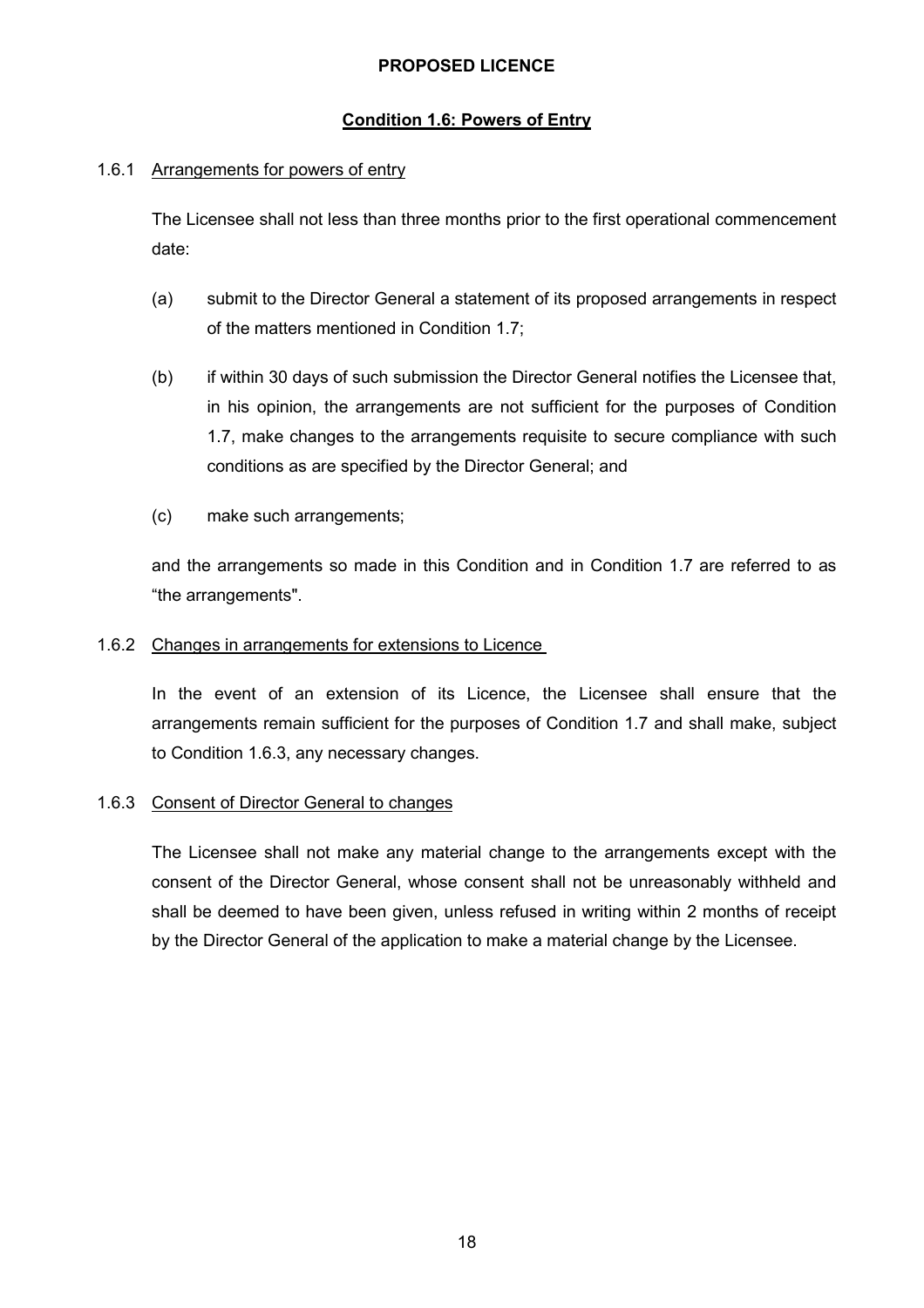**PROPOSED LICENCE**

## Condition 1.6: Powers of Entry

### 1.6.1 Arrangements for powers of entry

The Licensee shall not less than three months prior to the first operational commencement date:

(a) submit to the Director General a statement of its proposed arrangements in respect of the matters mentioned in Condition 1.7;

(b) if within 30 days of such submission the Director General notifies the Licensee that, in his opinion, the arrangements are not sufficient for the purposes of Condition 1.7, make changes to the arrangements requisite to secure compliance with such conditions as are specified by the Director General; and

(c) make such arrangements;

and the arrangements so made in this Condition and in Condition 1.7 are referred to as "the arrangements".

### 1.6.2 Changes in arrangements for extensions to Licence

In the event of an extension of its Licence, the Licensee shall ensure that the arrangements remain sufficient for the purposes of Condition 1.7 and shall make, subject to Condition 1.6.3, any necessary changes.

### 1.6.3 Consent of Director General to changes

The Licensee shall not make any material change to the arrangements except with the consent of the Director General, whose consent shall not be unreasonably withheld and shall be deemed to have been given, unless refused in writing within 2 months of receipt by the Director General of the application to make a material change by the Licensee.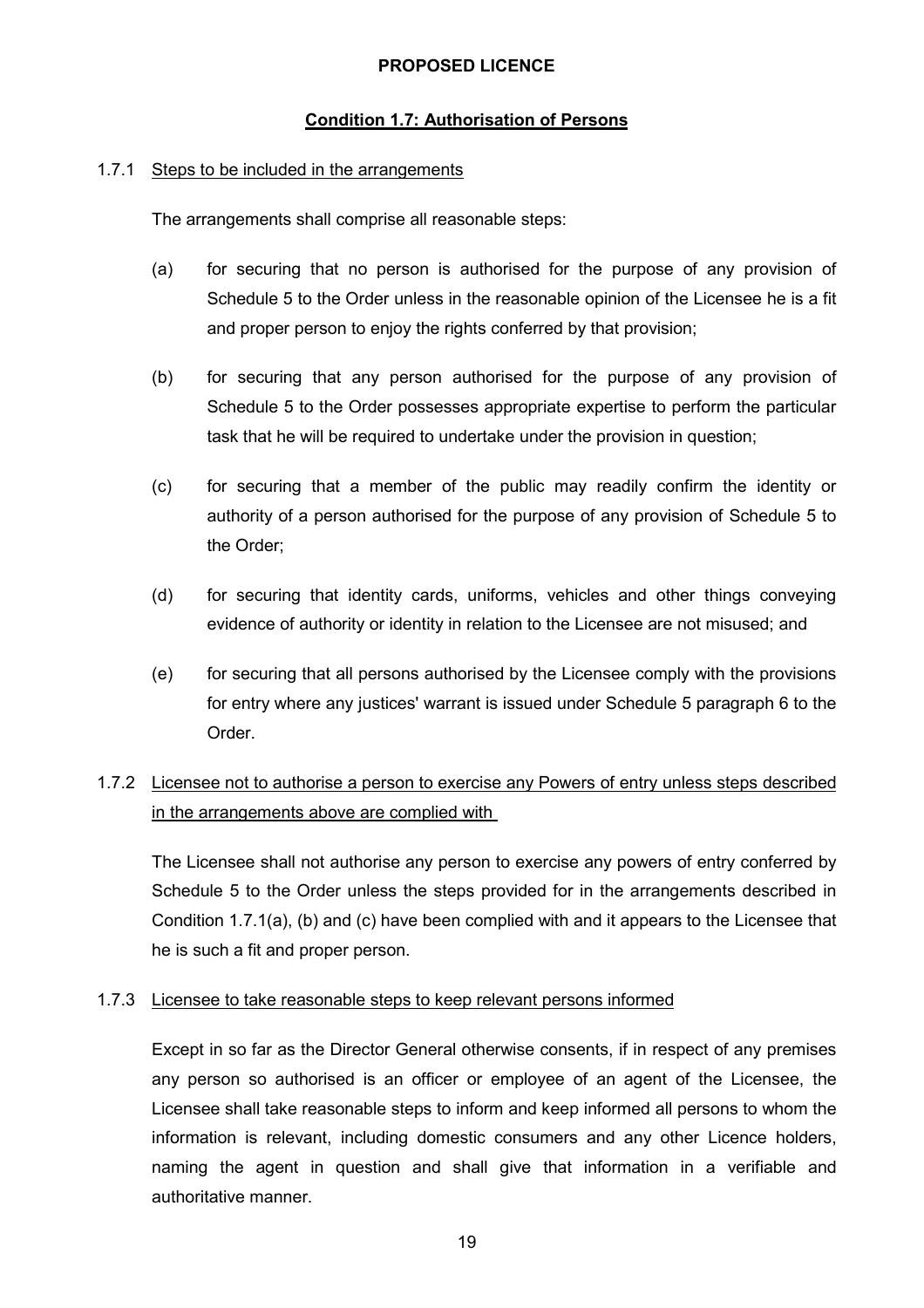**PROPOSED LICENCE**

## Condition 1.7: Authorisation of Persons

1.7.1 Steps to be included in the arrangements

The arrangements shall comprise all reasonable steps:

(a) for securing that no person is authorised for the purpose of any provision of Schedule 5 to the Order unless in the reasonable opinion of the Licensee he is a fit and proper person to enjoy the rights conferred by that provision;

(b) for securing that any person authorised for the purpose of any provision of Schedule 5 to the Order possesses appropriate expertise to perform the particular task that he will be required to undertake under the provision in question;

(c) for securing that a member of the public may readily confirm the identity or authority of a person authorised for the purpose of any provision of Schedule 5 to the Order;

(d) for securing that identity cards, uniforms, vehicles and other things conveying evidence of authority or identity in relation to the Licensee are not misused; and

(e) for securing that all persons authorised by the Licensee comply with the provisions for entry where any justices' warrant is issued under Schedule 5 paragraph 6 to the Order.

1.7.2 Licensee not to authorise a person to exercise any Powers of entry unless steps described in the arrangements above are complied with

The Licensee shall not authorise any person to exercise any powers of entry conferred by Schedule 5 to the Order unless the steps provided for in the arrangements described in Condition 1.7.1(a), (b) and (c) have been complied with and it appears to the Licensee that he is such a fit and proper person.

1.7.3 Licensee to take reasonable steps to keep relevant persons informed

Except in so far as the Director General otherwise consents, if in respect of any premises any person so authorised is an officer or employee of an agent of the Licensee, the Licensee shall take reasonable steps to inform and keep informed all persons to whom the information is relevant, including domestic consumers and any other Licence holders, naming the agent in question and shall give that information in a verifiable and authoritative manner.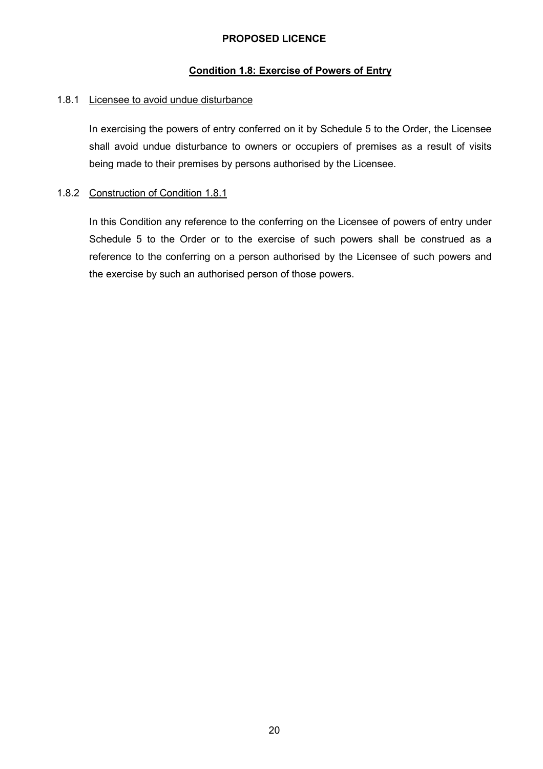**PROPOSED LICENCE**

## Condition 1.8: Exercise of Powers of Entry

1.8.1 Licensee to avoid undue disturbance

In exercising the powers of entry conferred on it by Schedule 5 to the Order, the Licensee shall avoid undue disturbance to owners or occupiers of premises as a result of visits being made to their premises by persons authorised by the Licensee.

1.8.2 Construction of Condition 1.8.1

In this Condition any reference to the conferring on the Licensee of powers of entry under Schedule 5 to the Order or to the exercise of such powers shall be construed as a reference to the conferring on a person authorised by the Licensee of such powers and the exercise by such an authorised person of those powers.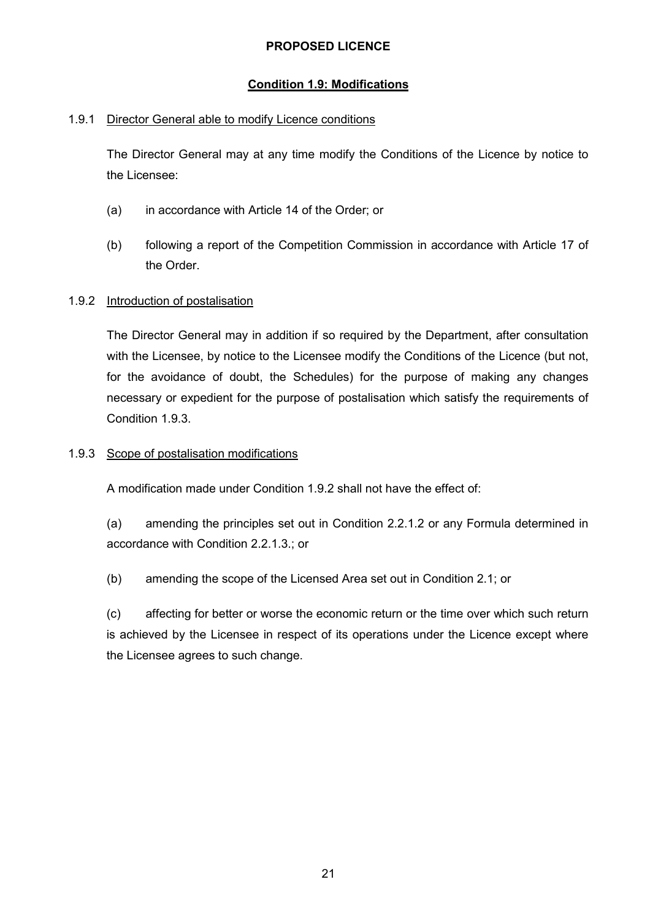**PROPOSED LICENCE**

## Condition 1.9: Modifications

1.9.1 Director General able to modify Licence conditions

The Director General may at any time modify the Conditions of the Licence by notice to the Licensee:

(a) in accordance with Article 14 of the Order; or

(b) following a report of the Competition Commission in accordance with Article 17 of the Order.

1.9.2 Introduction of postalisation

The Director General may in addition if so required by the Department, after consultation with the Licensee, by notice to the Licensee modify the Conditions of the Licence (but not, for the avoidance of doubt, the Schedules) for the purpose of making any changes necessary or expedient for the purpose of postalisation which satisfy the requirements of Condition 1.9.3.

1.9.3 Scope of postalisation modifications

A modification made under Condition 1.9.2 shall not have the effect of:

(a) amending the principles set out in Condition 2.2.1.2 or any Formula determined in accordance with Condition 2.2.1.3.; or

(b) amending the scope of the Licensed Area set out in Condition 2.1; or

(c) affecting for better or worse the economic return or the time over which such return is achieved by the Licensee in respect of its operations under the Licence except where the Licensee agrees to such change.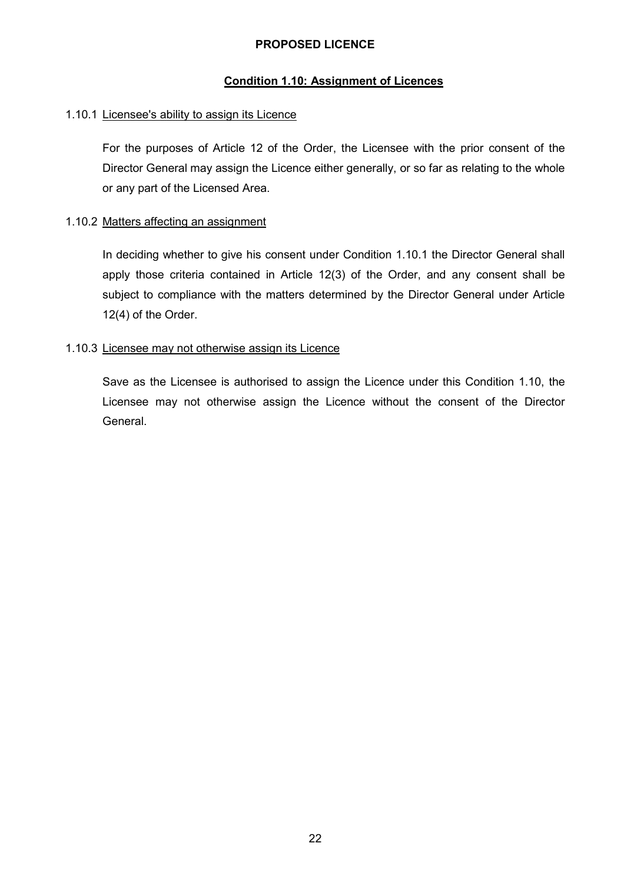**PROPOSED LICENCE**

## Condition 1.10: Assignment of Licences

1.10.1 Licensee's ability to assign its Licence

For the purposes of Article 12 of the Order, the Licensee with the prior consent of the Director General may assign the Licence either generally, or so far as relating to the whole or any part of the Licensed Area.

1.10.2 Matters affecting an assignment

In deciding whether to give his consent under Condition 1.10.1 the Director General shall apply those criteria contained in Article 12(3) of the Order, and any consent shall be subject to compliance with the matters determined by the Director General under Article 12(4) of the Order.

1.10.3 Licensee may not otherwise assign its Licence

Save as the Licensee is authorised to assign the Licence under this Condition 1.10, the Licensee may not otherwise assign the Licence without the consent of the Director General.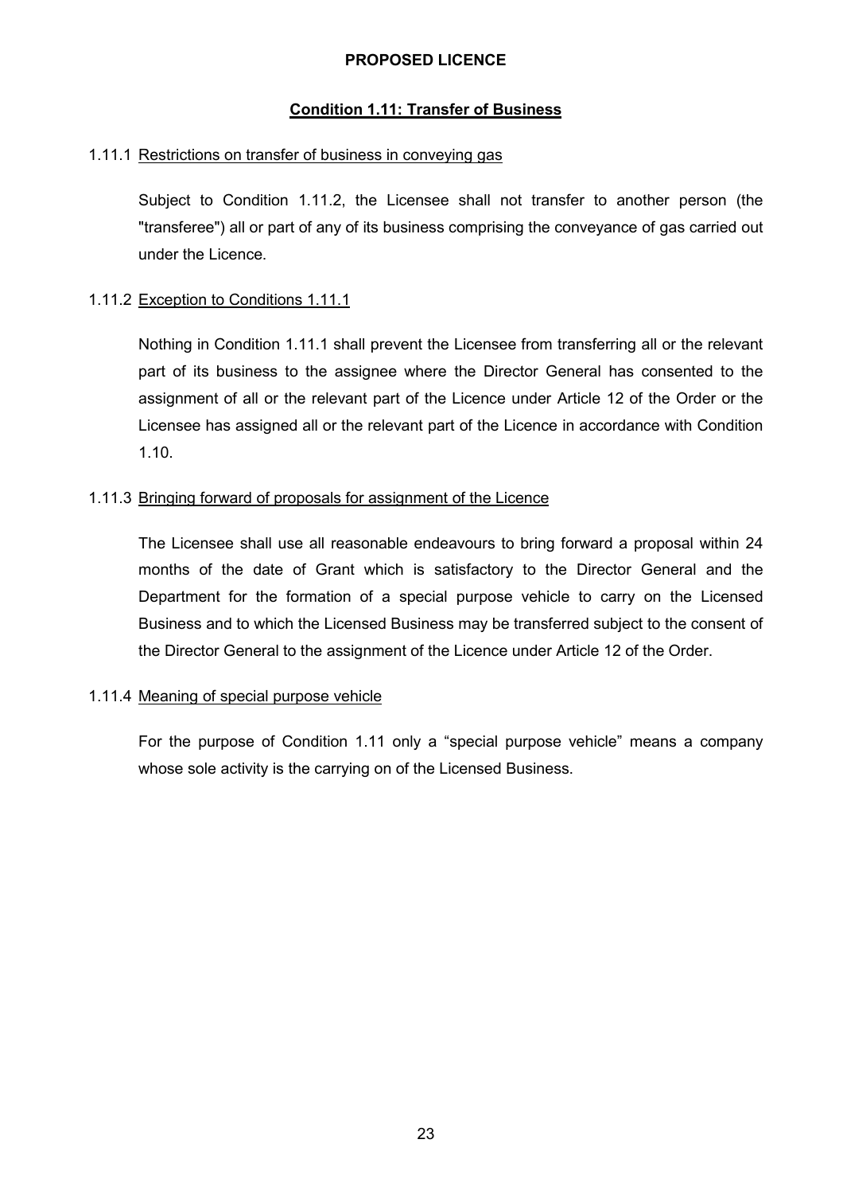**PROPOSED LICENCE**

## Condition 1.11: Transfer of Business

1.11.1 Restrictions on transfer of business in conveying gas

Subject to Condition 1.11.2, the Licensee shall not transfer to another person (the "transferee") all or part of any of its business comprising the conveyance of gas carried out under the Licence.

1.11.2 Exception to Conditions 1.11.1

Nothing in Condition 1.11.1 shall prevent the Licensee from transferring all or the relevant part of its business to the assignee where the Director General has consented to the assignment of all or the relevant part of the Licence under Article 12 of the Order or the Licensee has assigned all or the relevant part of the Licence in accordance with Condition 1.10.

1.11.3 Bringing forward of proposals for assignment of the Licence

The Licensee shall use all reasonable endeavours to bring forward a proposal within 24 months of the date of Grant which is satisfactory to the Director General and the Department for the formation of a special purpose vehicle to carry on the Licensed Business and to which the Licensed Business may be transferred subject to the consent of the Director General to the assignment of the Licence under Article 12 of the Order.

1.11.4 Meaning of special purpose vehicle

For the purpose of Condition 1.11 only a "special purpose vehicle" means a company whose sole activity is the carrying on of the Licensed Business.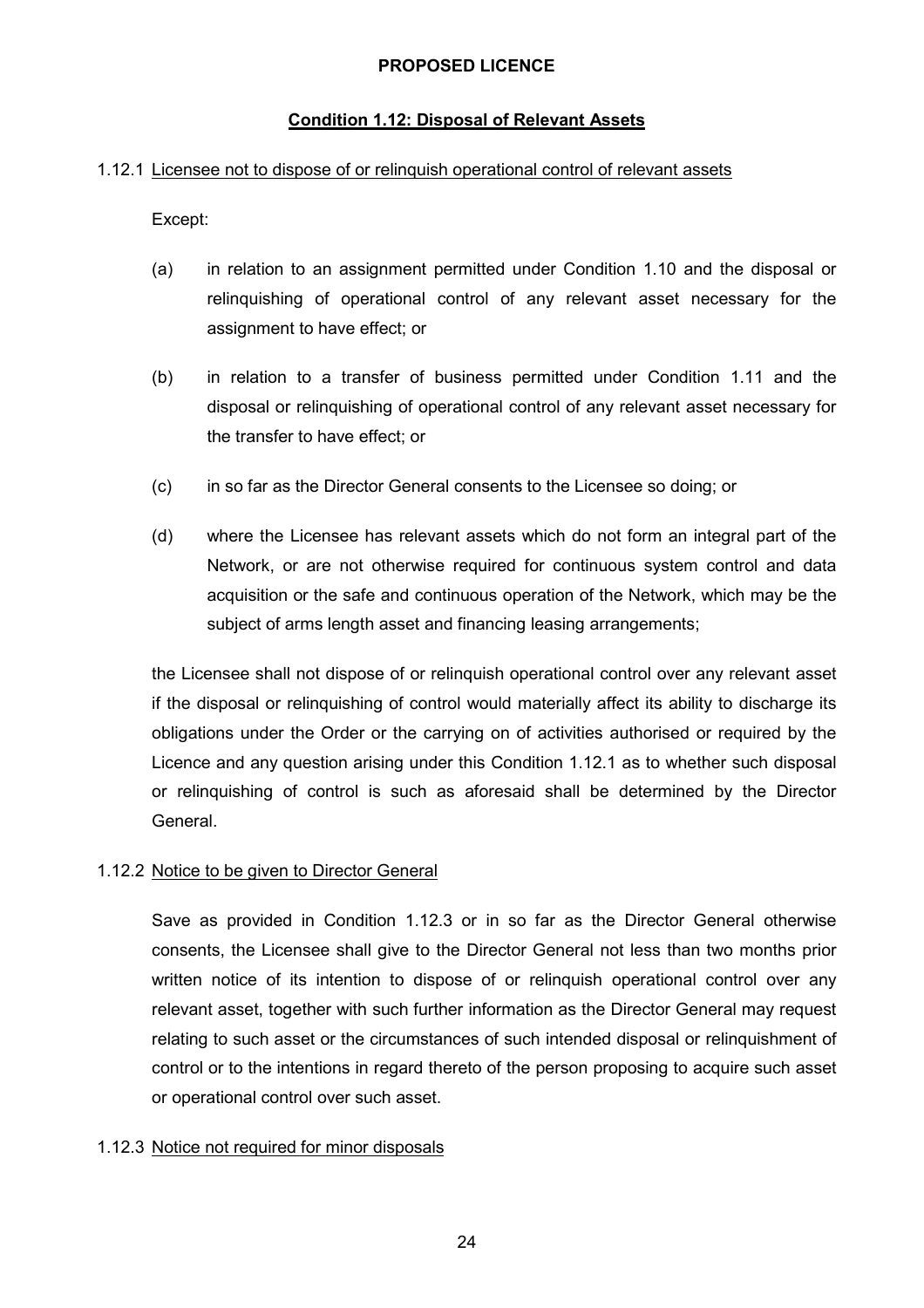**PROPOSED LICENCE**

## Condition 1.12: Disposal of Relevant Assets

1.12.1 Licensee not to dispose of or relinquish operational control of relevant assets

Except:

(a) in relation to an assignment permitted under Condition 1.10 and the disposal or relinquishing of operational control of any relevant asset necessary for the assignment to have effect; or

(b) in relation to a transfer of business permitted under Condition 1.11 and the disposal or relinquishing of operational control of any relevant asset necessary for the transfer to have effect; or

(c) in so far as the Director General consents to the Licensee so doing; or

(d) where the Licensee has relevant assets which do not form an integral part of the Network, or are not otherwise required for continuous system control and data acquisition or the safe and continuous operation of the Network, which may be the subject of arms length asset and financing leasing arrangements;

the Licensee shall not dispose of or relinquish operational control over any relevant asset if the disposal or relinquishing of control would materially affect its ability to discharge its obligations under the Order or the carrying on of activities authorised or required by the Licence and any question arising under this Condition 1.12.1 as to whether such disposal or relinquishing of control is such as aforesaid shall be determined by the Director General.

1.12.2 Notice to be given to Director General

Save as provided in Condition 1.12.3 or in so far as the Director General otherwise consents, the Licensee shall give to the Director General not less than two months prior written notice of its intention to dispose of or relinquish operational control over any relevant asset, together with such further information as the Director General may request relating to such asset or the circumstances of such intended disposal or relinquishment of control or to the intentions in regard thereto of the person proposing to acquire such asset or operational control over such asset.

1.12.3 Notice not required for minor disposals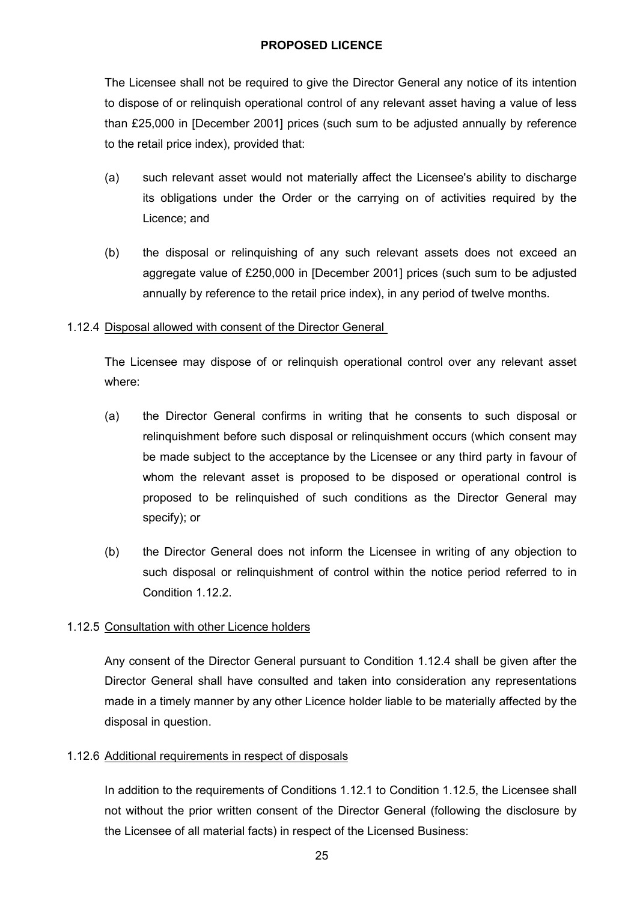The Licensee shall not be required to give the Director General any notice of its intention to dispose of or relinquish operational control of any relevant asset having a value of less than £25,000 in [December 2001] prices (such sum to be adjusted annually by reference to the retail price index), provided that:

(a) such relevant asset would not materially affect the Licensee's ability to discharge its obligations under the Order or the carrying on of activities required by the Licence; and

(b) the disposal or relinquishing of any such relevant assets does not exceed an aggregate value of £250,000 in [December 2001] prices (such sum to be adjusted annually by reference to the retail price index), in any period of twelve months.

1.12.4 Disposal allowed with consent of the Director General

The Licensee may dispose of or relinquish operational control over any relevant asset where:

(a) the Director General confirms in writing that he consents to such disposal or relinquishment before such disposal or relinquishment occurs (which consent may be made subject to the acceptance by the Licensee or any third party in favour of whom the relevant asset is proposed to be disposed or operational control is proposed to be relinquished of such conditions as the Director General may specify); or

(b) the Director General does not inform the Licensee in writing of any objection to such disposal or relinquishment of control within the notice period referred to in Condition 1.12.2.

1.12.5 Consultation with other Licence holders

Any consent of the Director General pursuant to Condition 1.12.4 shall be given after the Director General shall have consulted and taken into consideration any representations made in a timely manner by any other Licence holder liable to be materially affected by the disposal in question.

1.12.6 Additional requirements in respect of disposals

In addition to the requirements of Conditions 1.12.1 to Condition 1.12.5, the Licensee shall not without the prior written consent of the Director General (following the disclosure by the Licensee of all material facts) in respect of the Licensed Business: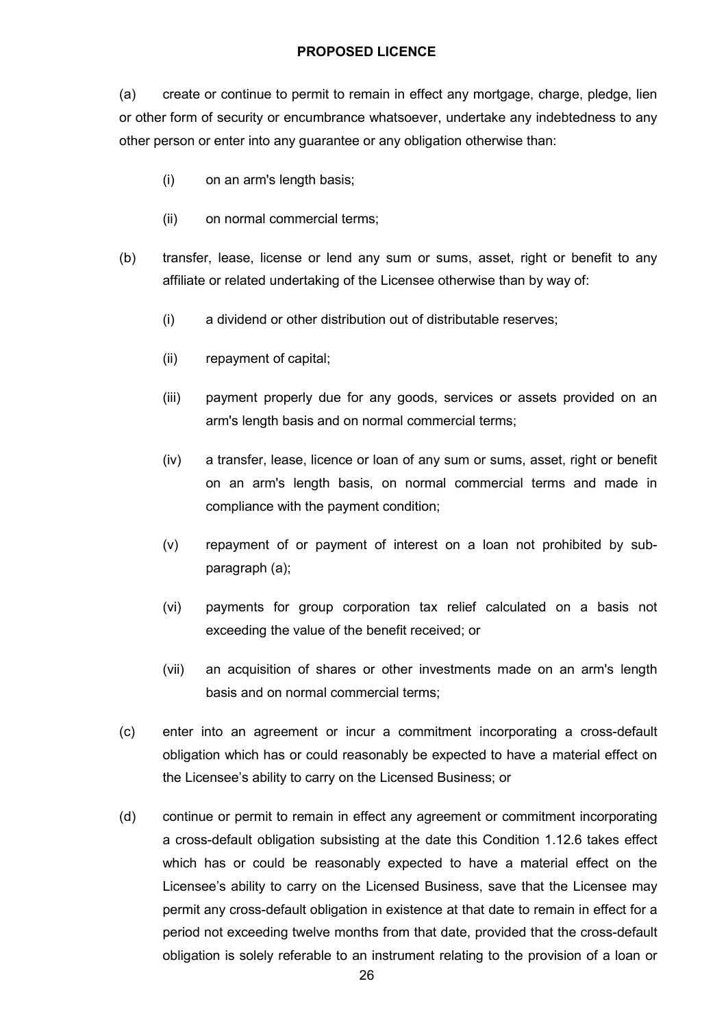(a) create or continue to permit to remain in effect any mortgage, charge, pledge, lien or other form of security or encumbrance whatsoever, undertake any indebtedness to any other person or enter into any guarantee or any obligation otherwise than:

  (i) on an arm's length basis;

  (ii) on normal commercial terms;

(b) transfer, lease, license or lend any sum or sums, asset, right or benefit to any affiliate or related undertaking of the Licensee otherwise than by way of:

  (i) a dividend or other distribution out of distributable reserves;

  (ii) repayment of capital;

  (iii) payment properly due for any goods, services or assets provided on an arm's length basis and on normal commercial terms;

  (iv) a transfer, lease, licence or loan of any sum or sums, asset, right or benefit on an arm's length basis, on normal commercial terms and made in compliance with the payment condition;

  (v) repayment of or payment of interest on a loan not prohibited by sub-paragraph (a);

  (vi) payments for group corporation tax relief calculated on a basis not exceeding the value of the benefit received; or

  (vii) an acquisition of shares or other investments made on an arm's length basis and on normal commercial terms;

(c) enter into an agreement or incur a commitment incorporating a cross-default obligation which has or could reasonably be expected to have a material effect on the Licensee’s ability to carry on the Licensed Business; or

(d) continue or permit to remain in effect any agreement or commitment incorporating a cross-default obligation subsisting at the date this Condition 1.12.6 takes effect which has or could be reasonably expected to have a material effect on the Licensee’s ability to carry on the Licensed Business, save that the Licensee may permit any cross-default obligation in existence at that date to remain in effect for a period not exceeding twelve months from that date, provided that the cross-default obligation is solely referable to an instrument relating to the provision of a loan or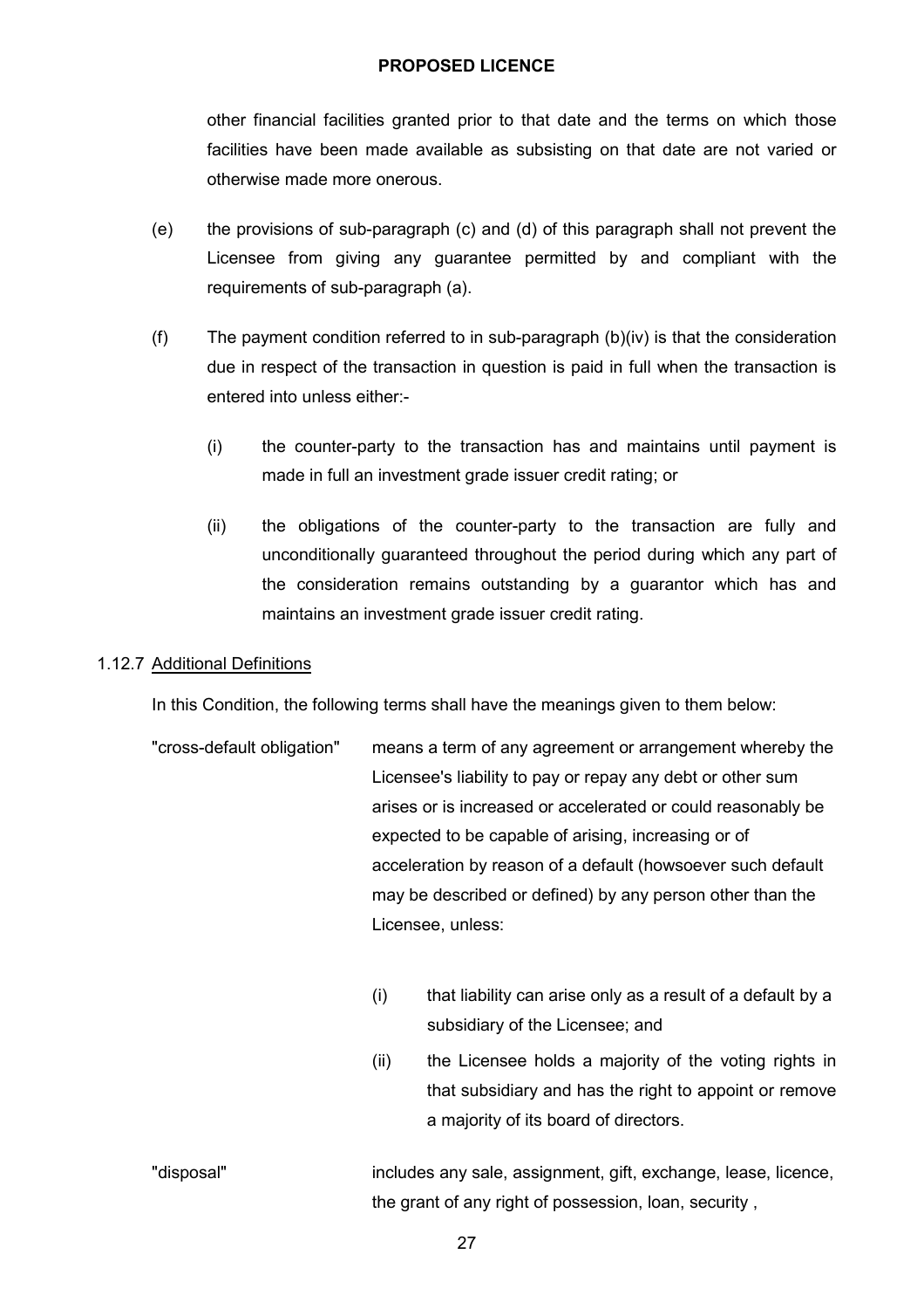other financial facilities granted prior to that date and the terms on which those facilities have been made available as subsisting on that date are not varied or otherwise made more onerous.

(e) the provisions of sub-paragraph (c) and (d) of this paragraph shall not prevent the Licensee from giving any guarantee permitted by and compliant with the requirements of sub-paragraph (a).

(f) The payment condition referred to in sub-paragraph (b)(iv) is that the consideration due in respect of the transaction in question is paid in full when the transaction is entered into unless either:-

   (i) the counter-party to the transaction has and maintains until payment is made in full an investment grade issuer credit rating; or

   (ii) the obligations of the counter-party to the transaction are fully and unconditionally guaranteed throughout the period during which any part of the consideration remains outstanding by a guarantor which has and maintains an investment grade issuer credit rating.

1.12.7 Additional Definitions

In this Condition, the following terms shall have the meanings given to them below:

"cross-default obligation" means a term of any agreement or arrangement whereby the Licensee's liability to pay or repay any debt or other sum arises or is increased or accelerated or could reasonably be expected to be capable of arising, increasing or of acceleration by reason of a default (howsoever such default may be described or defined) by any person other than the Licensee, unless:

   (i) that liability can arise only as a result of a default by a subsidiary of the Licensee; and

   (ii) the Licensee holds a majority of the voting rights in that subsidiary and has the right to appoint or remove a majority of its board of directors.

"disposal" includes any sale, assignment, gift, exchange, lease, licence, the grant of any right of possession, loan, security ,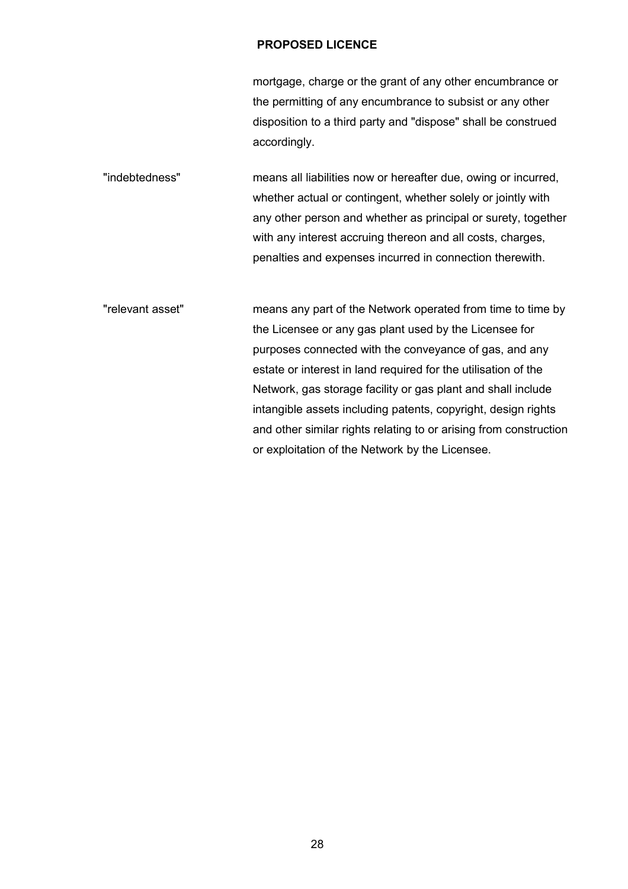mortgage, charge or the grant of any other encumbrance or the permitting of any encumbrance to subsist or any other disposition to a third party and "dispose" shall be construed accordingly.

| | |
|---|---|
| "indebtedness" | means all liabilities now or hereafter due, owing or incurred, whether actual or contingent, whether solely or jointly with any other person and whether as principal or surety, together with any interest accruing thereon and all costs, charges, penalties and expenses incurred in connection therewith. |
| "relevant asset" | means any part of the Network operated from time to time by the Licensee or any gas plant used by the Licensee for purposes connected with the conveyance of gas, and any estate or interest in land required for the utilisation of the Network, gas storage facility or gas plant and shall include intangible assets including patents, copyright, design rights and other similar rights relating to or arising from construction or exploitation of the Network by the Licensee. |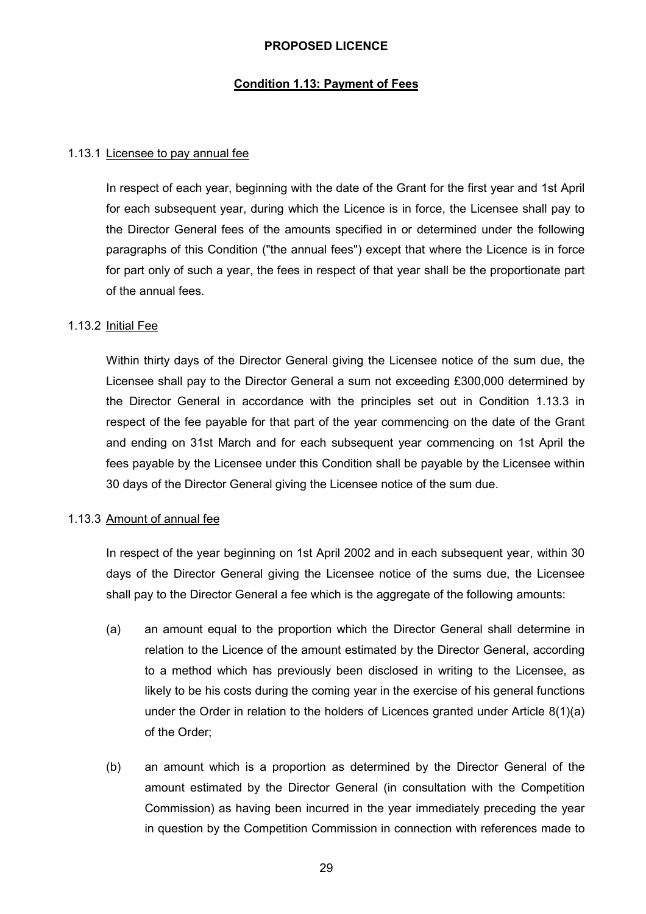**PROPOSED LICENCE**

**Condition 1.13: Payment of Fees**

1.13.1 Licensee to pay annual fee

In respect of each year, beginning with the date of the Grant for the first year and 1st April for each subsequent year, during which the Licence is in force, the Licensee shall pay to the Director General fees of the amounts specified in or determined under the following paragraphs of this Condition ("the annual fees") except that where the Licence is in force for part only of such a year, the fees in respect of that year shall be the proportionate part of the annual fees.

1.13.2 Initial Fee

Within thirty days of the Director General giving the Licensee notice of the sum due, the Licensee shall pay to the Director General a sum not exceeding £300,000 determined by the Director General in accordance with the principles set out in Condition 1.13.3 in respect of the fee payable for that part of the year commencing on the date of the Grant and ending on 31st March and for each subsequent year commencing on 1st April the fees payable by the Licensee under this Condition shall be payable by the Licensee within 30 days of the Director General giving the Licensee notice of the sum due.

1.13.3 Amount of annual fee

In respect of the year beginning on 1st April 2002 and in each subsequent year, within 30 days of the Director General giving the Licensee notice of the sums due, the Licensee shall pay to the Director General a fee which is the aggregate of the following amounts:

(a) an amount equal to the proportion which the Director General shall determine in relation to the Licence of the amount estimated by the Director General, according to a method which has previously been disclosed in writing to the Licensee, as likely to be his costs during the coming year in the exercise of his general functions under the Order in relation to the holders of Licences granted under Article 8(1)(a) of the Order;

(b) an amount which is a proportion as determined by the Director General of the amount estimated by the Director General (in consultation with the Competition Commission) as having been incurred in the year immediately preceding the year in question by the Competition Commission in connection with references made to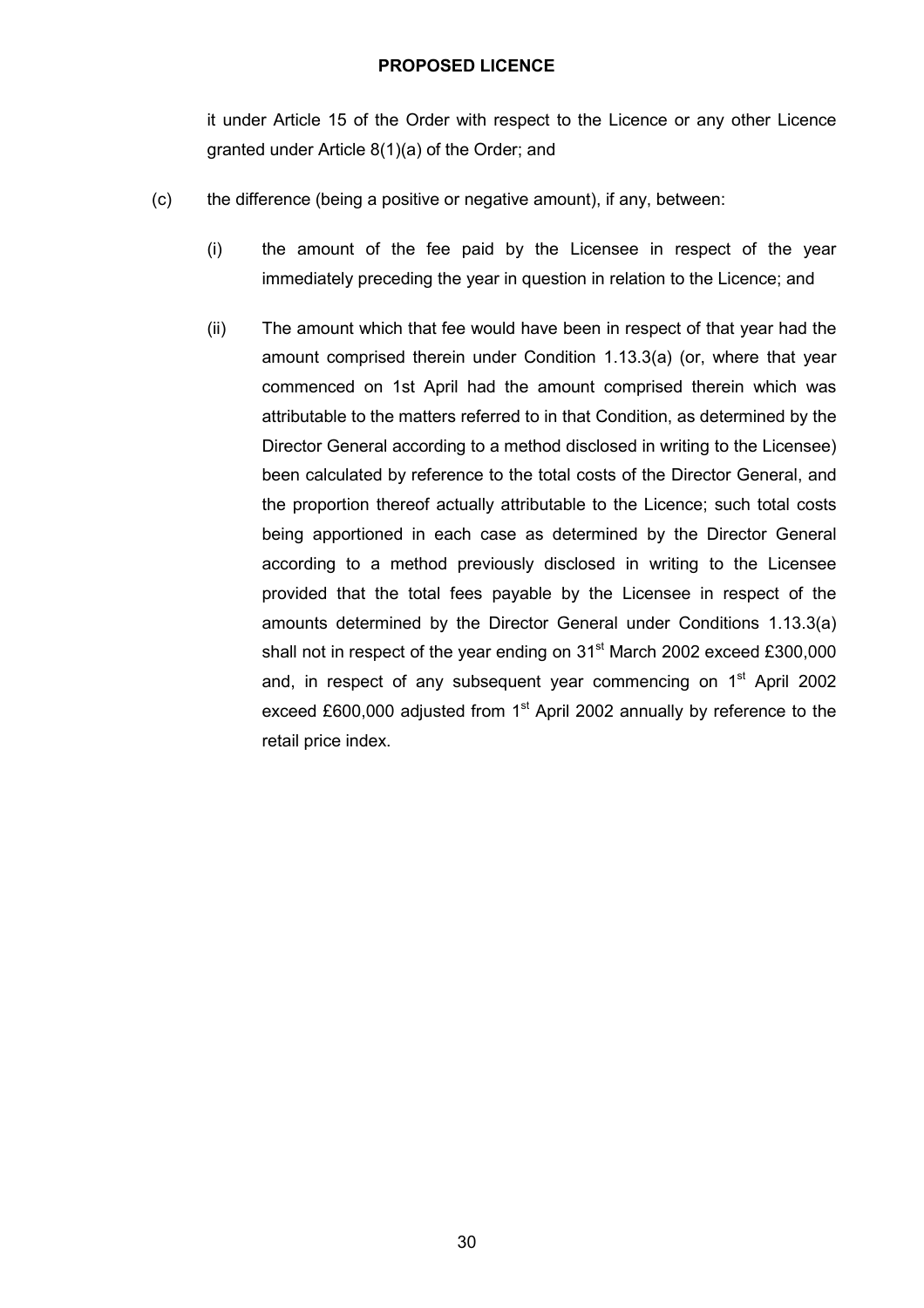it under Article 15 of the Order with respect to the Licence or any other Licence granted under Article 8(1)(a) of the Order; and

(c) the difference (being a positive or negative amount), if any, between:

(i) the amount of the fee paid by the Licensee in respect of the year immediately preceding the year in question in relation to the Licence; and

(ii) The amount which that fee would have been in respect of that year had the amount comprised therein under Condition 1.13.3(a) (or, where that year commenced on 1st April had the amount comprised therein which was attributable to the matters referred to in that Condition, as determined by the Director General according to a method disclosed in writing to the Licensee) been calculated by reference to the total costs of the Director General, and the proportion thereof actually attributable to the Licence; such total costs being apportioned in each case as determined by the Director General according to a method previously disclosed in writing to the Licensee provided that the total fees payable by the Licensee in respect of the amounts determined by the Director General under Conditions 1.13.3(a) shall not in respect of the year ending on 31st March 2002 exceed £300,000 and, in respect of any subsequent year commencing on 1st April 2002 exceed £600,000 adjusted from 1st April 2002 annually by reference to the retail price index.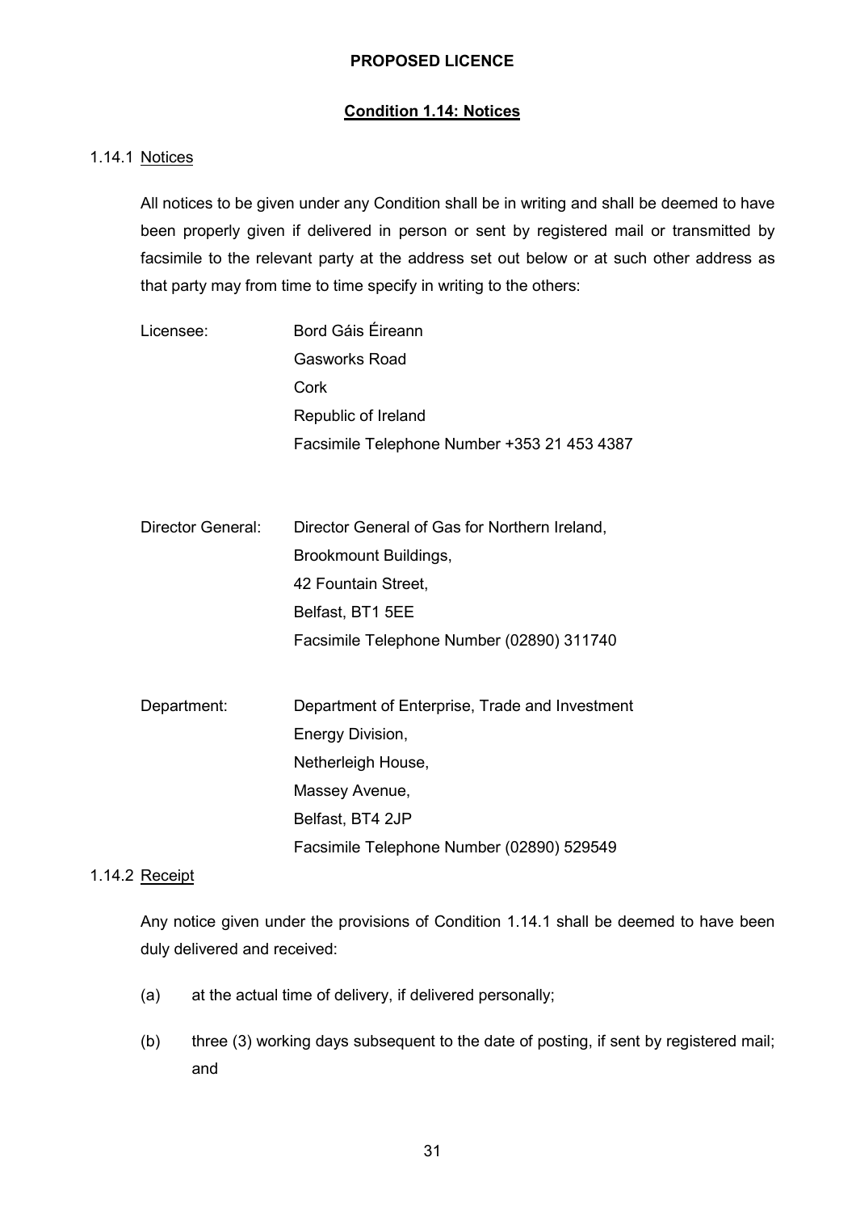**PROPOSED LICENCE**

## Condition 1.14: Notices

1.14.1 Notices

All notices to be given under any Condition shall be in writing and shall be deemed to have been properly given if delivered in person or sent by registered mail or transmitted by facsimile to the relevant party at the address set out below or at such other address as that party may from time to time specify in writing to the others:

Licensee:
Bord Gáis Éireann
Gasworks Road
Cork
Republic of Ireland
Facsimile Telephone Number +353 21 453 4387

Director General:
Director General of Gas for Northern Ireland,
Brookmount Buildings,
42 Fountain Street,
Belfast, BT1 5EE
Facsimile Telephone Number (02890) 311740

Department:
Department of Enterprise, Trade and Investment
Energy Division,
Netherleigh House,
Massey Avenue,
Belfast, BT4 2JP
Facsimile Telephone Number (02890) 529549

1.14.2 Receipt

Any notice given under the provisions of Condition 1.14.1 shall be deemed to have been duly delivered and received:

(a) at the actual time of delivery, if delivered personally;

(b) three (3) working days subsequent to the date of posting, if sent by registered mail; and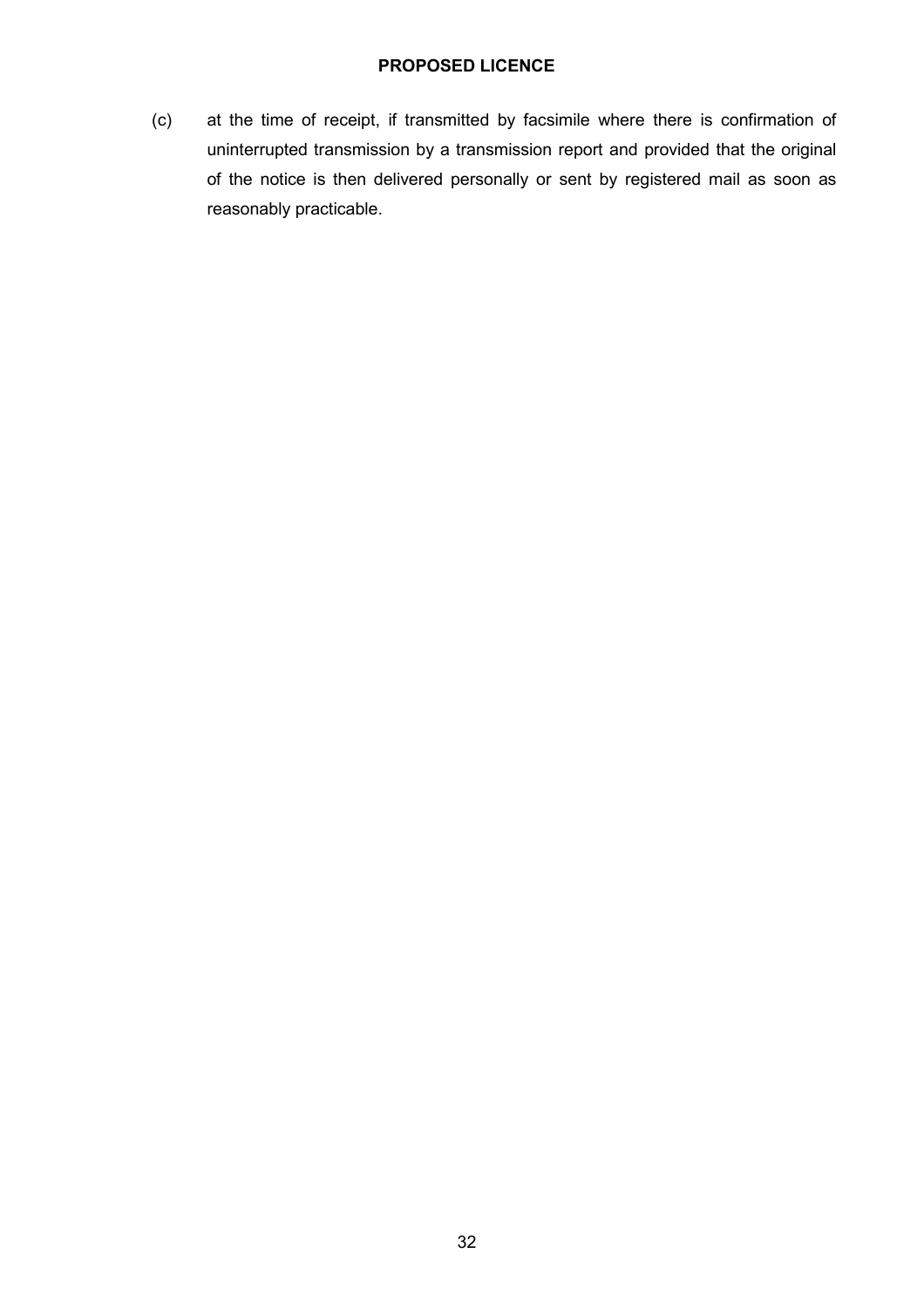(c) at the time of receipt, if transmitted by facsimile where there is confirmation of uninterrupted transmission by a transmission report and provided that the original of the notice is then delivered personally or sent by registered mail as soon as reasonably practicable.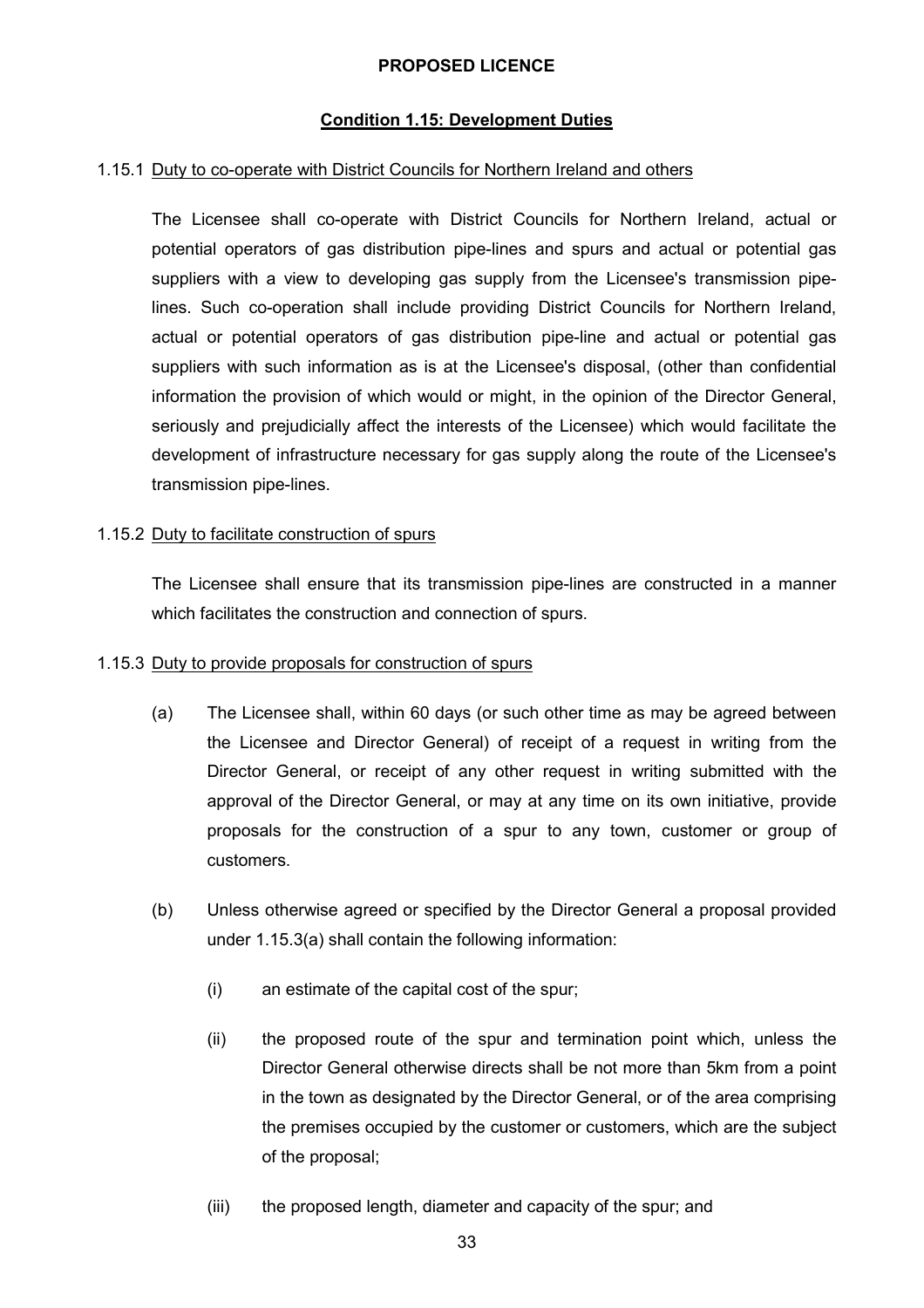**PROPOSED LICENCE**

## Condition 1.15: Development Duties

1.15.1 Duty to co-operate with District Councils for Northern Ireland and others

The Licensee shall co-operate with District Councils for Northern Ireland, actual or potential operators of gas distribution pipe-lines and spurs and actual or potential gas suppliers with a view to developing gas supply from the Licensee's transmission pipe-lines. Such co-operation shall include providing District Councils for Northern Ireland, actual or potential operators of gas distribution pipe-line and actual or potential gas suppliers with such information as is at the Licensee's disposal, (other than confidential information the provision of which would or might, in the opinion of the Director General, seriously and prejudicially affect the interests of the Licensee) which would facilitate the development of infrastructure necessary for gas supply along the route of the Licensee's transmission pipe-lines.

1.15.2 Duty to facilitate construction of spurs

The Licensee shall ensure that its transmission pipe-lines are constructed in a manner which facilitates the construction and connection of spurs.

1.15.3 Duty to provide proposals for construction of spurs

(a) The Licensee shall, within 60 days (or such other time as may be agreed between the Licensee and Director General) of receipt of a request in writing from the Director General, or receipt of any other request in writing submitted with the approval of the Director General, or may at any time on its own initiative, provide proposals for the construction of a spur to any town, customer or group of customers.

(b) Unless otherwise agreed or specified by the Director General a proposal provided under 1.15.3(a) shall contain the following information:

(i) an estimate of the capital cost of the spur;

(ii) the proposed route of the spur and termination point which, unless the Director General otherwise directs shall be not more than 5km from a point in the town as designated by the Director General, or of the area comprising the premises occupied by the customer or customers, which are the subject of the proposal;

(iii) the proposed length, diameter and capacity of the spur; and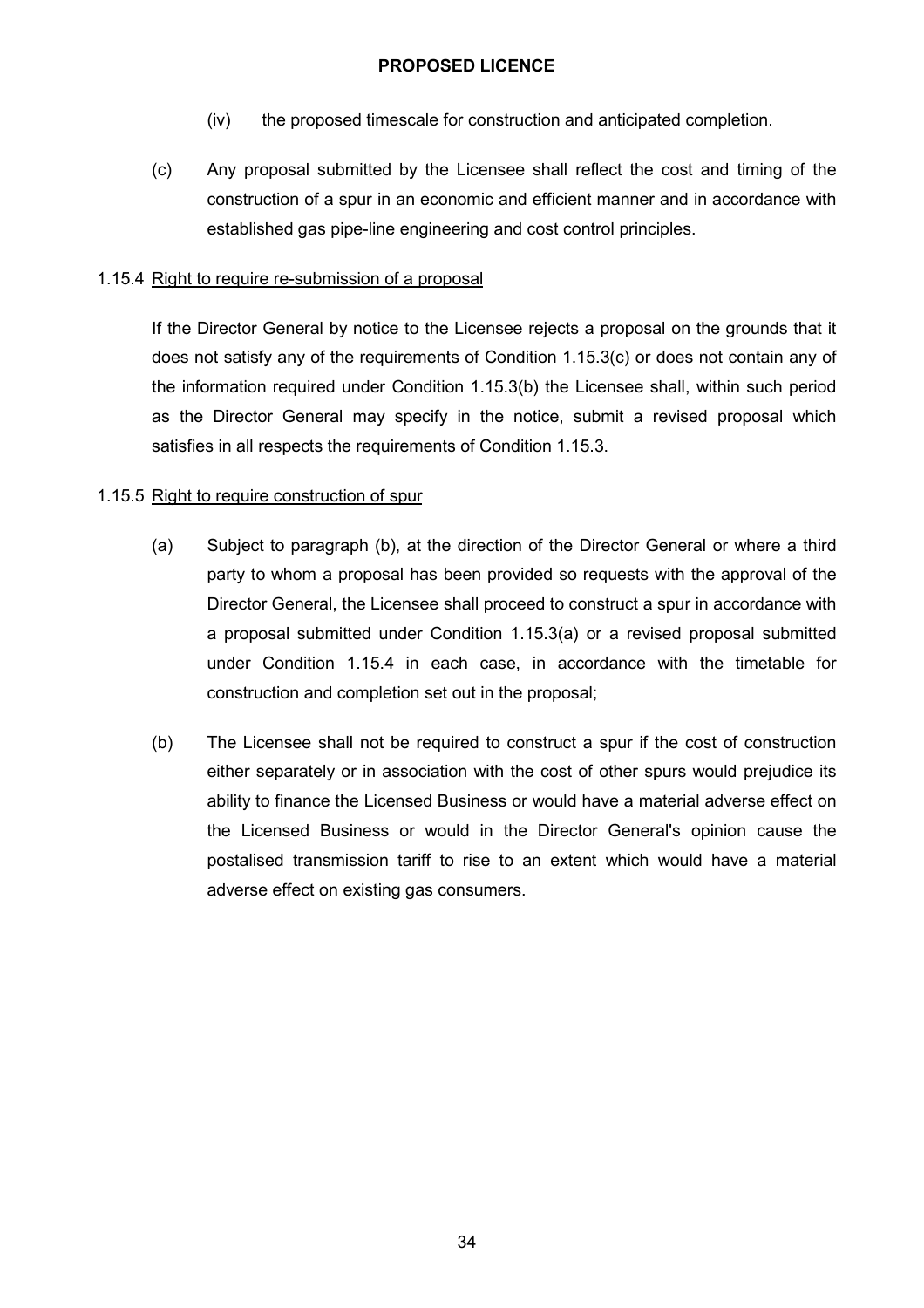(iv) the proposed timescale for construction and anticipated completion.

(c) Any proposal submitted by the Licensee shall reflect the cost and timing of the construction of a spur in an economic and efficient manner and in accordance with established gas pipe-line engineering and cost control principles.

1.15.4 <u>Right to require re-submission of a proposal</u>

If the Director General by notice to the Licensee rejects a proposal on the grounds that it does not satisfy any of the requirements of Condition 1.15.3(c) or does not contain any of the information required under Condition 1.15.3(b) the Licensee shall, within such period as the Director General may specify in the notice, submit a revised proposal which satisfies in all respects the requirements of Condition 1.15.3.

1.15.5 <u>Right to require construction of spur</u>

(a) Subject to paragraph (b), at the direction of the Director General or where a third party to whom a proposal has been provided so requests with the approval of the Director General, the Licensee shall proceed to construct a spur in accordance with a proposal submitted under Condition 1.15.3(a) or a revised proposal submitted under Condition 1.15.4 in each case, in accordance with the timetable for construction and completion set out in the proposal;

(b) The Licensee shall not be required to construct a spur if the cost of construction either separately or in association with the cost of other spurs would prejudice its ability to finance the Licensed Business or would have a material adverse effect on the Licensed Business or would in the Director General's opinion cause the postalised transmission tariff to rise to an extent which would have a material adverse effect on existing gas consumers.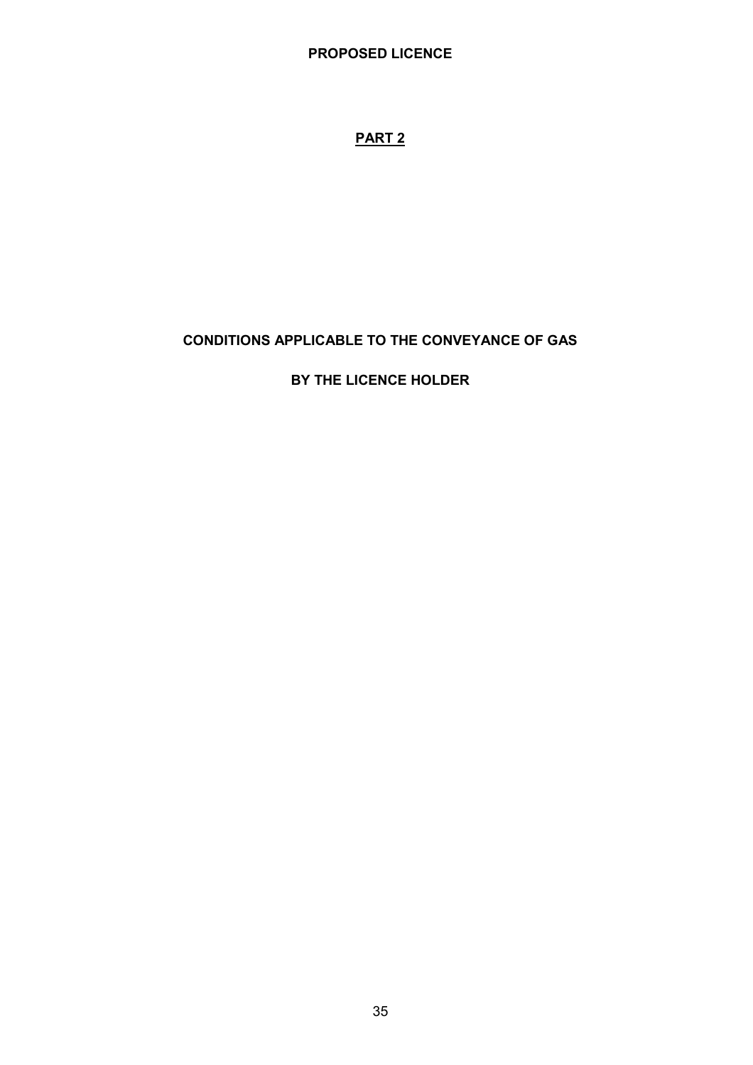**PROPOSED LICENCE**

# PART 2

## CONDITIONS APPLICABLE TO THE CONVEYANCE OF GAS

## BY THE LICENCE HOLDER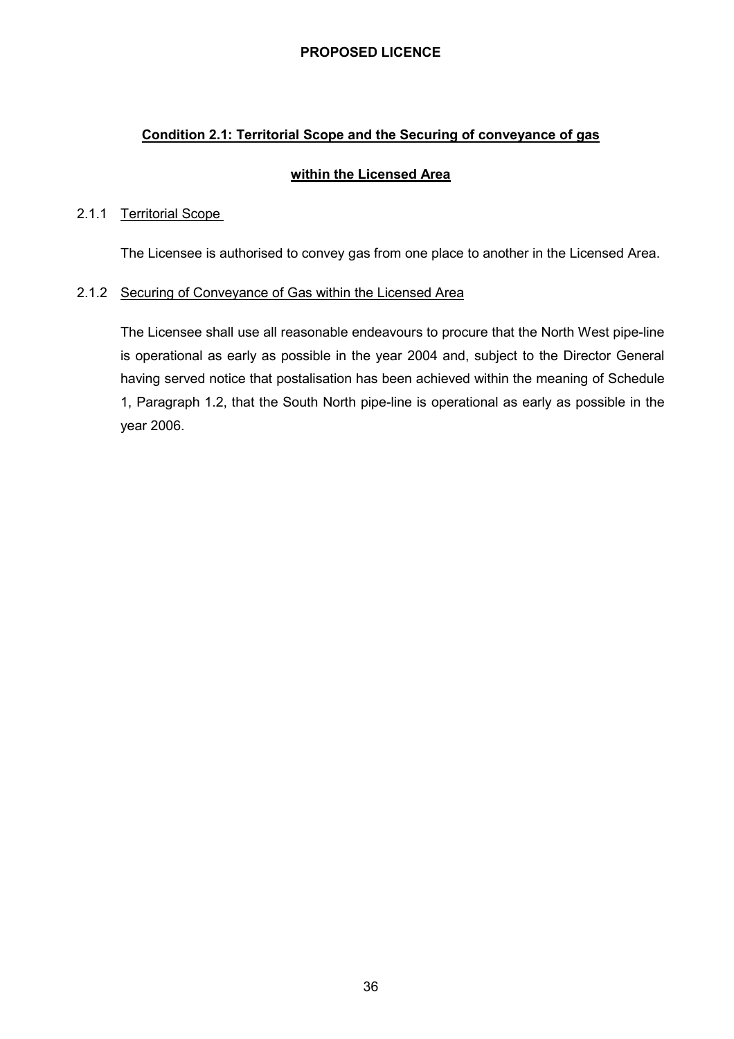**PROPOSED LICENCE**

## Condition 2.1: Territorial Scope and the Securing of conveyance of gas within the Licensed Area

### 2.1.1 Territorial Scope

The Licensee is authorised to convey gas from one place to another in the Licensed Area.

### 2.1.2 Securing of Conveyance of Gas within the Licensed Area

The Licensee shall use all reasonable endeavours to procure that the North West pipe-line is operational as early as possible in the year 2004 and, subject to the Director General having served notice that postalisation has been achieved within the meaning of Schedule 1, Paragraph 1.2, that the South North pipe-line is operational as early as possible in the year 2006.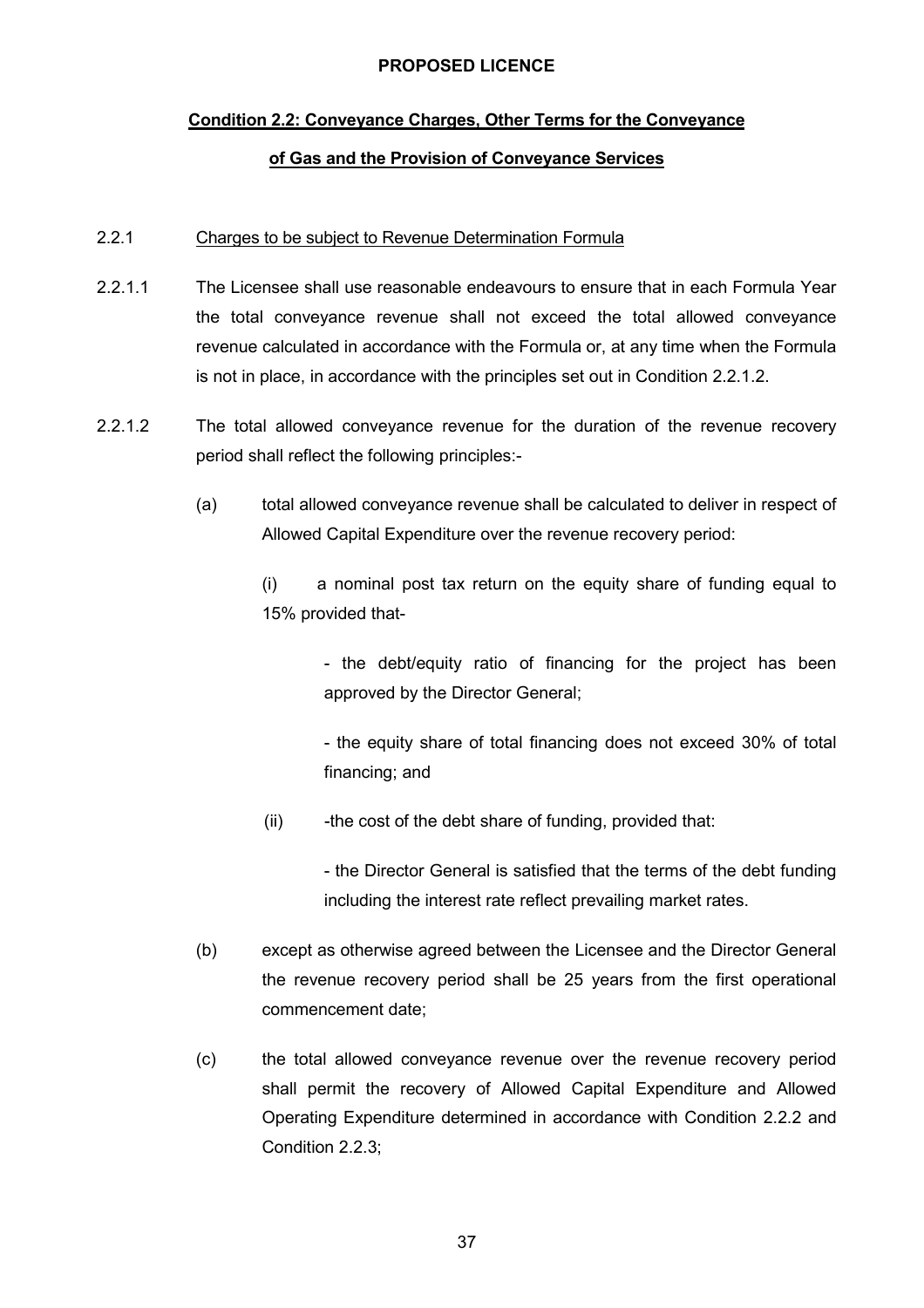**PROPOSED LICENCE**

**Condition 2.2: Conveyance Charges, Other Terms for the Conveyance of Gas and the Provision of Conveyance Services**

2.2.1 Charges to be subject to Revenue Determination Formula

2.2.1.1 The Licensee shall use reasonable endeavours to ensure that in each Formula Year the total conveyance revenue shall not exceed the total allowed conveyance revenue calculated in accordance with the Formula or, at any time when the Formula is not in place, in accordance with the principles set out in Condition 2.2.1.2.

2.2.1.2 The total allowed conveyance revenue for the duration of the revenue recovery period shall reflect the following principles:-

(a) total allowed conveyance revenue shall be calculated to deliver in respect of Allowed Capital Expenditure over the revenue recovery period:

(i) a nominal post tax return on the equity share of funding equal to 15% provided that-

- the debt/equity ratio of financing for the project has been approved by the Director General;

- the equity share of total financing does not exceed 30% of total financing; and

(ii) -the cost of the debt share of funding, provided that:

- the Director General is satisfied that the terms of the debt funding including the interest rate reflect prevailing market rates.

(b) except as otherwise agreed between the Licensee and the Director General the revenue recovery period shall be 25 years from the first operational commencement date;

(c) the total allowed conveyance revenue over the revenue recovery period shall permit the recovery of Allowed Capital Expenditure and Allowed Operating Expenditure determined in accordance with Condition 2.2.2 and Condition 2.2.3;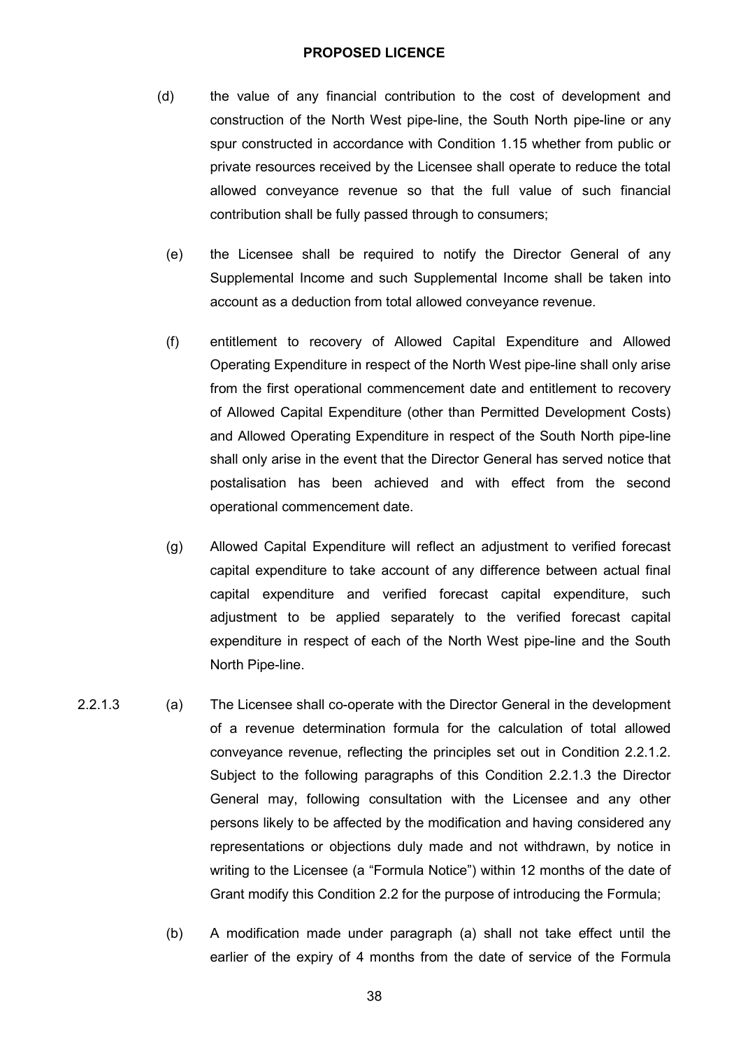(d) the value of any financial contribution to the cost of development and construction of the North West pipe-line, the South North pipe-line or any spur constructed in accordance with Condition 1.15 whether from public or private resources received by the Licensee shall operate to reduce the total allowed conveyance revenue so that the full value of such financial contribution shall be fully passed through to consumers;

(e) the Licensee shall be required to notify the Director General of any Supplemental Income and such Supplemental Income shall be taken into account as a deduction from total allowed conveyance revenue.

(f) entitlement to recovery of Allowed Capital Expenditure and Allowed Operating Expenditure in respect of the North West pipe-line shall only arise from the first operational commencement date and entitlement to recovery of Allowed Capital Expenditure (other than Permitted Development Costs) and Allowed Operating Expenditure in respect of the South North pipe-line shall only arise in the event that the Director General has served notice that postalisation has been achieved and with effect from the second operational commencement date.

(g) Allowed Capital Expenditure will reflect an adjustment to verified forecast capital expenditure to take account of any difference between actual final capital expenditure and verified forecast capital expenditure, such adjustment to be applied separately to the verified forecast capital expenditure in respect of each of the North West pipe-line and the South North Pipe-line.

2.2.1.3 (a) The Licensee shall co-operate with the Director General in the development of a revenue determination formula for the calculation of total allowed conveyance revenue, reflecting the principles set out in Condition 2.2.1.2. Subject to the following paragraphs of this Condition 2.2.1.3 the Director General may, following consultation with the Licensee and any other persons likely to be affected by the modification and having considered any representations or objections duly made and not withdrawn, by notice in writing to the Licensee (a "Formula Notice") within 12 months of the date of Grant modify this Condition 2.2 for the purpose of introducing the Formula;

(b) A modification made under paragraph (a) shall not take effect until the earlier of the expiry of 4 months from the date of service of the Formula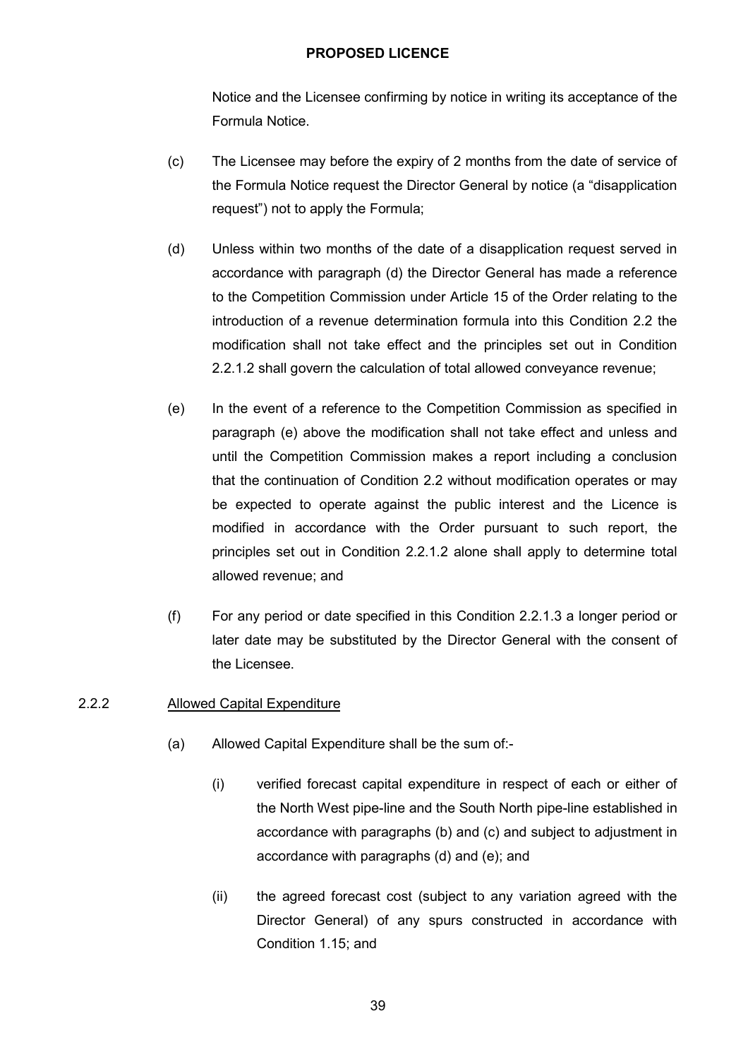Notice and the Licensee confirming by notice in writing its acceptance of the Formula Notice.

(c) The Licensee may before the expiry of 2 months from the date of service of the Formula Notice request the Director General by notice (a "disapplication request") not to apply the Formula;

(d) Unless within two months of the date of a disapplication request served in accordance with paragraph (d) the Director General has made a reference to the Competition Commission under Article 15 of the Order relating to the introduction of a revenue determination formula into this Condition 2.2 the modification shall not take effect and the principles set out in Condition 2.2.1.2 shall govern the calculation of total allowed conveyance revenue;

(e) In the event of a reference to the Competition Commission as specified in paragraph (e) above the modification shall not take effect and unless and until the Competition Commission makes a report including a conclusion that the continuation of Condition 2.2 without modification operates or may be expected to operate against the public interest and the Licence is modified in accordance with the Order pursuant to such report, the principles set out in Condition 2.2.1.2 alone shall apply to determine total allowed revenue; and

(f) For any period or date specified in this Condition 2.2.1.3 a longer period or later date may be substituted by the Director General with the consent of the Licensee.

2.2.2 Allowed Capital Expenditure

(a) Allowed Capital Expenditure shall be the sum of:-

(i) verified forecast capital expenditure in respect of each or either of the North West pipe-line and the South North pipe-line established in accordance with paragraphs (b) and (c) and subject to adjustment in accordance with paragraphs (d) and (e); and

(ii) the agreed forecast cost (subject to any variation agreed with the Director General) of any spurs constructed in accordance with Condition 1.15; and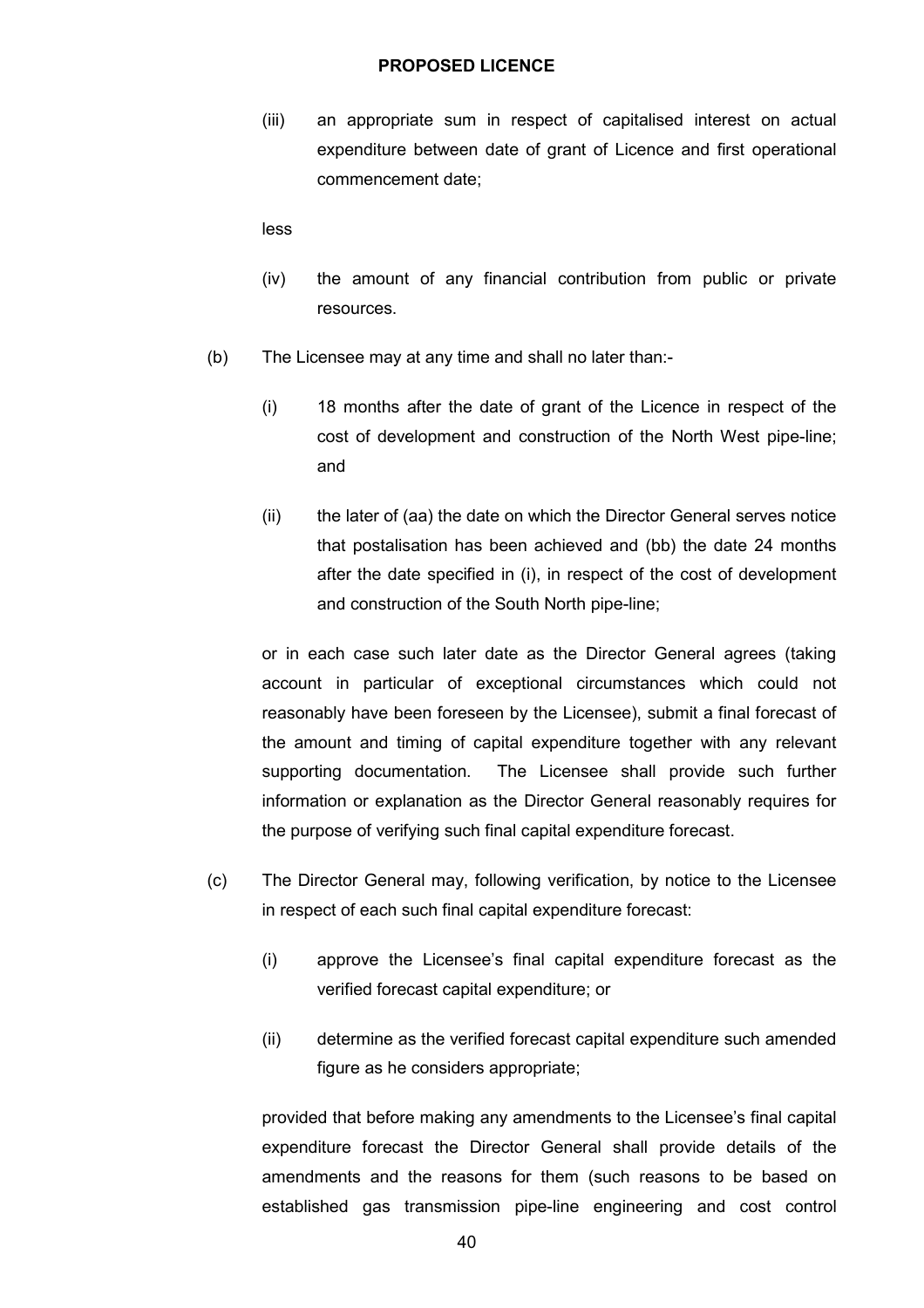(iii) an appropriate sum in respect of capitalised interest on actual expenditure between date of grant of Licence and first operational commencement date;

less

(iv) the amount of any financial contribution from public or private resources.

(b) The Licensee may at any time and shall no later than:-

(i) 18 months after the date of grant of the Licence in respect of the cost of development and construction of the North West pipe-line; and

(ii) the later of (aa) the date on which the Director General serves notice that postalisation has been achieved and (bb) the date 24 months after the date specified in (i), in respect of the cost of development and construction of the South North pipe-line;

or in each case such later date as the Director General agrees (taking account in particular of exceptional circumstances which could not reasonably have been foreseen by the Licensee), submit a final forecast of the amount and timing of capital expenditure together with any relevant supporting documentation. The Licensee shall provide such further information or explanation as the Director General reasonably requires for the purpose of verifying such final capital expenditure forecast.

(c) The Director General may, following verification, by notice to the Licensee in respect of each such final capital expenditure forecast:

(i) approve the Licensee's final capital expenditure forecast as the verified forecast capital expenditure; or

(ii) determine as the verified forecast capital expenditure such amended figure as he considers appropriate;

provided that before making any amendments to the Licensee's final capital expenditure forecast the Director General shall provide details of the amendments and the reasons for them (such reasons to be based on established gas transmission pipe-line engineering and cost control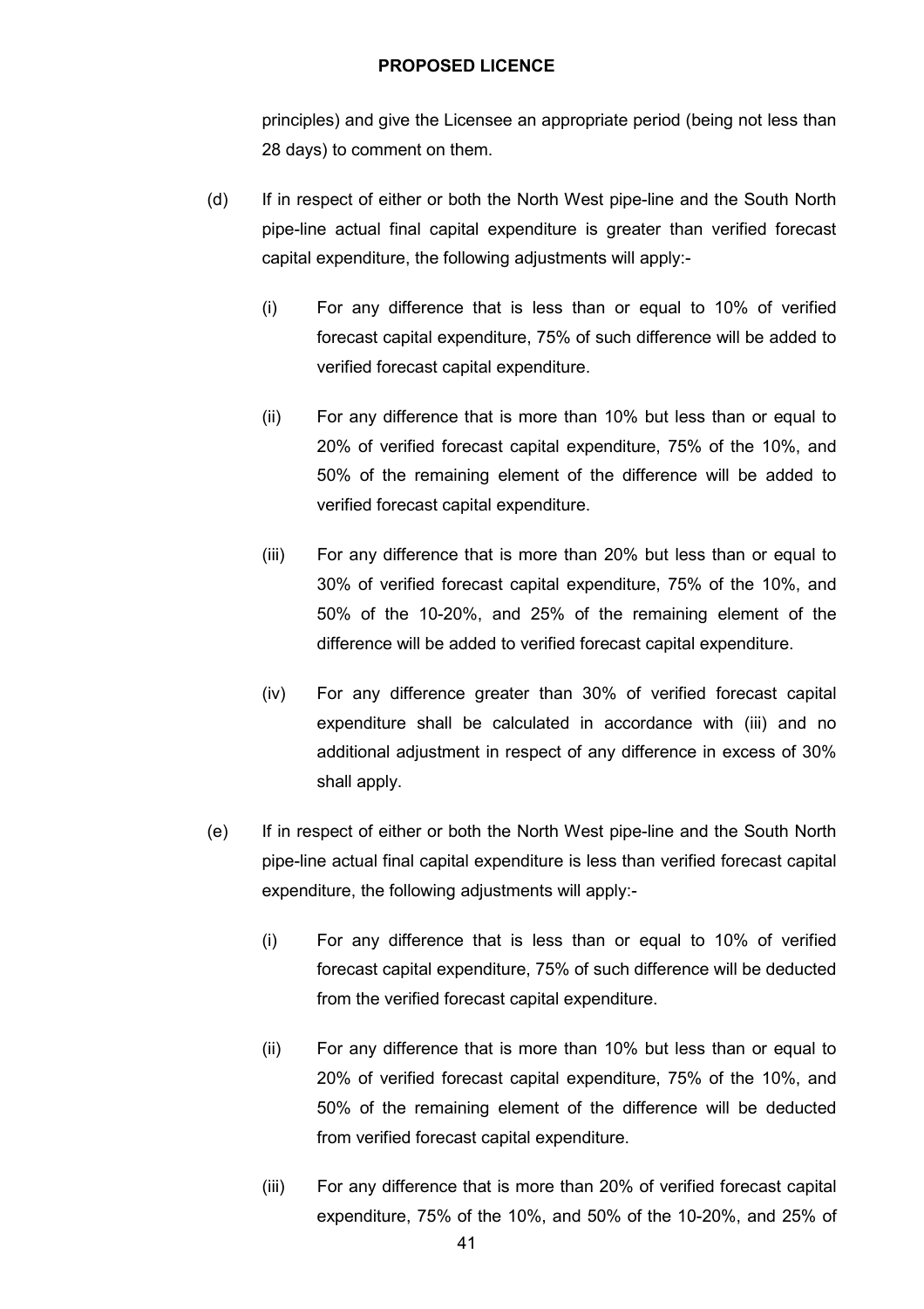principles) and give the Licensee an appropriate period (being not less than 28 days) to comment on them.

(d) If in respect of either or both the North West pipe-line and the South North pipe-line actual final capital expenditure is greater than verified forecast capital expenditure, the following adjustments will apply:-

(i) For any difference that is less than or equal to 10% of verified forecast capital expenditure, 75% of such difference will be added to verified forecast capital expenditure.

(ii) For any difference that is more than 10% but less than or equal to 20% of verified forecast capital expenditure, 75% of the 10%, and 50% of the remaining element of the difference will be added to verified forecast capital expenditure.

(iii) For any difference that is more than 20% but less than or equal to 30% of verified forecast capital expenditure, 75% of the 10%, and 50% of the 10-20%, and 25% of the remaining element of the difference will be added to verified forecast capital expenditure.

(iv) For any difference greater than 30% of verified forecast capital expenditure shall be calculated in accordance with (iii) and no additional adjustment in respect of any difference in excess of 30% shall apply.

(e) If in respect of either or both the North West pipe-line and the South North pipe-line actual final capital expenditure is less than verified forecast capital expenditure, the following adjustments will apply:-

(i) For any difference that is less than or equal to 10% of verified forecast capital expenditure, 75% of such difference will be deducted from the verified forecast capital expenditure.

(ii) For any difference that is more than 10% but less than or equal to 20% of verified forecast capital expenditure, 75% of the 10%, and 50% of the remaining element of the difference will be deducted from verified forecast capital expenditure.

(iii) For any difference that is more than 20% of verified forecast capital expenditure, 75% of the 10%, and 50% of the 10-20%, and 25% of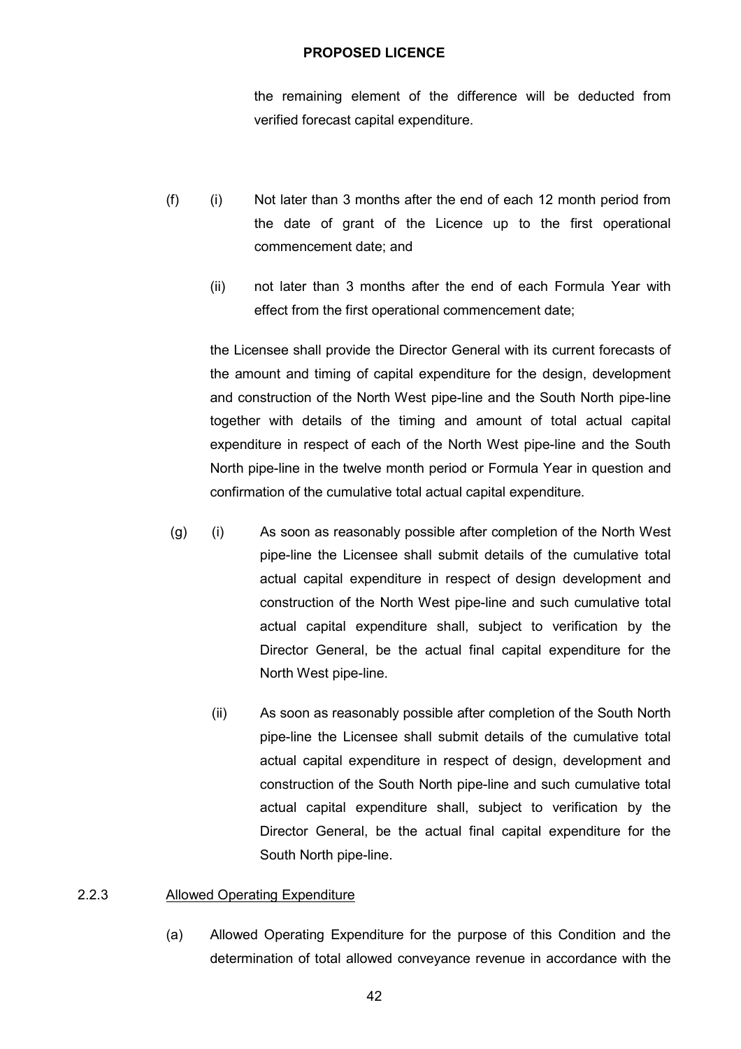the remaining element of the difference will be deducted from verified forecast capital expenditure.

(f) (i) Not later than 3 months after the end of each 12 month period from the date of grant of the Licence up to the first operational commencement date; and

(ii) not later than 3 months after the end of each Formula Year with effect from the first operational commencement date;

the Licensee shall provide the Director General with its current forecasts of the amount and timing of capital expenditure for the design, development and construction of the North West pipe-line and the South North pipe-line together with details of the timing and amount of total actual capital expenditure in respect of each of the North West pipe-line and the South North pipe-line in the twelve month period or Formula Year in question and confirmation of the cumulative total actual capital expenditure.

(g) (i) As soon as reasonably possible after completion of the North West pipe-line the Licensee shall submit details of the cumulative total actual capital expenditure in respect of design development and construction of the North West pipe-line and such cumulative total actual capital expenditure shall, subject to verification by the Director General, be the actual final capital expenditure for the North West pipe-line.

(ii) As soon as reasonably possible after completion of the South North pipe-line the Licensee shall submit details of the cumulative total actual capital expenditure in respect of design, development and construction of the South North pipe-line and such cumulative total actual capital expenditure shall, subject to verification by the Director General, be the actual final capital expenditure for the South North pipe-line.

2.2.3 Allowed Operating Expenditure

(a) Allowed Operating Expenditure for the purpose of this Condition and the determination of total allowed conveyance revenue in accordance with the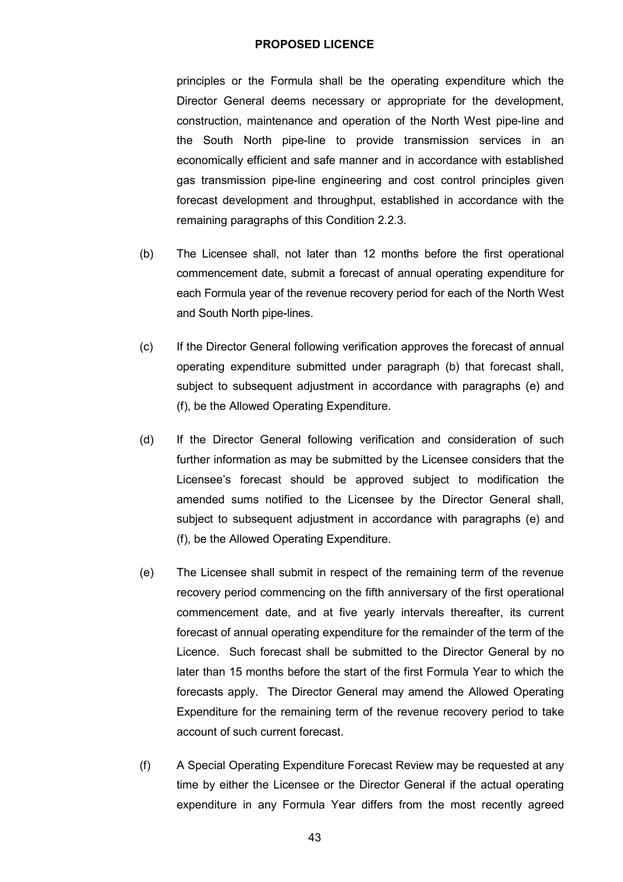principles or the Formula shall be the operating expenditure which the Director General deems necessary or appropriate for the development, construction, maintenance and operation of the North West pipe-line and the South North pipe-line to provide transmission services in an economically efficient and safe manner and in accordance with established gas transmission pipe-line engineering and cost control principles given forecast development and throughput, established in accordance with the remaining paragraphs of this Condition 2.2.3.

(b) The Licensee shall, not later than 12 months before the first operational commencement date, submit a forecast of annual operating expenditure for each Formula year of the revenue recovery period for each of the North West and South North pipe-lines.

(c) If the Director General following verification approves the forecast of annual operating expenditure submitted under paragraph (b) that forecast shall, subject to subsequent adjustment in accordance with paragraphs (e) and (f), be the Allowed Operating Expenditure.

(d) If the Director General following verification and consideration of such further information as may be submitted by the Licensee considers that the Licensee's forecast should be approved subject to modification the amended sums notified to the Licensee by the Director General shall, subject to subsequent adjustment in accordance with paragraphs (e) and (f), be the Allowed Operating Expenditure.

(e) The Licensee shall submit in respect of the remaining term of the revenue recovery period commencing on the fifth anniversary of the first operational commencement date, and at five yearly intervals thereafter, its current forecast of annual operating expenditure for the remainder of the term of the Licence. Such forecast shall be submitted to the Director General by no later than 15 months before the start of the first Formula Year to which the forecasts apply. The Director General may amend the Allowed Operating Expenditure for the remaining term of the revenue recovery period to take account of such current forecast.

(f) A Special Operating Expenditure Forecast Review may be requested at any time by either the Licensee or the Director General if the actual operating expenditure in any Formula Year differs from the most recently agreed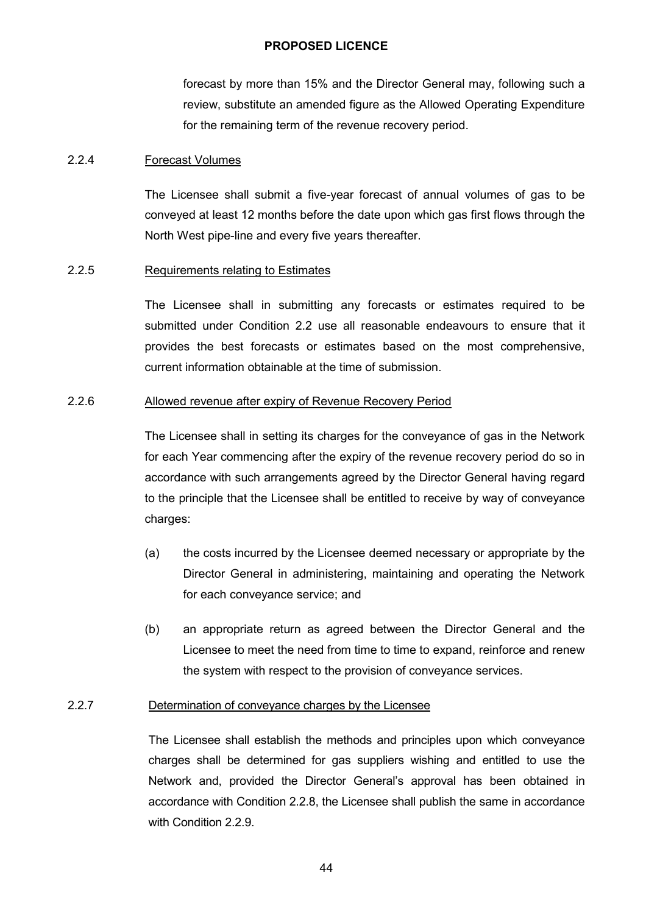forecast by more than 15% and the Director General may, following such a review, substitute an amended figure as the Allowed Operating Expenditure for the remaining term of the revenue recovery period.

2.2.4 Forecast Volumes

The Licensee shall submit a five-year forecast of annual volumes of gas to be conveyed at least 12 months before the date upon which gas first flows through the North West pipe-line and every five years thereafter.

2.2.5 Requirements relating to Estimates

The Licensee shall in submitting any forecasts or estimates required to be submitted under Condition 2.2 use all reasonable endeavours to ensure that it provides the best forecasts or estimates based on the most comprehensive, current information obtainable at the time of submission.

2.2.6 Allowed revenue after expiry of Revenue Recovery Period

The Licensee shall in setting its charges for the conveyance of gas in the Network for each Year commencing after the expiry of the revenue recovery period do so in accordance with such arrangements agreed by the Director General having regard to the principle that the Licensee shall be entitled to receive by way of conveyance charges:

(a) the costs incurred by the Licensee deemed necessary or appropriate by the Director General in administering, maintaining and operating the Network for each conveyance service; and

(b) an appropriate return as agreed between the Director General and the Licensee to meet the need from time to time to expand, reinforce and renew the system with respect to the provision of conveyance services.

2.2.7 Determination of conveyance charges by the Licensee

The Licensee shall establish the methods and principles upon which conveyance charges shall be determined for gas suppliers wishing and entitled to use the Network and, provided the Director General's approval has been obtained in accordance with Condition 2.2.8, the Licensee shall publish the same in accordance with Condition 2.2.9.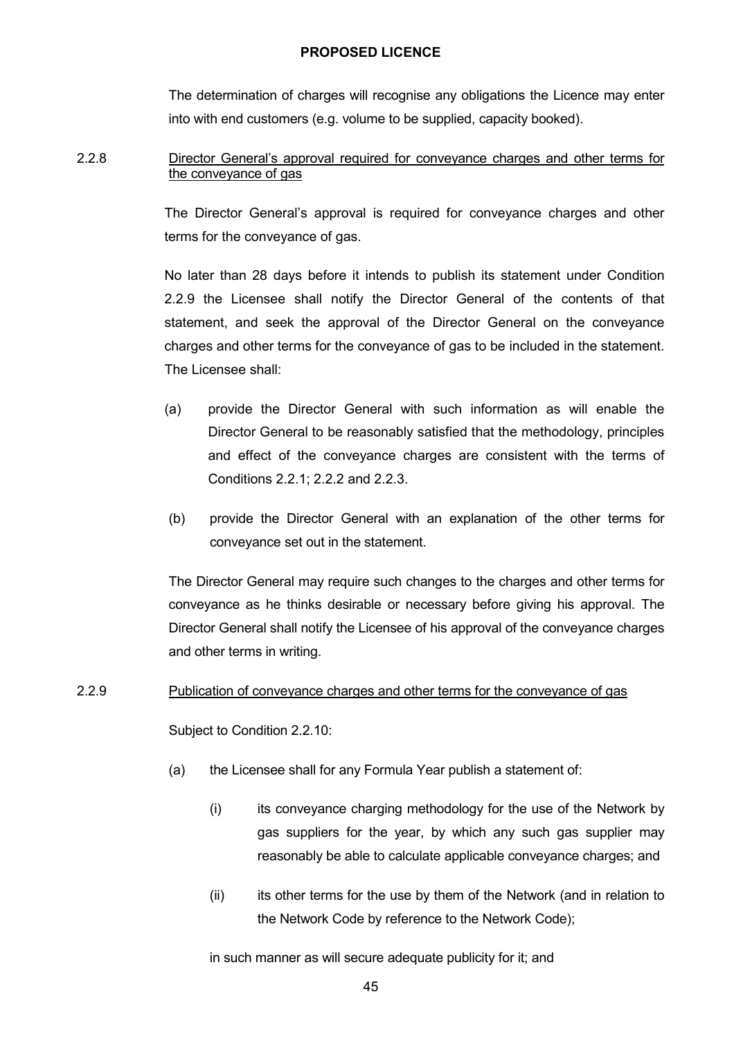The determination of charges will recognise any obligations the Licence may enter into with end customers (e.g. volume to be supplied, capacity booked).

2.2.8 Director General's approval required for conveyance charges and other terms for the conveyance of gas

The Director General's approval is required for conveyance charges and other terms for the conveyance of gas.

No later than 28 days before it intends to publish its statement under Condition 2.2.9 the Licensee shall notify the Director General of the contents of that statement, and seek the approval of the Director General on the conveyance charges and other terms for the conveyance of gas to be included in the statement. The Licensee shall:

(a) provide the Director General with such information as will enable the Director General to be reasonably satisfied that the methodology, principles and effect of the conveyance charges are consistent with the terms of Conditions 2.2.1; 2.2.2 and 2.2.3.

(b) provide the Director General with an explanation of the other terms for conveyance set out in the statement.

The Director General may require such changes to the charges and other terms for conveyance as he thinks desirable or necessary before giving his approval. The Director General shall notify the Licensee of his approval of the conveyance charges and other terms in writing.

2.2.9 Publication of conveyance charges and other terms for the conveyance of gas

Subject to Condition 2.2.10:

(a) the Licensee shall for any Formula Year publish a statement of:

(i) its conveyance charging methodology for the use of the Network by gas suppliers for the year, by which any such gas supplier may reasonably be able to calculate applicable conveyance charges; and

(ii) its other terms for the use by them of the Network (and in relation to the Network Code by reference to the Network Code);

in such manner as will secure adequate publicity for it; and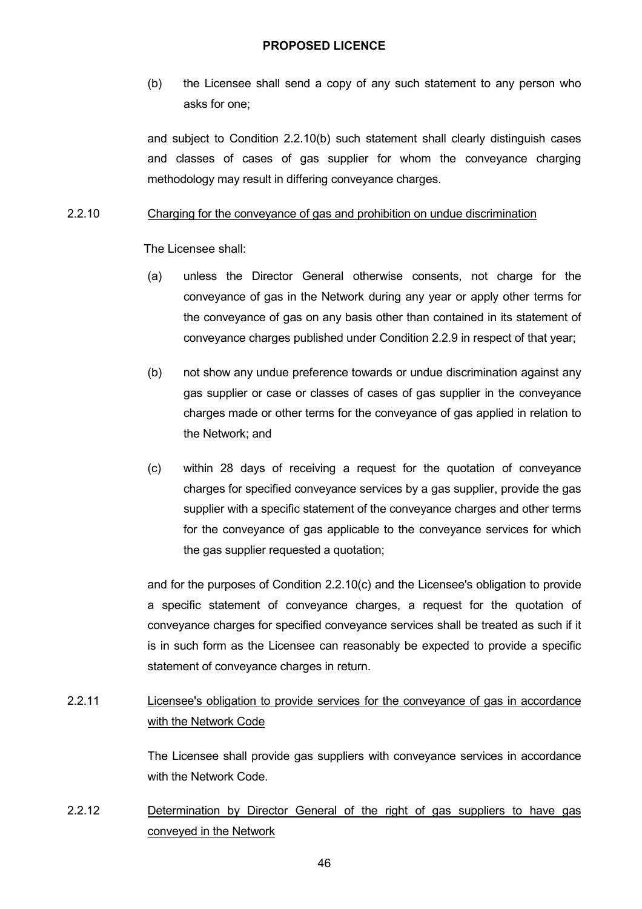(b) the Licensee shall send a copy of any such statement to any person who asks for one;

and subject to Condition 2.2.10(b) such statement shall clearly distinguish cases and classes of cases of gas supplier for whom the conveyance charging methodology may result in differing conveyance charges.

2.2.10 Charging for the conveyance of gas and prohibition on undue discrimination

The Licensee shall:

(a) unless the Director General otherwise consents, not charge for the conveyance of gas in the Network during any year or apply other terms for the conveyance of gas on any basis other than contained in its statement of conveyance charges published under Condition 2.2.9 in respect of that year;

(b) not show any undue preference towards or undue discrimination against any gas supplier or case or classes of cases of gas supplier in the conveyance charges made or other terms for the conveyance of gas applied in relation to the Network; and

(c) within 28 days of receiving a request for the quotation of conveyance charges for specified conveyance services by a gas supplier, provide the gas supplier with a specific statement of the conveyance charges and other terms for the conveyance of gas applicable to the conveyance services for which the gas supplier requested a quotation;

and for the purposes of Condition 2.2.10(c) and the Licensee's obligation to provide a specific statement of conveyance charges, a request for the quotation of conveyance charges for specified conveyance services shall be treated as such if it is in such form as the Licensee can reasonably be expected to provide a specific statement of conveyance charges in return.

2.2.11 Licensee's obligation to provide services for the conveyance of gas in accordance with the Network Code

The Licensee shall provide gas suppliers with conveyance services in accordance with the Network Code.

2.2.12 Determination by Director General of the right of gas suppliers to have gas conveyed in the Network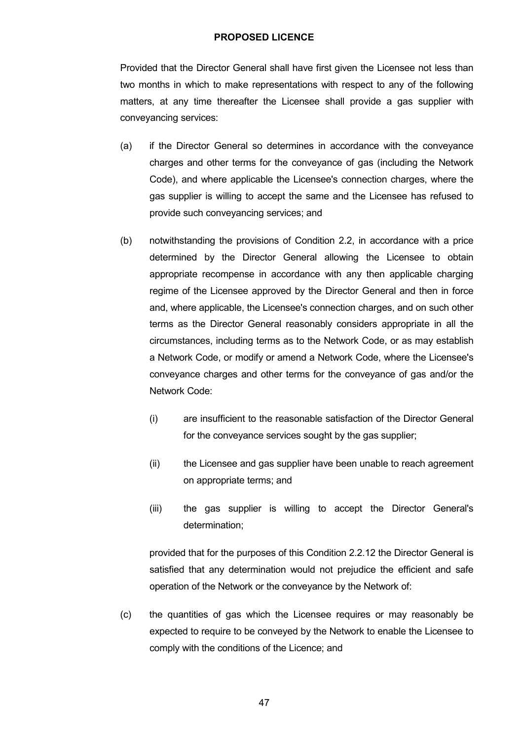Provided that the Director General shall have first given the Licensee not less than two months in which to make representations with respect to any of the following matters, at any time thereafter the Licensee shall provide a gas supplier with conveyancing services:

(a) if the Director General so determines in accordance with the conveyance charges and other terms for the conveyance of gas (including the Network Code), and where applicable the Licensee's connection charges, where the gas supplier is willing to accept the same and the Licensee has refused to provide such conveyancing services; and

(b) notwithstanding the provisions of Condition 2.2, in accordance with a price determined by the Director General allowing the Licensee to obtain appropriate recompense in accordance with any then applicable charging regime of the Licensee approved by the Director General and then in force and, where applicable, the Licensee's connection charges, and on such other terms as the Director General reasonably considers appropriate in all the circumstances, including terms as to the Network Code, or as may establish a Network Code, or modify or amend a Network Code, where the Licensee's conveyance charges and other terms for the conveyance of gas and/or the Network Code:

   (i) are insufficient to the reasonable satisfaction of the Director General for the conveyance services sought by the gas supplier;

   (ii) the Licensee and gas supplier have been unable to reach agreement on appropriate terms; and

   (iii) the gas supplier is willing to accept the Director General's determination;

   provided that for the purposes of this Condition 2.2.12 the Director General is satisfied that any determination would not prejudice the efficient and safe operation of the Network or the conveyance by the Network of:

(c) the quantities of gas which the Licensee requires or may reasonably be expected to require to be conveyed by the Network to enable the Licensee to comply with the conditions of the Licence; and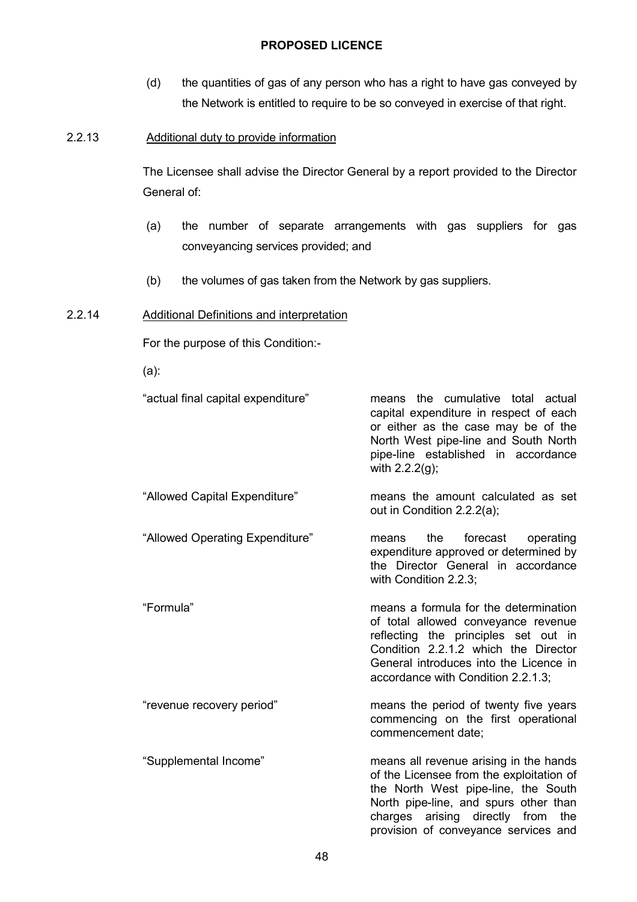(d) the quantities of gas of any person who has a right to have gas conveyed by the Network is entitled to require to be so conveyed in exercise of that right.

2.2.13 Additional duty to provide information

The Licensee shall advise the Director General by a report provided to the Director General of:

(a) the number of separate arrangements with gas suppliers for gas conveyancing services provided; and

(b) the volumes of gas taken from the Network by gas suppliers.

2.2.14 Additional Definitions and interpretation

For the purpose of this Condition:-

(a):

| | |
|---|---|
| "actual final capital expenditure" | means the cumulative total actual capital expenditure in respect of each or either as the case may be of the North West pipe-line and South North pipe-line established in accordance with 2.2.2(g); |
| "Allowed Capital Expenditure" | means the amount calculated as set out in Condition 2.2.2(a); |
| "Allowed Operating Expenditure" | means the forecast operating expenditure approved or determined by the Director General in accordance with Condition 2.2.3; |
| "Formula" | means a formula for the determination of total allowed conveyance revenue reflecting the principles set out in Condition 2.2.1.2 which the Director General introduces into the Licence in accordance with Condition 2.2.1.3; |
| "revenue recovery period" | means the period of twenty five years commencing on the first operational commencement date; |
| "Supplemental Income" | means all revenue arising in the hands of the Licensee from the exploitation of the North West pipe-line, the South North pipe-line, and spurs other than charges arising directly from the provision of conveyance services and |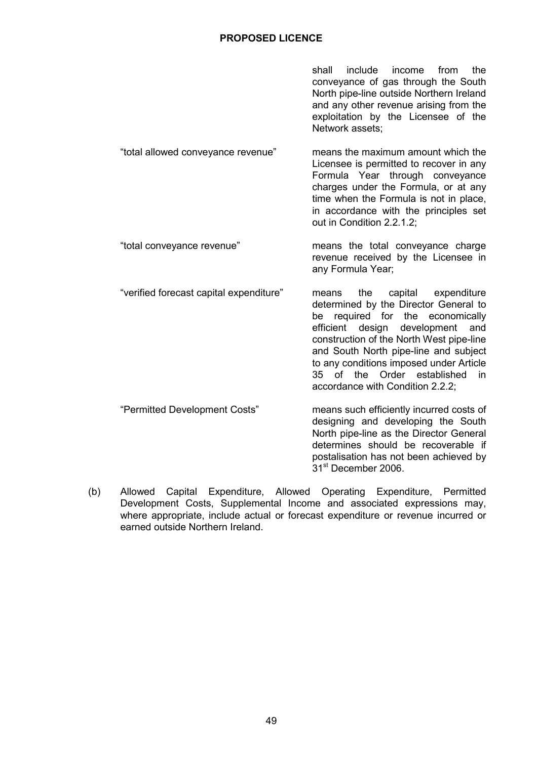shall include income from the conveyance of gas through the South North pipe-line outside Northern Ireland and any other revenue arising from the exploitation by the Licensee of the Network assets;

| | |
|---|---|
| "total allowed conveyance revenue" | means the maximum amount which the Licensee is permitted to recover in any Formula Year through conveyance charges under the Formula, or at any time when the Formula is not in place, in accordance with the principles set out in Condition 2.2.1.2; |
| "total conveyance revenue" | means the total conveyance charge revenue received by the Licensee in any Formula Year; |
| "verified forecast capital expenditure" | means the capital expenditure determined by the Director General to be required for the economically efficient design development and construction of the North West pipe-line and South North pipe-line and subject to any conditions imposed under Article 35 of the Order established in accordance with Condition 2.2.2; |
| "Permitted Development Costs" | means such efficiently incurred costs of designing and developing the South North pipe-line as the Director General determines should be recoverable if postalisation has not been achieved by 31st December 2006. |

(b) Allowed Capital Expenditure, Allowed Operating Expenditure, Permitted Development Costs, Supplemental Income and associated expressions may, where appropriate, include actual or forecast expenditure or revenue incurred or earned outside Northern Ireland.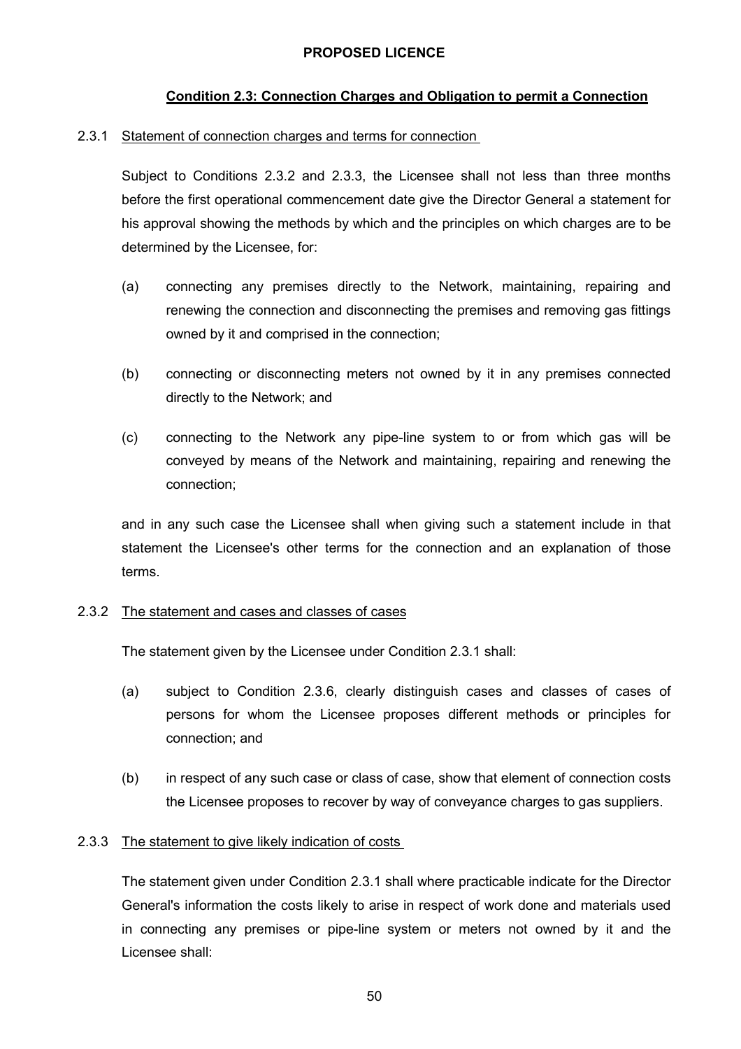**PROPOSED LICENCE**

## Condition 2.3: Connection Charges and Obligation to permit a Connection

2.3.1 Statement of connection charges and terms for connection

Subject to Conditions 2.3.2 and 2.3.3, the Licensee shall not less than three months before the first operational commencement date give the Director General a statement for his approval showing the methods by which and the principles on which charges are to be determined by the Licensee, for:

(a) connecting any premises directly to the Network, maintaining, repairing and renewing the connection and disconnecting the premises and removing gas fittings owned by it and comprised in the connection;

(b) connecting or disconnecting meters not owned by it in any premises connected directly to the Network; and

(c) connecting to the Network any pipe-line system to or from which gas will be conveyed by means of the Network and maintaining, repairing and renewing the connection;

and in any such case the Licensee shall when giving such a statement include in that statement the Licensee's other terms for the connection and an explanation of those terms.

2.3.2 The statement and cases and classes of cases

The statement given by the Licensee under Condition 2.3.1 shall:

(a) subject to Condition 2.3.6, clearly distinguish cases and classes of cases of persons for whom the Licensee proposes different methods or principles for connection; and

(b) in respect of any such case or class of case, show that element of connection costs the Licensee proposes to recover by way of conveyance charges to gas suppliers.

2.3.3 The statement to give likely indication of costs

The statement given under Condition 2.3.1 shall where practicable indicate for the Director General's information the costs likely to arise in respect of work done and materials used in connecting any premises or pipe-line system or meters not owned by it and the Licensee shall: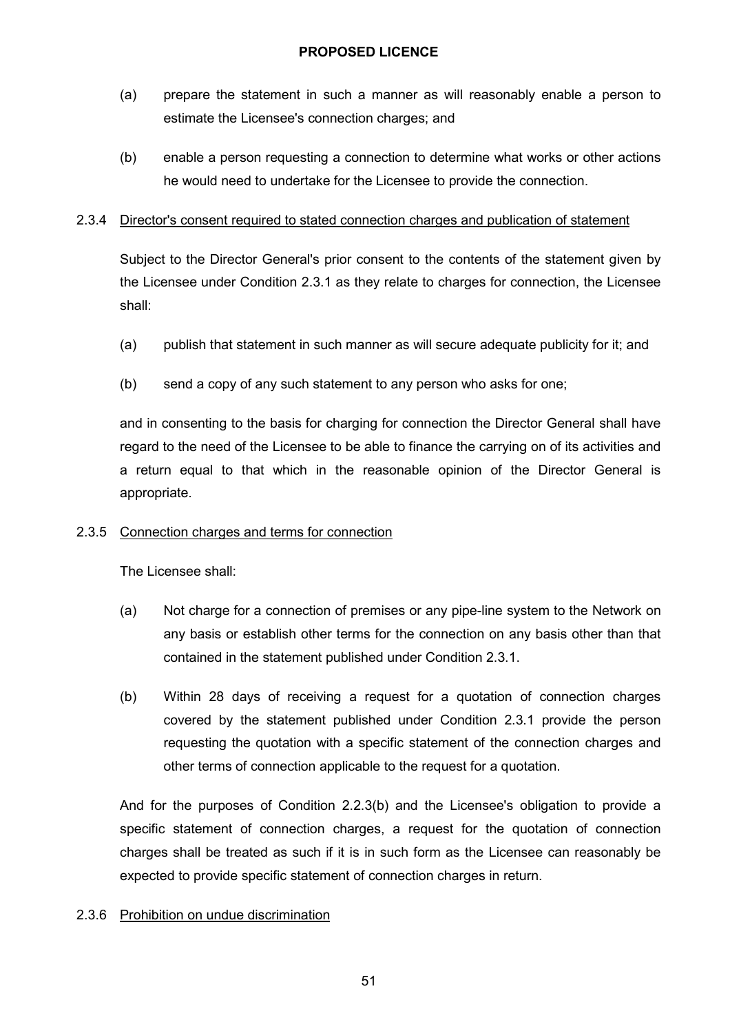(a) prepare the statement in such a manner as will reasonably enable a person to estimate the Licensee's connection charges; and

(b) enable a person requesting a connection to determine what works or other actions he would need to undertake for the Licensee to provide the connection.

2.3.4 Director's consent required to stated connection charges and publication of statement

Subject to the Director General's prior consent to the contents of the statement given by the Licensee under Condition 2.3.1 as they relate to charges for connection, the Licensee shall:

(a) publish that statement in such manner as will secure adequate publicity for it; and

(b) send a copy of any such statement to any person who asks for one;

and in consenting to the basis for charging for connection the Director General shall have regard to the need of the Licensee to be able to finance the carrying on of its activities and a return equal to that which in the reasonable opinion of the Director General is appropriate.

2.3.5 Connection charges and terms for connection

The Licensee shall:

(a) Not charge for a connection of premises or any pipe-line system to the Network on any basis or establish other terms for the connection on any basis other than that contained in the statement published under Condition 2.3.1.

(b) Within 28 days of receiving a request for a quotation of connection charges covered by the statement published under Condition 2.3.1 provide the person requesting the quotation with a specific statement of the connection charges and other terms of connection applicable to the request for a quotation.

And for the purposes of Condition 2.2.3(b) and the Licensee's obligation to provide a specific statement of connection charges, a request for the quotation of connection charges shall be treated as such if it is in such form as the Licensee can reasonably be expected to provide specific statement of connection charges in return.

2.3.6 Prohibition on undue discrimination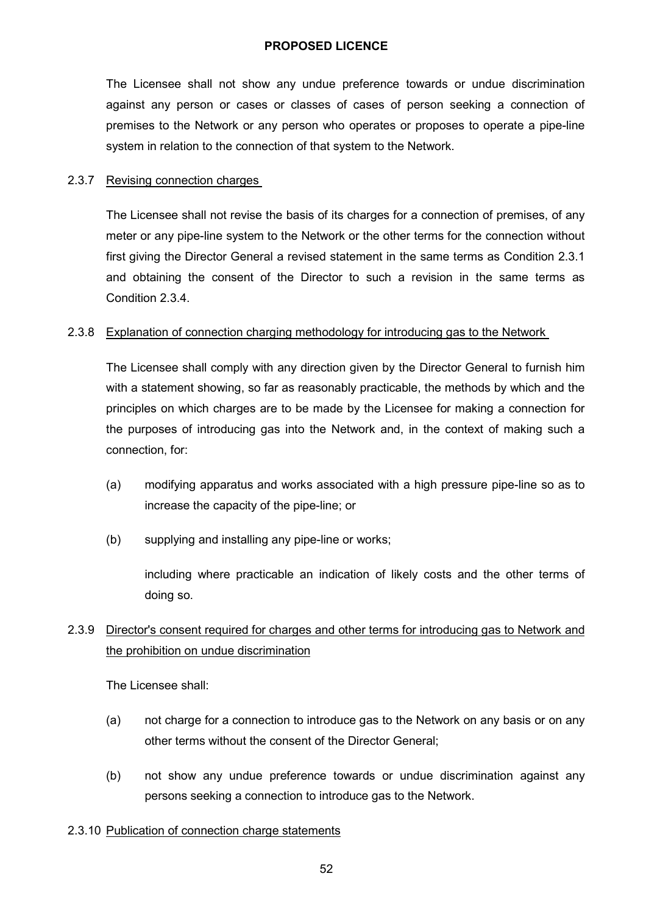The Licensee shall not show any undue preference towards or undue discrimination against any person or cases or classes of cases of person seeking a connection of premises to the Network or any person who operates or proposes to operate a pipe-line system in relation to the connection of that system to the Network.

2.3.7 Revising connection charges

The Licensee shall not revise the basis of its charges for a connection of premises, of any meter or any pipe-line system to the Network or the other terms for the connection without first giving the Director General a revised statement in the same terms as Condition 2.3.1 and obtaining the consent of the Director to such a revision in the same terms as Condition 2.3.4.

2.3.8 Explanation of connection charging methodology for introducing gas to the Network

The Licensee shall comply with any direction given by the Director General to furnish him with a statement showing, so far as reasonably practicable, the methods by which and the principles on which charges are to be made by the Licensee for making a connection for the purposes of introducing gas into the Network and, in the context of making such a connection, for:

(a) modifying apparatus and works associated with a high pressure pipe-line so as to increase the capacity of the pipe-line; or

(b) supplying and installing any pipe-line or works;

including where practicable an indication of likely costs and the other terms of doing so.

2.3.9 Director's consent required for charges and other terms for introducing gas to Network and the prohibition on undue discrimination

The Licensee shall:

(a) not charge for a connection to introduce gas to the Network on any basis or on any other terms without the consent of the Director General;

(b) not show any undue preference towards or undue discrimination against any persons seeking a connection to introduce gas to the Network.

2.3.10 Publication of connection charge statements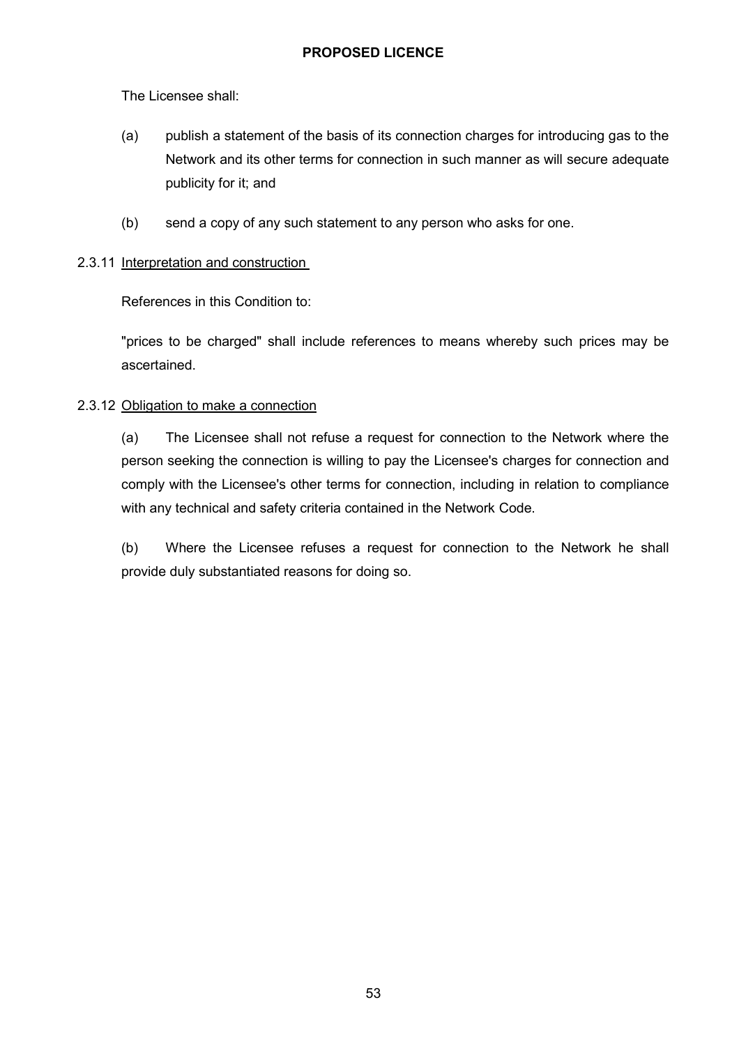The Licensee shall:

(a) publish a statement of the basis of its connection charges for introducing gas to the Network and its other terms for connection in such manner as will secure adequate publicity for it; and

(b) send a copy of any such statement to any person who asks for one.

2.3.11 Interpretation and construction

References in this Condition to:

"prices to be charged" shall include references to means whereby such prices may be ascertained.

2.3.12 Obligation to make a connection

(a) The Licensee shall not refuse a request for connection to the Network where the person seeking the connection is willing to pay the Licensee's charges for connection and comply with the Licensee's other terms for connection, including in relation to compliance with any technical and safety criteria contained in the Network Code.

(b) Where the Licensee refuses a request for connection to the Network he shall provide duly substantiated reasons for doing so.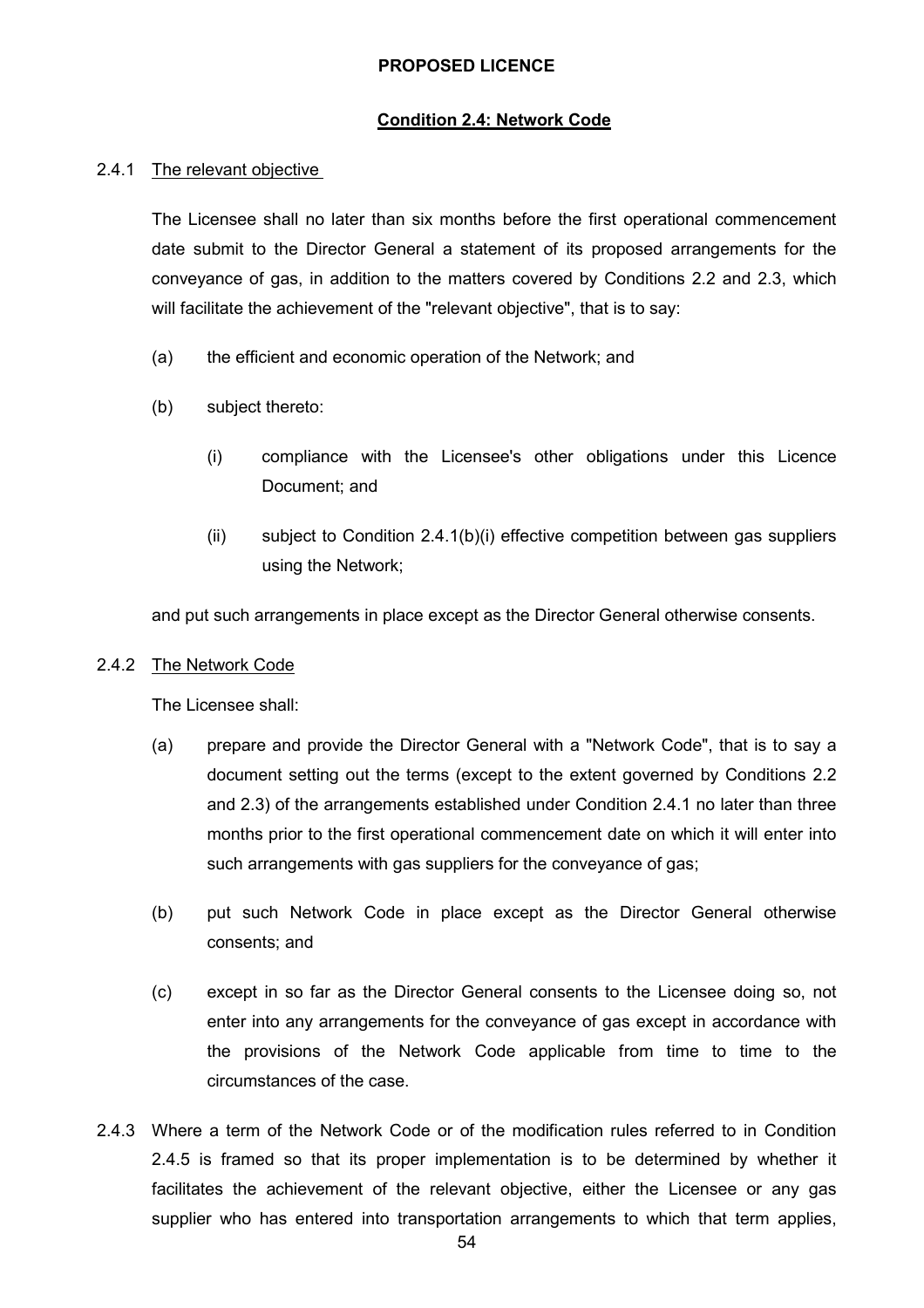**PROPOSED LICENCE**

**Condition 2.4: Network Code**

2.4.1 The relevant objective

The Licensee shall no later than six months before the first operational commencement date submit to the Director General a statement of its proposed arrangements for the conveyance of gas, in addition to the matters covered by Conditions 2.2 and 2.3, which will facilitate the achievement of the "relevant objective", that is to say:

(a) the efficient and economic operation of the Network; and

(b) subject thereto:

(i) compliance with the Licensee's other obligations under this Licence Document; and

(ii) subject to Condition 2.4.1(b)(i) effective competition between gas suppliers using the Network;

and put such arrangements in place except as the Director General otherwise consents.

2.4.2 The Network Code

The Licensee shall:

(a) prepare and provide the Director General with a "Network Code", that is to say a document setting out the terms (except to the extent governed by Conditions 2.2 and 2.3) of the arrangements established under Condition 2.4.1 no later than three months prior to the first operational commencement date on which it will enter into such arrangements with gas suppliers for the conveyance of gas;

(b) put such Network Code in place except as the Director General otherwise consents; and

(c) except in so far as the Director General consents to the Licensee doing so, not enter into any arrangements for the conveyance of gas except in accordance with the provisions of the Network Code applicable from time to time to the circumstances of the case.

2.4.3 Where a term of the Network Code or of the modification rules referred to in Condition 2.4.5 is framed so that its proper implementation is to be determined by whether it facilitates the achievement of the relevant objective, either the Licensee or any gas supplier who has entered into transportation arrangements to which that term applies,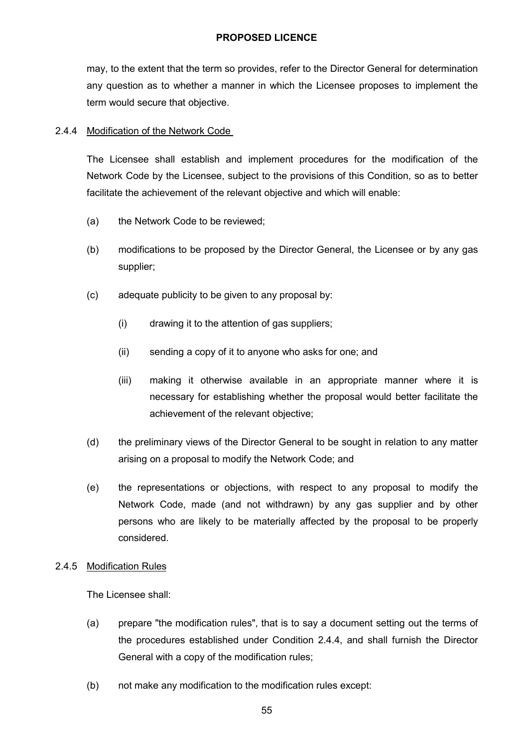may, to the extent that the term so provides, refer to the Director General for determination any question as to whether a manner in which the Licensee proposes to implement the term would secure that objective.

2.4.4 Modification of the Network Code

The Licensee shall establish and implement procedures for the modification of the Network Code by the Licensee, subject to the provisions of this Condition, so as to better facilitate the achievement of the relevant objective and which will enable:

(a) the Network Code to be reviewed;

(b) modifications to be proposed by the Director General, the Licensee or by any gas supplier;

(c) adequate publicity to be given to any proposal by:

  (i) drawing it to the attention of gas suppliers;

  (ii) sending a copy of it to anyone who asks for one; and

  (iii) making it otherwise available in an appropriate manner where it is necessary for establishing whether the proposal would better facilitate the achievement of the relevant objective;

(d) the preliminary views of the Director General to be sought in relation to any matter arising on a proposal to modify the Network Code; and

(e) the representations or objections, with respect to any proposal to modify the Network Code, made (and not withdrawn) by any gas supplier and by other persons who are likely to be materially affected by the proposal to be properly considered.

2.4.5 Modification Rules

The Licensee shall:

(a) prepare "the modification rules", that is to say a document setting out the terms of the procedures established under Condition 2.4.4, and shall furnish the Director General with a copy of the modification rules;

(b) not make any modification to the modification rules except: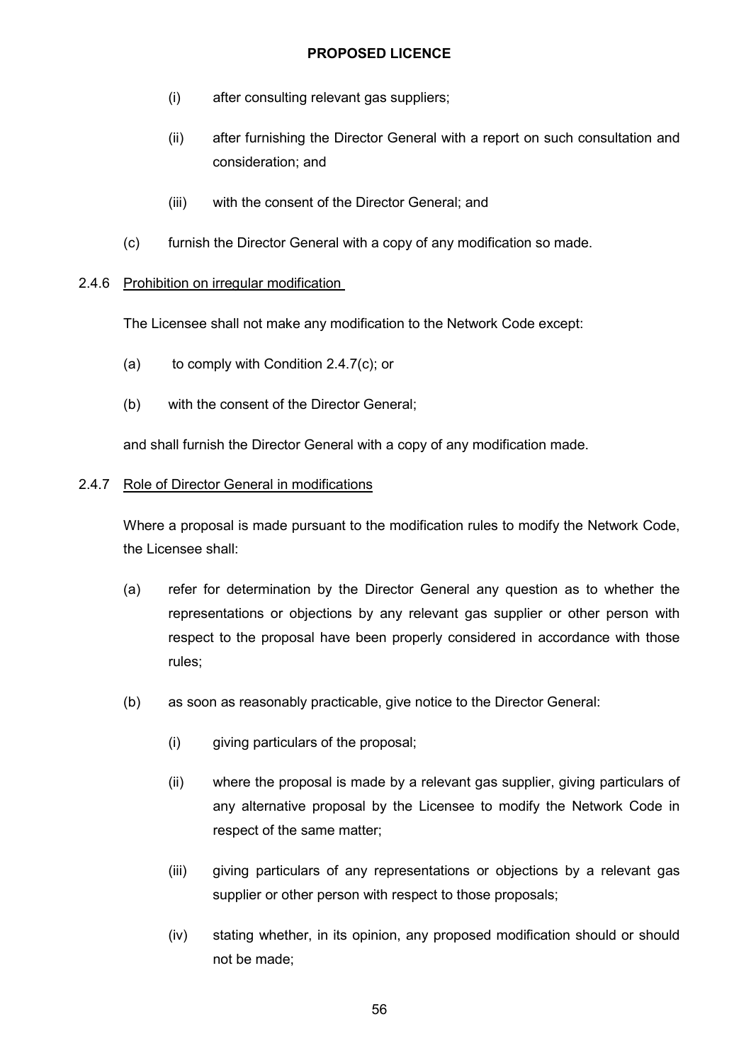(i) after consulting relevant gas suppliers;

(ii) after furnishing the Director General with a report on such consultation and consideration; and

(iii) with the consent of the Director General; and

(c) furnish the Director General with a copy of any modification so made.

2.4.6 <u>Prohibition on irregular modification</u>

The Licensee shall not make any modification to the Network Code except:

(a) to comply with Condition 2.4.7(c); or

(b) with the consent of the Director General;

and shall furnish the Director General with a copy of any modification made.

2.4.7 <u>Role of Director General in modifications</u>

Where a proposal is made pursuant to the modification rules to modify the Network Code, the Licensee shall:

(a) refer for determination by the Director General any question as to whether the representations or objections by any relevant gas supplier or other person with respect to the proposal have been properly considered in accordance with those rules;

(b) as soon as reasonably practicable, give notice to the Director General:

(i) giving particulars of the proposal;

(ii) where the proposal is made by a relevant gas supplier, giving particulars of any alternative proposal by the Licensee to modify the Network Code in respect of the same matter;

(iii) giving particulars of any representations or objections by a relevant gas supplier or other person with respect to those proposals;

(iv) stating whether, in its opinion, any proposed modification should or should not be made;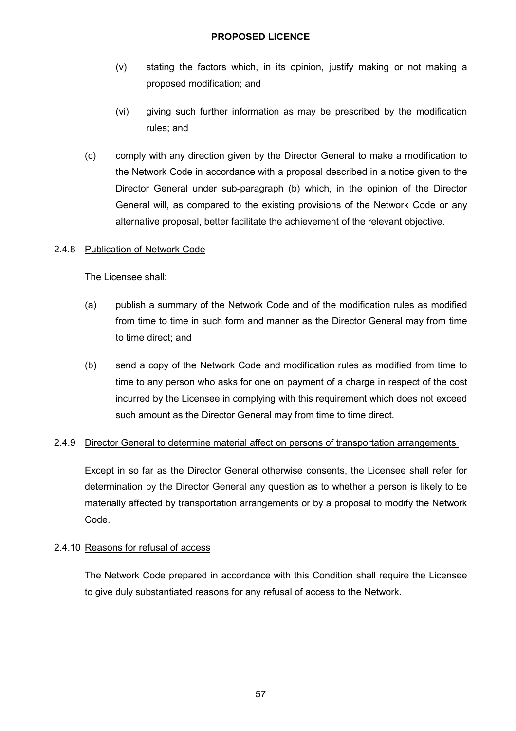(v) stating the factors which, in its opinion, justify making or not making a proposed modification; and

(vi) giving such further information as may be prescribed by the modification rules; and

(c) comply with any direction given by the Director General to make a modification to the Network Code in accordance with a proposal described in a notice given to the Director General under sub-paragraph (b) which, in the opinion of the Director General will, as compared to the existing provisions of the Network Code or any alternative proposal, better facilitate the achievement of the relevant objective.

2.4.8 <u>Publication of Network Code</u>

The Licensee shall:

(a) publish a summary of the Network Code and of the modification rules as modified from time to time in such form and manner as the Director General may from time to time direct; and

(b) send a copy of the Network Code and modification rules as modified from time to time to any person who asks for one on payment of a charge in respect of the cost incurred by the Licensee in complying with this requirement which does not exceed such amount as the Director General may from time to time direct.

2.4.9 <u>Director General to determine material affect on persons of transportation arrangements</u>

Except in so far as the Director General otherwise consents, the Licensee shall refer for determination by the Director General any question as to whether a person is likely to be materially affected by transportation arrangements or by a proposal to modify the Network Code.

2.4.10 <u>Reasons for refusal of access</u>

The Network Code prepared in accordance with this Condition shall require the Licensee to give duly substantiated reasons for any refusal of access to the Network.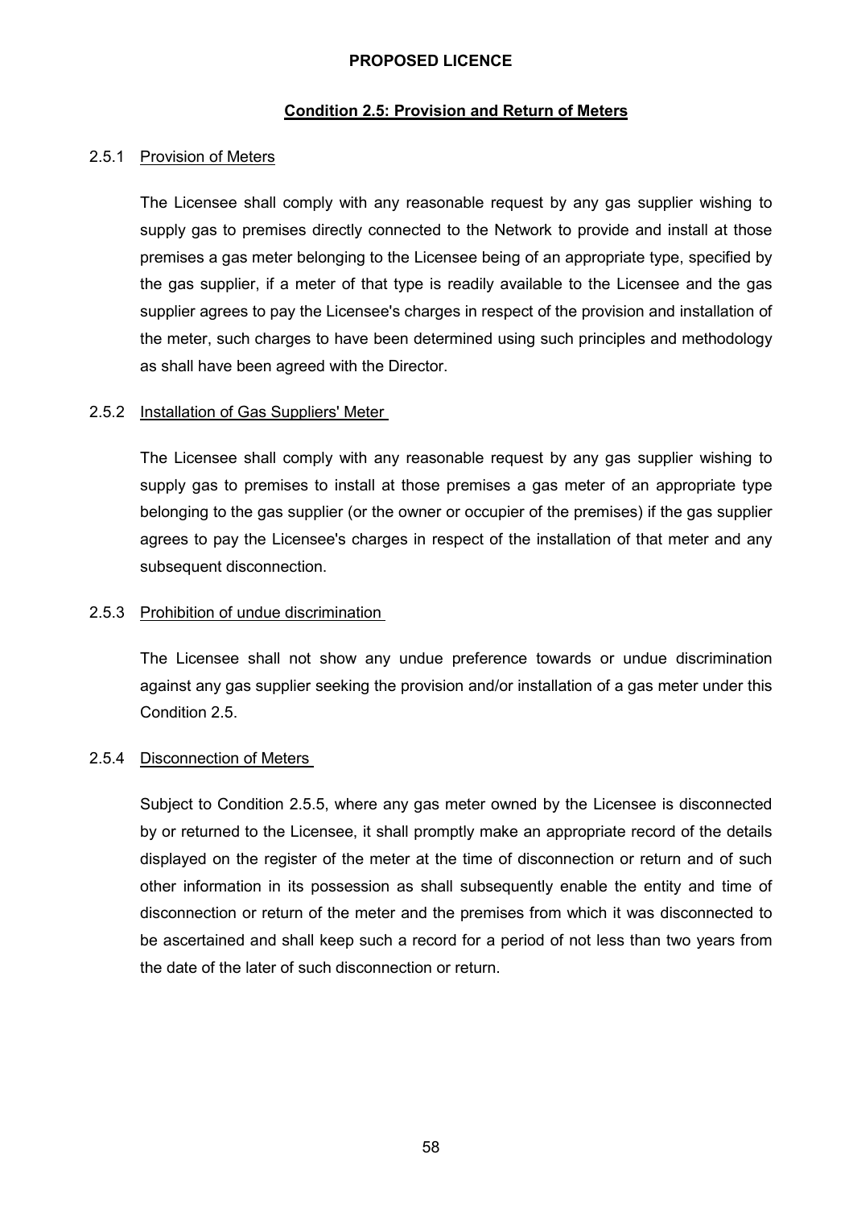**PROPOSED LICENCE**

## Condition 2.5: Provision and Return of Meters

2.5.1 Provision of Meters

The Licensee shall comply with any reasonable request by any gas supplier wishing to supply gas to premises directly connected to the Network to provide and install at those premises a gas meter belonging to the Licensee being of an appropriate type, specified by the gas supplier, if a meter of that type is readily available to the Licensee and the gas supplier agrees to pay the Licensee's charges in respect of the provision and installation of the meter, such charges to have been determined using such principles and methodology as shall have been agreed with the Director.

2.5.2 Installation of Gas Suppliers' Meter

The Licensee shall comply with any reasonable request by any gas supplier wishing to supply gas to premises to install at those premises a gas meter of an appropriate type belonging to the gas supplier (or the owner or occupier of the premises) if the gas supplier agrees to pay the Licensee's charges in respect of the installation of that meter and any subsequent disconnection.

2.5.3 Prohibition of undue discrimination

The Licensee shall not show any undue preference towards or undue discrimination against any gas supplier seeking the provision and/or installation of a gas meter under this Condition 2.5.

2.5.4 Disconnection of Meters

Subject to Condition 2.5.5, where any gas meter owned by the Licensee is disconnected by or returned to the Licensee, it shall promptly make an appropriate record of the details displayed on the register of the meter at the time of disconnection or return and of such other information in its possession as shall subsequently enable the entity and time of disconnection or return of the meter and the premises from which it was disconnected to be ascertained and shall keep such a record for a period of not less than two years from the date of the later of such disconnection or return.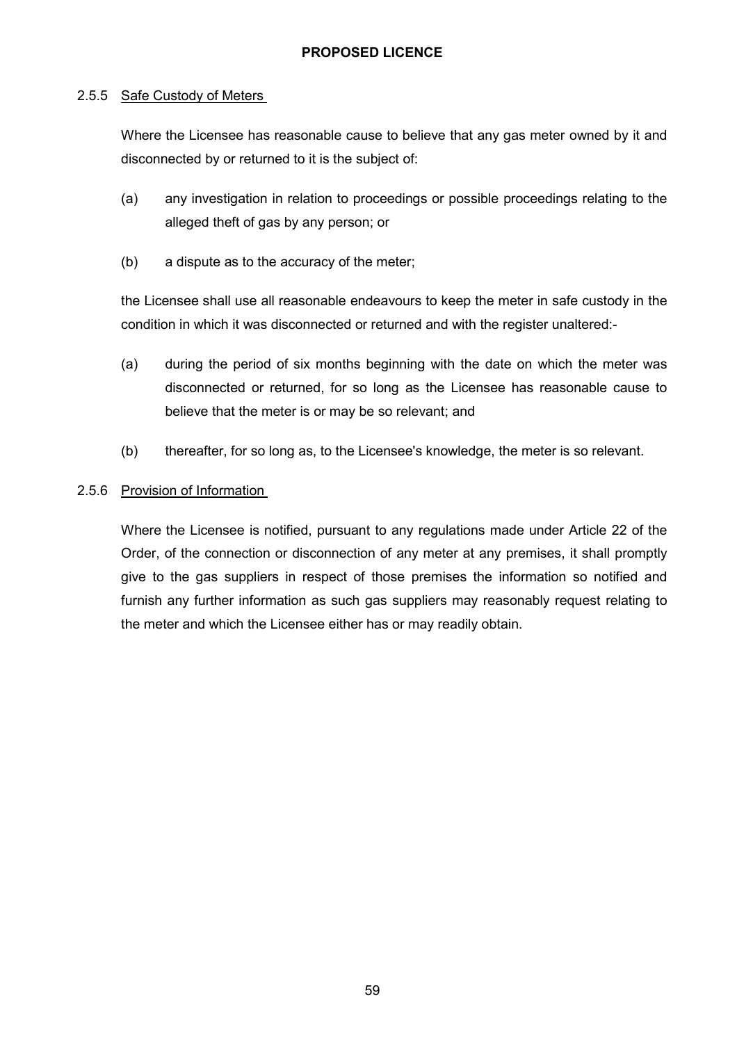### 2.5.5 Safe Custody of Meters

Where the Licensee has reasonable cause to believe that any gas meter owned by it and disconnected by or returned to it is the subject of:

(a) any investigation in relation to proceedings or possible proceedings relating to the alleged theft of gas by any person; or

(b) a dispute as to the accuracy of the meter;

the Licensee shall use all reasonable endeavours to keep the meter in safe custody in the condition in which it was disconnected or returned and with the register unaltered:-

(a) during the period of six months beginning with the date on which the meter was disconnected or returned, for so long as the Licensee has reasonable cause to believe that the meter is or may be so relevant; and

(b) thereafter, for so long as, to the Licensee's knowledge, the meter is so relevant.

### 2.5.6 Provision of Information

Where the Licensee is notified, pursuant to any regulations made under Article 22 of the Order, of the connection or disconnection of any meter at any premises, it shall promptly give to the gas suppliers in respect of those premises the information so notified and furnish any further information as such gas suppliers may reasonably request relating to the meter and which the Licensee either has or may readily obtain.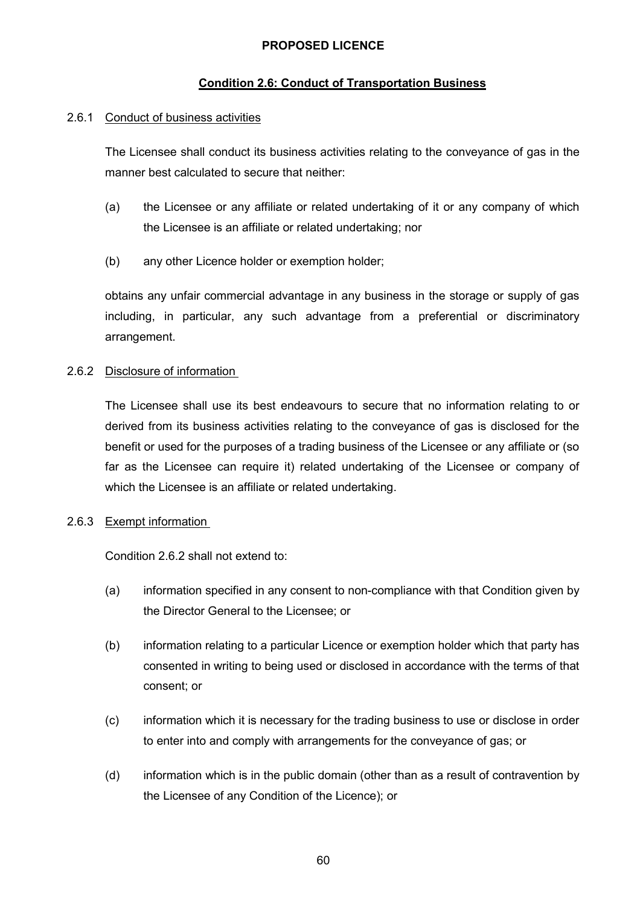**PROPOSED LICENCE**

## Condition 2.6: Conduct of Transportation Business

2.6.1 Conduct of business activities

The Licensee shall conduct its business activities relating to the conveyance of gas in the manner best calculated to secure that neither:

(a) the Licensee or any affiliate or related undertaking of it or any company of which the Licensee is an affiliate or related undertaking; nor

(b) any other Licence holder or exemption holder;

obtains any unfair commercial advantage in any business in the storage or supply of gas including, in particular, any such advantage from a preferential or discriminatory arrangement.

2.6.2 Disclosure of information

The Licensee shall use its best endeavours to secure that no information relating to or derived from its business activities relating to the conveyance of gas is disclosed for the benefit or used for the purposes of a trading business of the Licensee or any affiliate or (so far as the Licensee can require it) related undertaking of the Licensee or company of which the Licensee is an affiliate or related undertaking.

2.6.3 Exempt information

Condition 2.6.2 shall not extend to:

(a) information specified in any consent to non-compliance with that Condition given by the Director General to the Licensee; or

(b) information relating to a particular Licence or exemption holder which that party has consented in writing to being used or disclosed in accordance with the terms of that consent; or

(c) information which it is necessary for the trading business to use or disclose in order to enter into and comply with arrangements for the conveyance of gas; or

(d) information which is in the public domain (other than as a result of contravention by the Licensee of any Condition of the Licence); or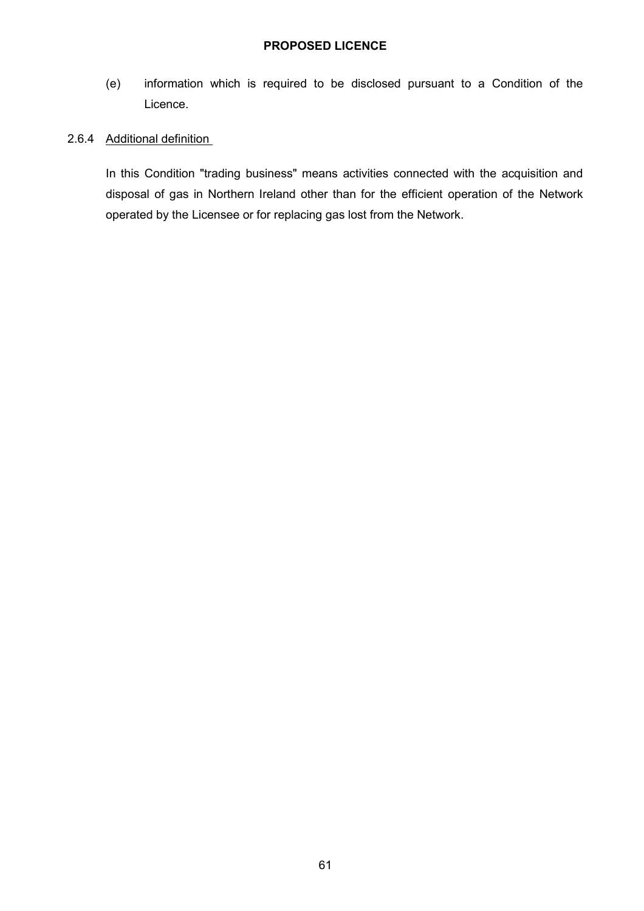(e) information which is required to be disclosed pursuant to a Condition of the Licence.

2.6.4 Additional definition

In this Condition "trading business" means activities connected with the acquisition and disposal of gas in Northern Ireland other than for the efficient operation of the Network operated by the Licensee or for replacing gas lost from the Network.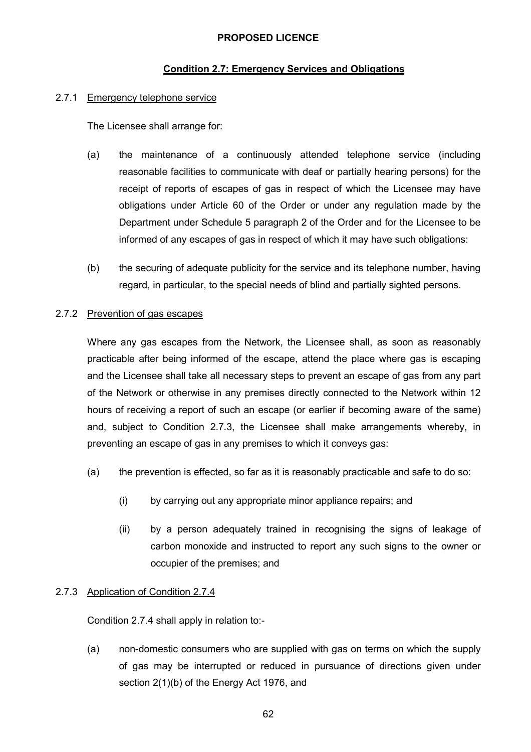**PROPOSED LICENCE**

## Condition 2.7: Emergency Services and Obligations

2.7.1 Emergency telephone service

The Licensee shall arrange for:

(a) the maintenance of a continuously attended telephone service (including reasonable facilities to communicate with deaf or partially hearing persons) for the receipt of reports of escapes of gas in respect of which the Licensee may have obligations under Article 60 of the Order or under any regulation made by the Department under Schedule 5 paragraph 2 of the Order and for the Licensee to be informed of any escapes of gas in respect of which it may have such obligations:

(b) the securing of adequate publicity for the service and its telephone number, having regard, in particular, to the special needs of blind and partially sighted persons.

2.7.2 Prevention of gas escapes

Where any gas escapes from the Network, the Licensee shall, as soon as reasonably practicable after being informed of the escape, attend the place where gas is escaping and the Licensee shall take all necessary steps to prevent an escape of gas from any part of the Network or otherwise in any premises directly connected to the Network within 12 hours of receiving a report of such an escape (or earlier if becoming aware of the same) and, subject to Condition 2.7.3, the Licensee shall make arrangements whereby, in preventing an escape of gas in any premises to which it conveys gas:

(a) the prevention is effected, so far as it is reasonably practicable and safe to do so:

(i) by carrying out any appropriate minor appliance repairs; and

(ii) by a person adequately trained in recognising the signs of leakage of carbon monoxide and instructed to report any such signs to the owner or occupier of the premises; and

2.7.3 Application of Condition 2.7.4

Condition 2.7.4 shall apply in relation to:-

(a) non-domestic consumers who are supplied with gas on terms on which the supply of gas may be interrupted or reduced in pursuance of directions given under section 2(1)(b) of the Energy Act 1976, and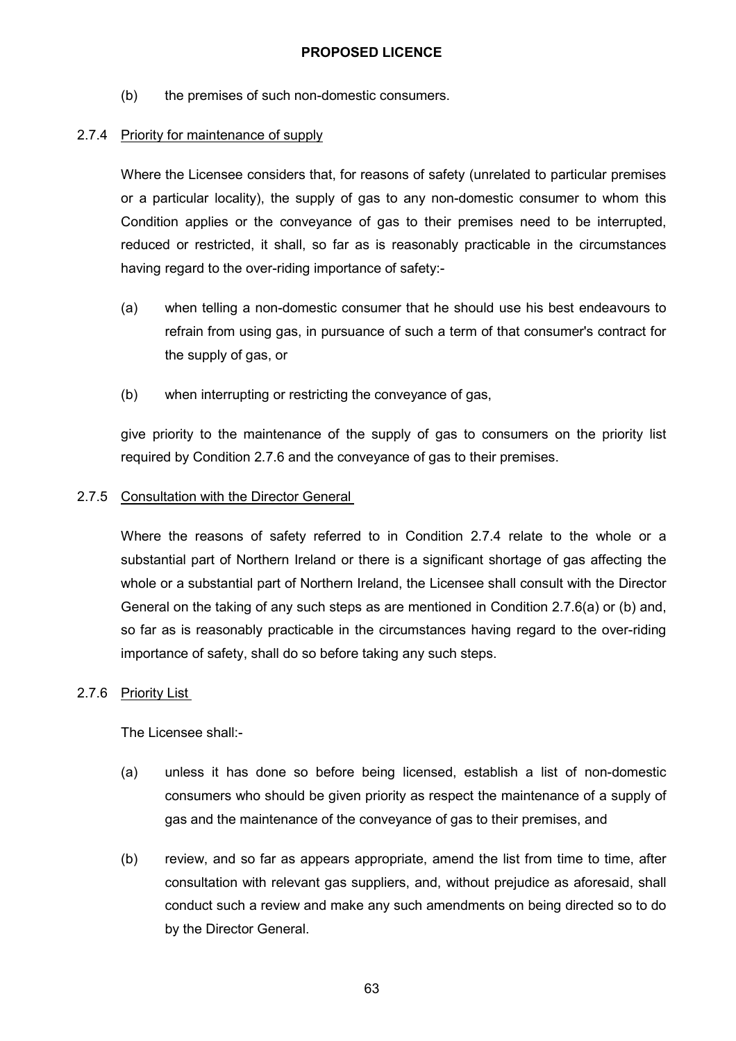(b) the premises of such non-domestic consumers.

2.7.4 Priority for maintenance of supply

Where the Licensee considers that, for reasons of safety (unrelated to particular premises or a particular locality), the supply of gas to any non-domestic consumer to whom this Condition applies or the conveyance of gas to their premises need to be interrupted, reduced or restricted, it shall, so far as is reasonably practicable in the circumstances having regard to the over-riding importance of safety:-

(a) when telling a non-domestic consumer that he should use his best endeavours to refrain from using gas, in pursuance of such a term of that consumer's contract for the supply of gas, or

(b) when interrupting or restricting the conveyance of gas,

give priority to the maintenance of the supply of gas to consumers on the priority list required by Condition 2.7.6 and the conveyance of gas to their premises.

2.7.5 Consultation with the Director General

Where the reasons of safety referred to in Condition 2.7.4 relate to the whole or a substantial part of Northern Ireland or there is a significant shortage of gas affecting the whole or a substantial part of Northern Ireland, the Licensee shall consult with the Director General on the taking of any such steps as are mentioned in Condition 2.7.6(a) or (b) and, so far as is reasonably practicable in the circumstances having regard to the over-riding importance of safety, shall do so before taking any such steps.

2.7.6 Priority List

The Licensee shall:-

(a) unless it has done so before being licensed, establish a list of non-domestic consumers who should be given priority as respect the maintenance of a supply of gas and the maintenance of the conveyance of gas to their premises, and

(b) review, and so far as appears appropriate, amend the list from time to time, after consultation with relevant gas suppliers, and, without prejudice as aforesaid, shall conduct such a review and make any such amendments on being directed so to do by the Director General.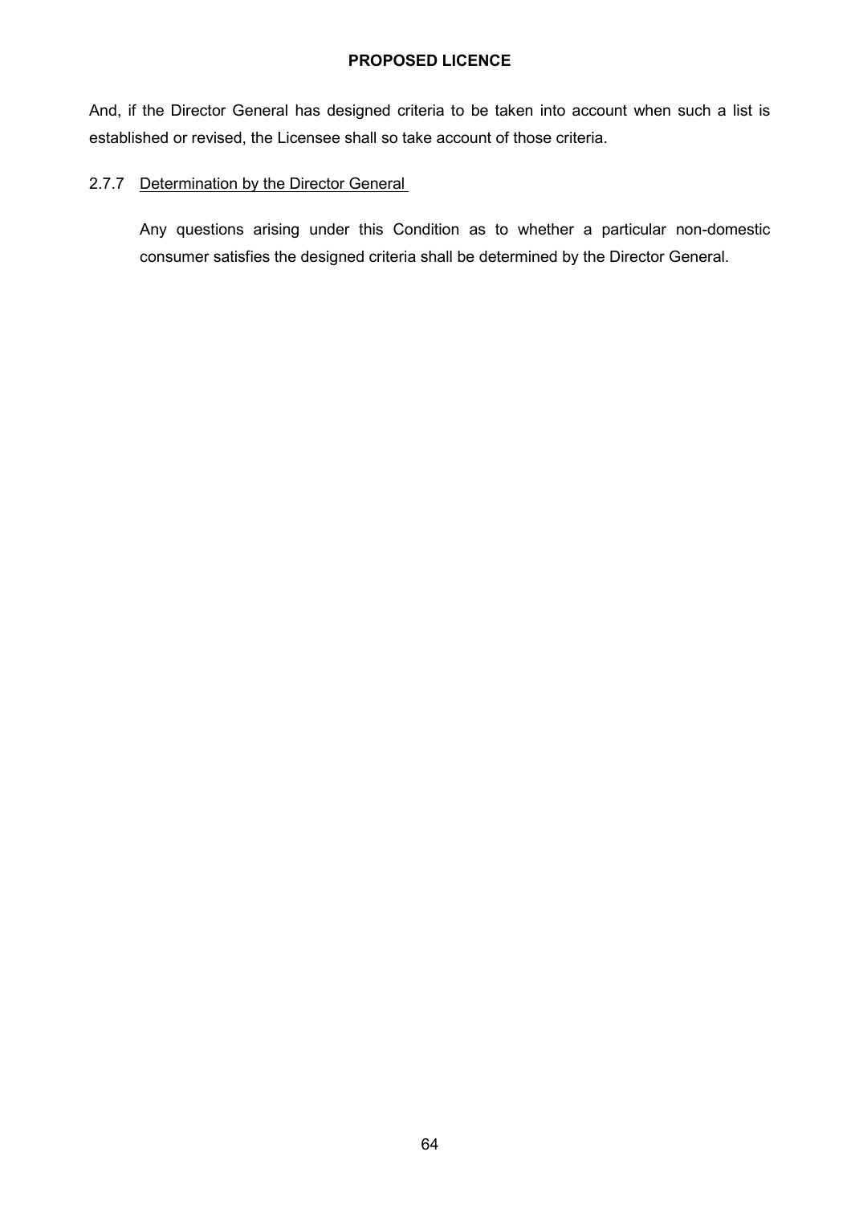And, if the Director General has designed criteria to be taken into account when such a list is established or revised, the Licensee shall so take account of those criteria.

2.7.7 <u>Determination by the Director General</u>

Any questions arising under this Condition as to whether a particular non-domestic consumer satisfies the designed criteria shall be determined by the Director General.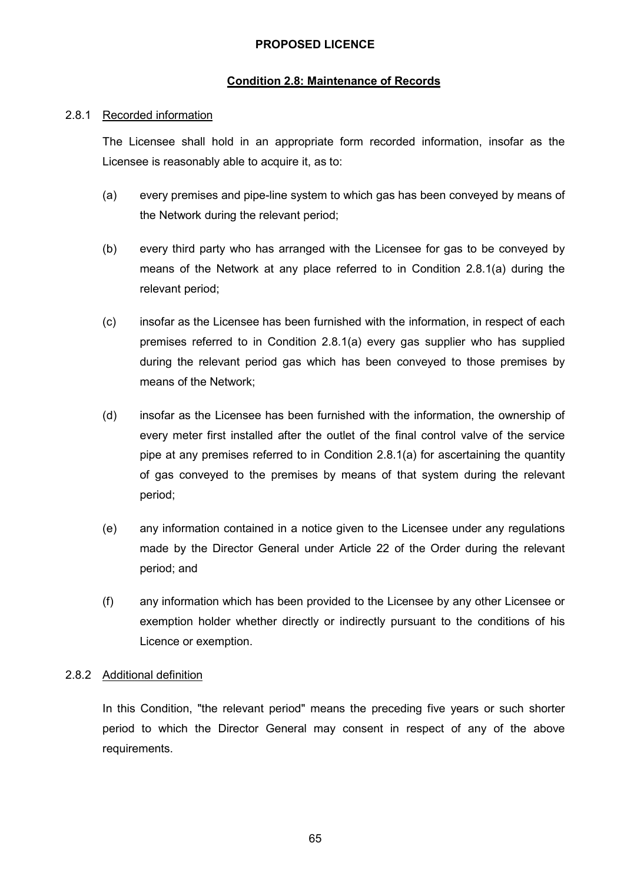**PROPOSED LICENCE**

## Condition 2.8: Maintenance of Records

### 2.8.1 Recorded information

The Licensee shall hold in an appropriate form recorded information, insofar as the Licensee is reasonably able to acquire it, as to:

(a) every premises and pipe-line system to which gas has been conveyed by means of the Network during the relevant period;

(b) every third party who has arranged with the Licensee for gas to be conveyed by means of the Network at any place referred to in Condition 2.8.1(a) during the relevant period;

(c) insofar as the Licensee has been furnished with the information, in respect of each premises referred to in Condition 2.8.1(a) every gas supplier who has supplied during the relevant period gas which has been conveyed to those premises by means of the Network;

(d) insofar as the Licensee has been furnished with the information, the ownership of every meter first installed after the outlet of the final control valve of the service pipe at any premises referred to in Condition 2.8.1(a) for ascertaining the quantity of gas conveyed to the premises by means of that system during the relevant period;

(e) any information contained in a notice given to the Licensee under any regulations made by the Director General under Article 22 of the Order during the relevant period; and

(f) any information which has been provided to the Licensee by any other Licensee or exemption holder whether directly or indirectly pursuant to the conditions of his Licence or exemption.

### 2.8.2 Additional definition

In this Condition, "the relevant period" means the preceding five years or such shorter period to which the Director General may consent in respect of any of the above requirements.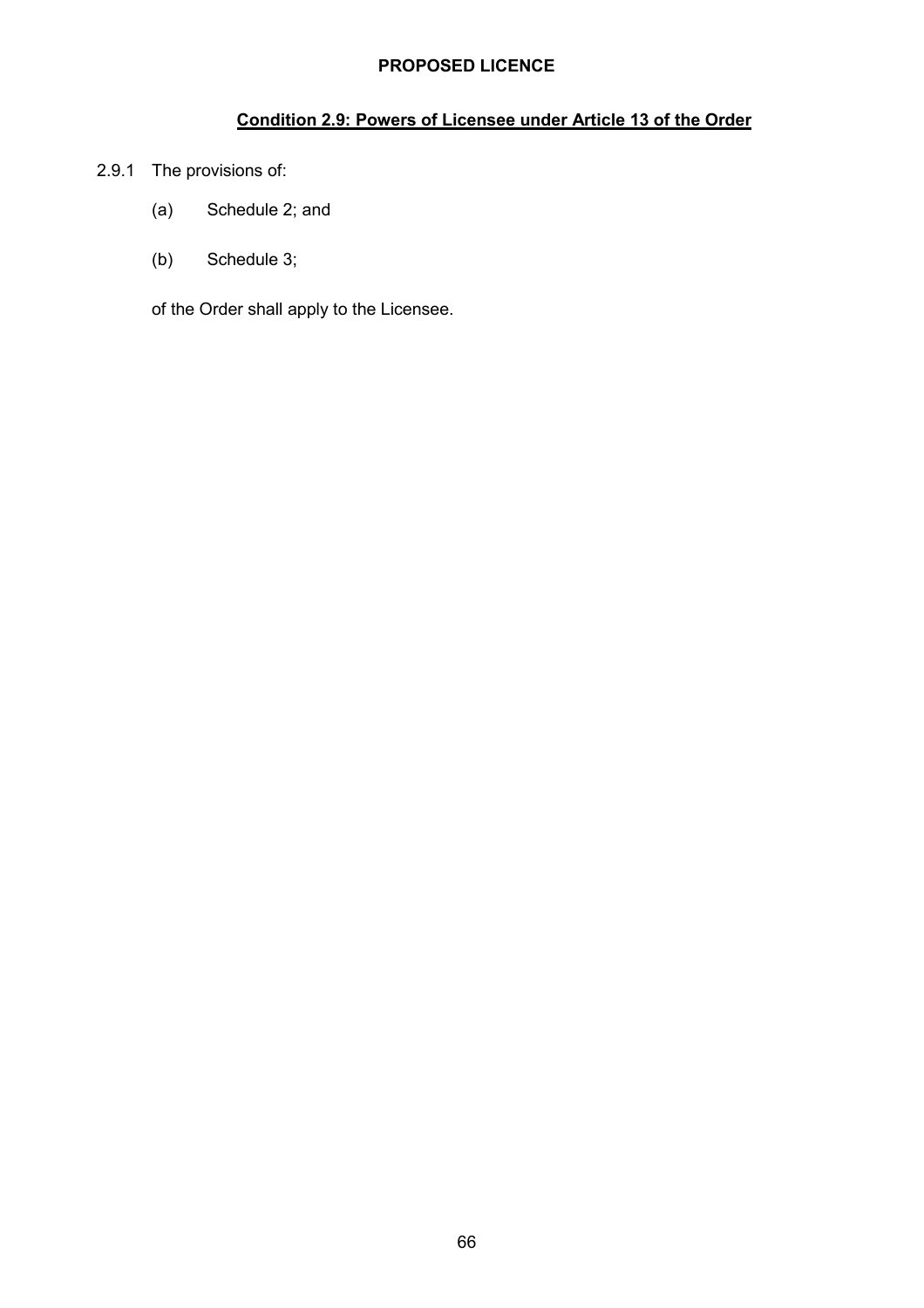**PROPOSED LICENCE**

## Condition 2.9: Powers of Licensee under Article 13 of the Order

2.9.1 The provisions of:

(a) Schedule 2; and

(b) Schedule 3;

of the Order shall apply to the Licensee.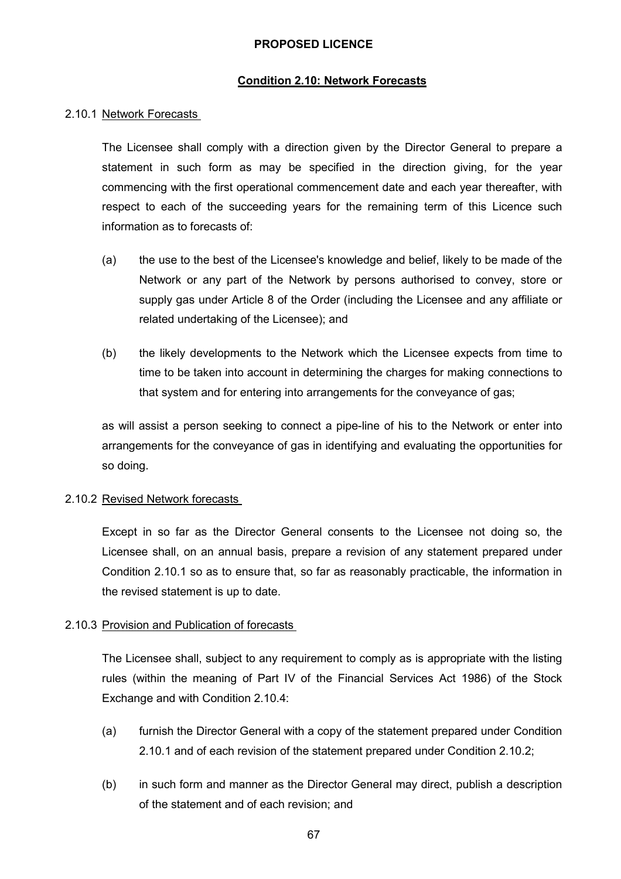**PROPOSED LICENCE**

**Condition 2.10: Network Forecasts**

2.10.1 Network Forecasts

The Licensee shall comply with a direction given by the Director General to prepare a statement in such form as may be specified in the direction giving, for the year commencing with the first operational commencement date and each year thereafter, with respect to each of the succeeding years for the remaining term of this Licence such information as to forecasts of:

(a) the use to the best of the Licensee's knowledge and belief, likely to be made of the Network or any part of the Network by persons authorised to convey, store or supply gas under Article 8 of the Order (including the Licensee and any affiliate or related undertaking of the Licensee); and

(b) the likely developments to the Network which the Licensee expects from time to time to be taken into account in determining the charges for making connections to that system and for entering into arrangements for the conveyance of gas;

as will assist a person seeking to connect a pipe-line of his to the Network or enter into arrangements for the conveyance of gas in identifying and evaluating the opportunities for so doing.

2.10.2 Revised Network forecasts

Except in so far as the Director General consents to the Licensee not doing so, the Licensee shall, on an annual basis, prepare a revision of any statement prepared under Condition 2.10.1 so as to ensure that, so far as reasonably practicable, the information in the revised statement is up to date.

2.10.3 Provision and Publication of forecasts

The Licensee shall, subject to any requirement to comply as is appropriate with the listing rules (within the meaning of Part IV of the Financial Services Act 1986) of the Stock Exchange and with Condition 2.10.4:

(a) furnish the Director General with a copy of the statement prepared under Condition 2.10.1 and of each revision of the statement prepared under Condition 2.10.2;

(b) in such form and manner as the Director General may direct, publish a description of the statement and of each revision; and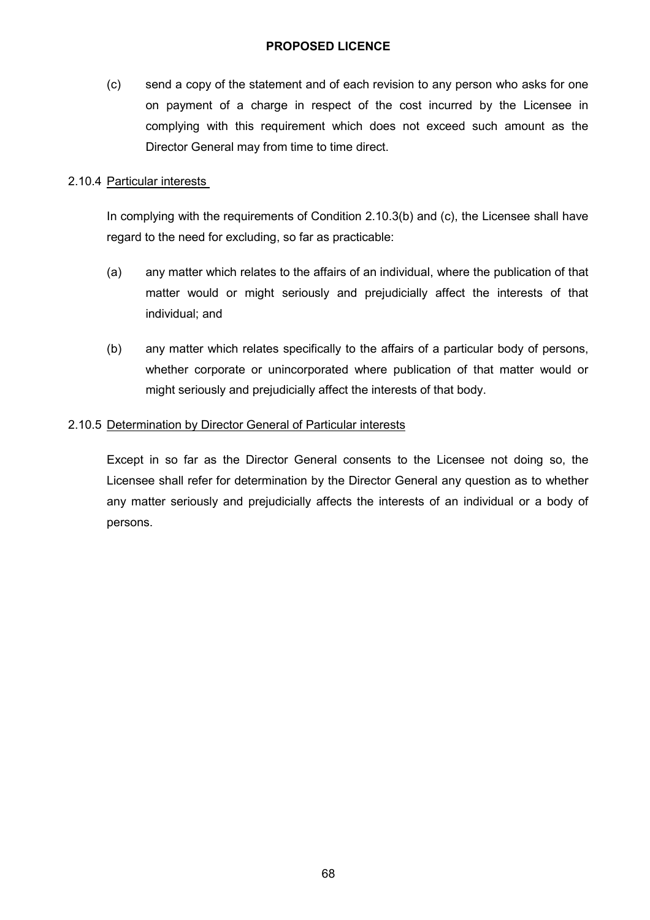(c) send a copy of the statement and of each revision to any person who asks for one on payment of a charge in respect of the cost incurred by the Licensee in complying with this requirement which does not exceed such amount as the Director General may from time to time direct.

2.10.4 Particular interests

In complying with the requirements of Condition 2.10.3(b) and (c), the Licensee shall have regard to the need for excluding, so far as practicable:

(a) any matter which relates to the affairs of an individual, where the publication of that matter would or might seriously and prejudicially affect the interests of that individual; and

(b) any matter which relates specifically to the affairs of a particular body of persons, whether corporate or unincorporated where publication of that matter would or might seriously and prejudicially affect the interests of that body.

2.10.5 Determination by Director General of Particular interests

Except in so far as the Director General consents to the Licensee not doing so, the Licensee shall refer for determination by the Director General any question as to whether any matter seriously and prejudicially affects the interests of an individual or a body of persons.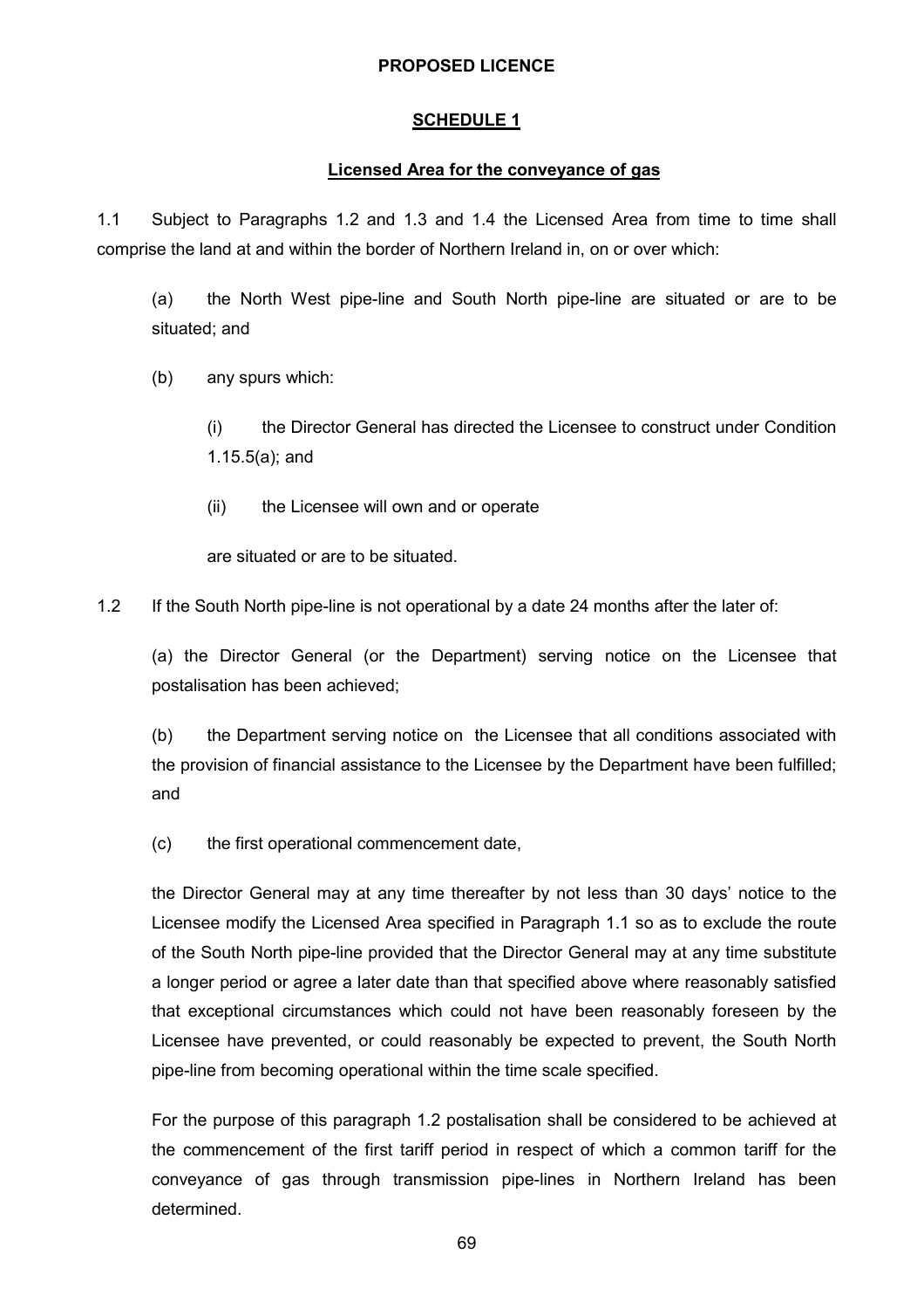**PROPOSED LICENCE**

**SCHEDULE 1**

**Licensed Area for the conveyance of gas**

1.1 Subject to Paragraphs 1.2 and 1.3 and 1.4 the Licensed Area from time to time shall comprise the land at and within the border of Northern Ireland in, on or over which:

(a) the North West pipe-line and South North pipe-line are situated or are to be situated; and

(b) any spurs which:

(i) the Director General has directed the Licensee to construct under Condition 1.15.5(a); and

(ii) the Licensee will own and or operate

are situated or are to be situated.

1.2 If the South North pipe-line is not operational by a date 24 months after the later of:

(a) the Director General (or the Department) serving notice on the Licensee that postalisation has been achieved;

(b) the Department serving notice on the Licensee that all conditions associated with the provision of financial assistance to the Licensee by the Department have been fulfilled; and

(c) the first operational commencement date,

the Director General may at any time thereafter by not less than 30 days' notice to the Licensee modify the Licensed Area specified in Paragraph 1.1 so as to exclude the route of the South North pipe-line provided that the Director General may at any time substitute a longer period or agree a later date than that specified above where reasonably satisfied that exceptional circumstances which could not have been reasonably foreseen by the Licensee have prevented, or could reasonably be expected to prevent, the South North pipe-line from becoming operational within the time scale specified.

For the purpose of this paragraph 1.2 postalisation shall be considered to be achieved at the commencement of the first tariff period in respect of which a common tariff for the conveyance of gas through transmission pipe-lines in Northern Ireland has been determined.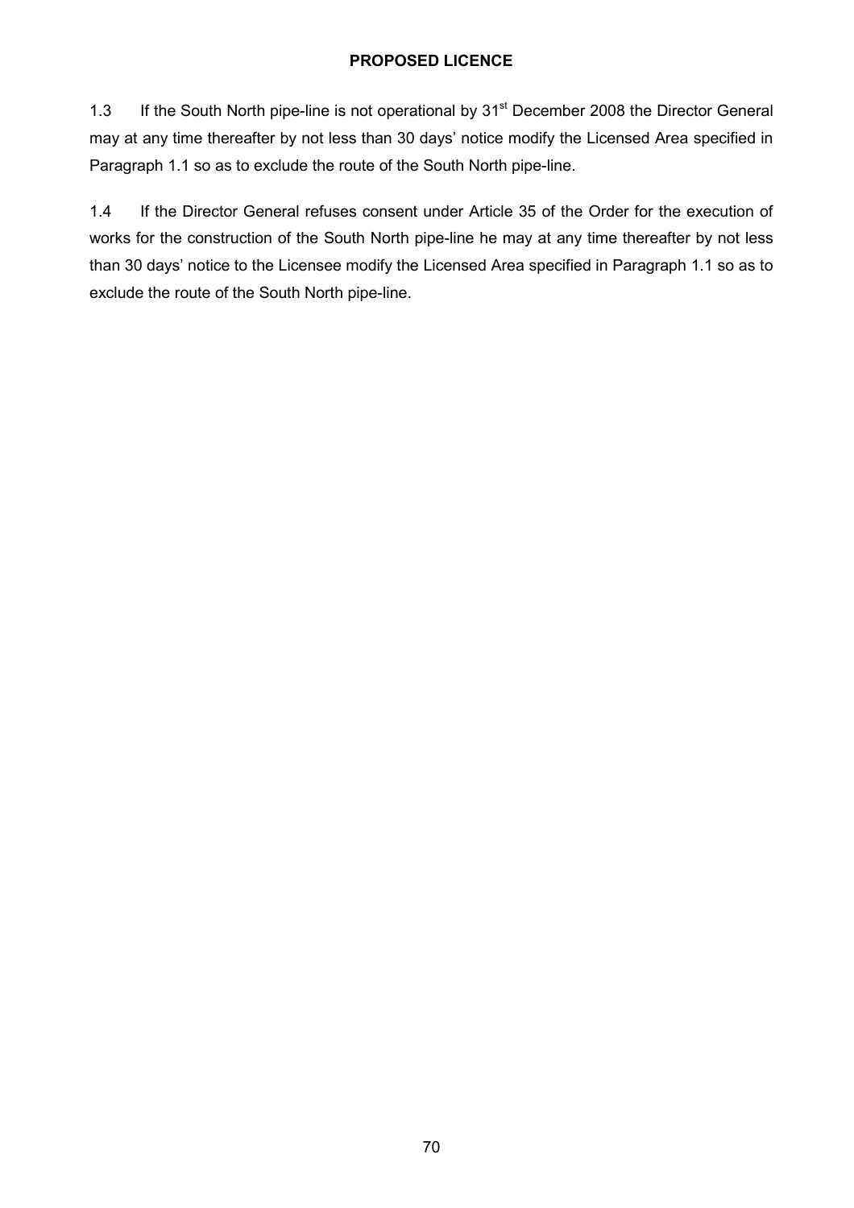**PROPOSED LICENCE**

1.3 If the South North pipe-line is not operational by 31st December 2008 the Director General may at any time thereafter by not less than 30 days' notice modify the Licensed Area specified in Paragraph 1.1 so as to exclude the route of the South North pipe-line.

1.4 If the Director General refuses consent under Article 35 of the Order for the execution of works for the construction of the South North pipe-line he may at any time thereafter by not less than 30 days' notice to the Licensee modify the Licensed Area specified in Paragraph 1.1 so as to exclude the route of the South North pipe-line.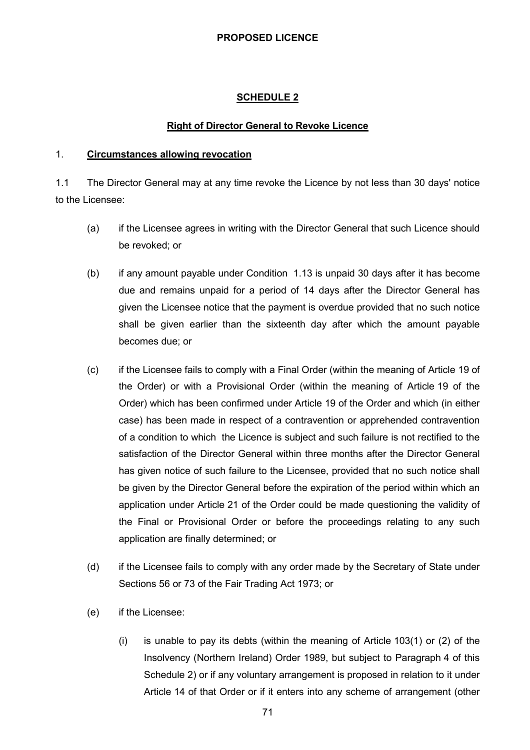**PROPOSED LICENCE**

## SCHEDULE 2

### Right of Director General to Revoke Licence

1. **Circumstances allowing revocation**

1.1 The Director General may at any time revoke the Licence by not less than 30 days' notice to the Licensee:

(a) if the Licensee agrees in writing with the Director General that such Licence should be revoked; or

(b) if any amount payable under Condition 1.13 is unpaid 30 days after it has become due and remains unpaid for a period of 14 days after the Director General has given the Licensee notice that the payment is overdue provided that no such notice shall be given earlier than the sixteenth day after which the amount payable becomes due; or

(c) if the Licensee fails to comply with a Final Order (within the meaning of Article 19 of the Order) or with a Provisional Order (within the meaning of Article 19 of the Order) which has been confirmed under Article 19 of the Order and which (in either case) has been made in respect of a contravention or apprehended contravention of a condition to which the Licence is subject and such failure is not rectified to the satisfaction of the Director General within three months after the Director General has given notice of such failure to the Licensee, provided that no such notice shall be given by the Director General before the expiration of the period within which an application under Article 21 of the Order could be made questioning the validity of the Final or Provisional Order or before the proceedings relating to any such application are finally determined; or

(d) if the Licensee fails to comply with any order made by the Secretary of State under Sections 56 or 73 of the Fair Trading Act 1973; or

(e) if the Licensee:

(i) is unable to pay its debts (within the meaning of Article 103(1) or (2) of the Insolvency (Northern Ireland) Order 1989, but subject to Paragraph 4 of this Schedule 2) or if any voluntary arrangement is proposed in relation to it under Article 14 of that Order or if it enters into any scheme of arrangement (other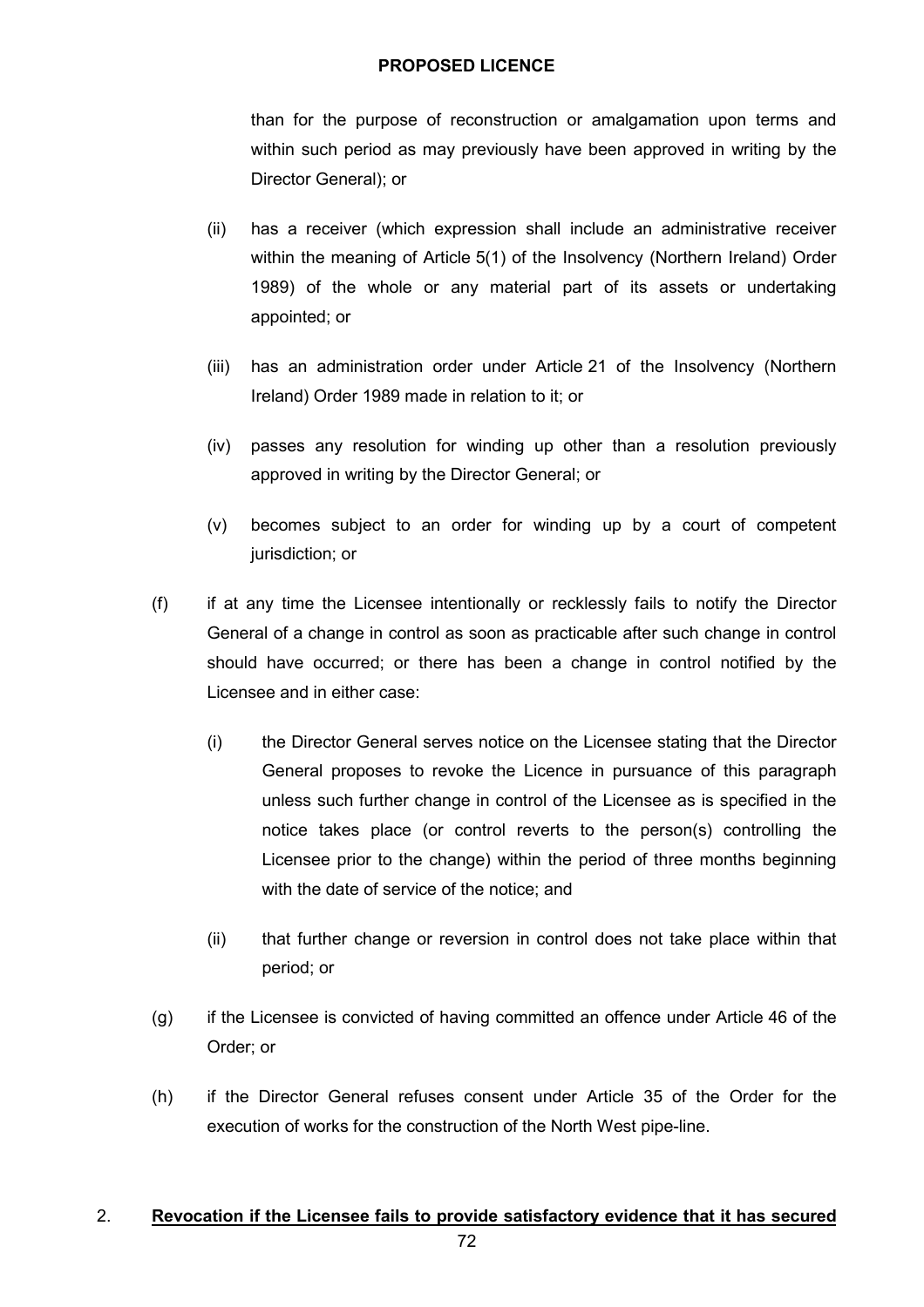than for the purpose of reconstruction or amalgamation upon terms and within such period as may previously have been approved in writing by the Director General); or

(ii) has a receiver (which expression shall include an administrative receiver within the meaning of Article 5(1) of the Insolvency (Northern Ireland) Order 1989) of the whole or any material part of its assets or undertaking appointed; or

(iii) has an administration order under Article 21 of the Insolvency (Northern Ireland) Order 1989 made in relation to it; or

(iv) passes any resolution for winding up other than a resolution previously approved in writing by the Director General; or

(v) becomes subject to an order for winding up by a court of competent jurisdiction; or

(f) if at any time the Licensee intentionally or recklessly fails to notify the Director General of a change in control as soon as practicable after such change in control should have occurred; or there has been a change in control notified by the Licensee and in either case:

(i) the Director General serves notice on the Licensee stating that the Director General proposes to revoke the Licence in pursuance of this paragraph unless such further change in control of the Licensee as is specified in the notice takes place (or control reverts to the person(s) controlling the Licensee prior to the change) within the period of three months beginning with the date of service of the notice; and

(ii) that further change or reversion in control does not take place within that period; or

(g) if the Licensee is convicted of having committed an offence under Article 46 of the Order; or

(h) if the Director General refuses consent under Article 35 of the Order for the execution of works for the construction of the North West pipe-line.

2. **<u>Revocation if the Licensee fails to provide satisfactory evidence that it has secured</u>**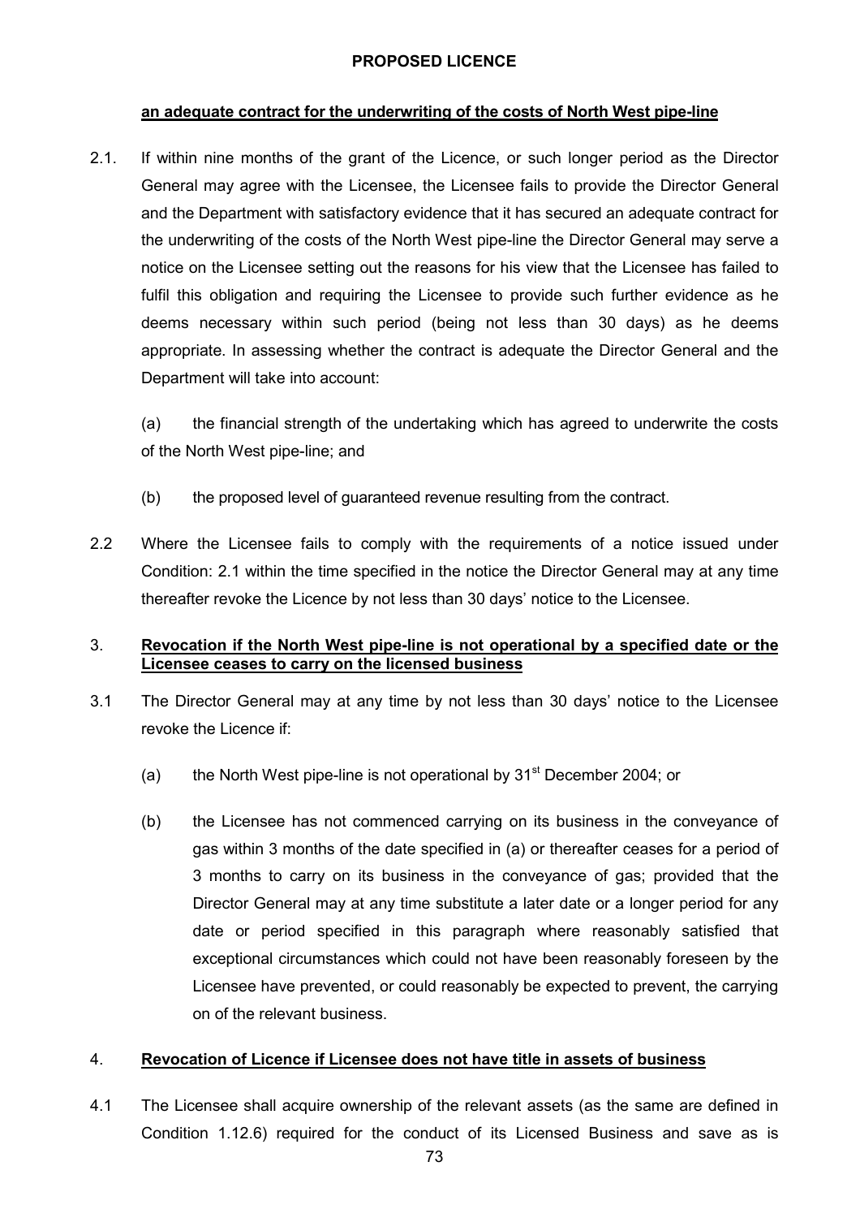**PROPOSED LICENCE**

**an adequate contract for the underwriting of the costs of North West pipe-line**

2.1. If within nine months of the grant of the Licence, or such longer period as the Director General may agree with the Licensee, the Licensee fails to provide the Director General and the Department with satisfactory evidence that it has secured an adequate contract for the underwriting of the costs of the North West pipe-line the Director General may serve a notice on the Licensee setting out the reasons for his view that the Licensee has failed to fulfil this obligation and requiring the Licensee to provide such further evidence as he deems necessary within such period (being not less than 30 days) as he deems appropriate. In assessing whether the contract is adequate the Director General and the Department will take into account:

(a) the financial strength of the undertaking which has agreed to underwrite the costs of the North West pipe-line; and

(b) the proposed level of guaranteed revenue resulting from the contract.

2.2 Where the Licensee fails to comply with the requirements of a notice issued under Condition: 2.1 within the time specified in the notice the Director General may at any time thereafter revoke the Licence by not less than 30 days' notice to the Licensee.

3. **Revocation if the North West pipe-line is not operational by a specified date or the Licensee ceases to carry on the licensed business**

3.1 The Director General may at any time by not less than 30 days' notice to the Licensee revoke the Licence if:

(a) the North West pipe-line is not operational by 31st December 2004; or

(b) the Licensee has not commenced carrying on its business in the conveyance of gas within 3 months of the date specified in (a) or thereafter ceases for a period of 3 months to carry on its business in the conveyance of gas; provided that the Director General may at any time substitute a later date or a longer period for any date or period specified in this paragraph where reasonably satisfied that exceptional circumstances which could not have been reasonably foreseen by the Licensee have prevented, or could reasonably be expected to prevent, the carrying on of the relevant business.

4. **Revocation of Licence if Licensee does not have title in assets of business**

4.1 The Licensee shall acquire ownership of the relevant assets (as the same are defined in Condition 1.12.6) required for the conduct of its Licensed Business and save as is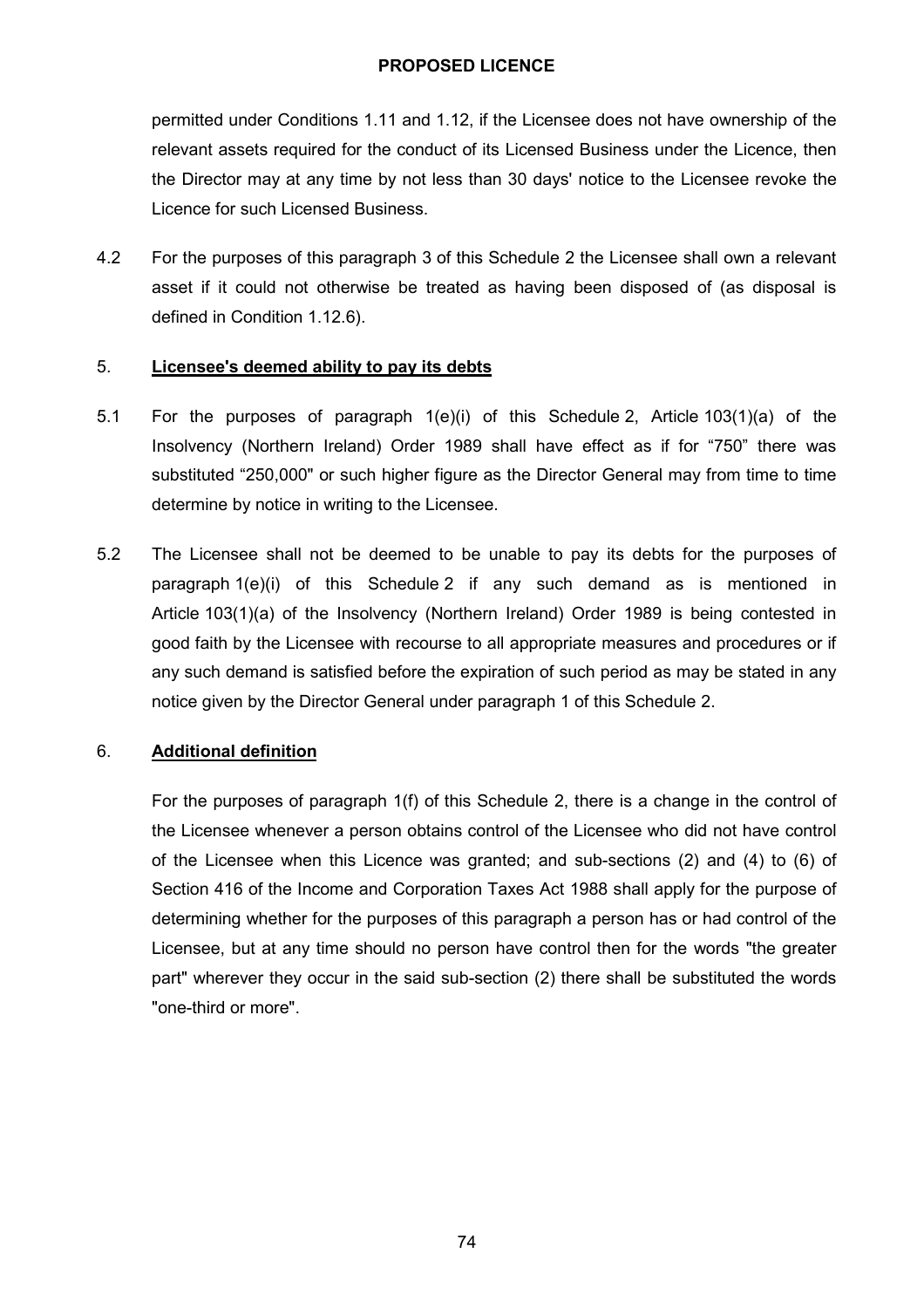permitted under Conditions 1.11 and 1.12, if the Licensee does not have ownership of the relevant assets required for the conduct of its Licensed Business under the Licence, then the Director may at any time by not less than 30 days' notice to the Licensee revoke the Licence for such Licensed Business.

4.2 For the purposes of this paragraph 3 of this Schedule 2 the Licensee shall own a relevant asset if it could not otherwise be treated as having been disposed of (as disposal is defined in Condition 1.12.6).

5. **Licensee's deemed ability to pay its debts**

5.1 For the purposes of paragraph 1(e)(i) of this Schedule 2, Article 103(1)(a) of the Insolvency (Northern Ireland) Order 1989 shall have effect as if for “750” there was substituted “250,000" or such higher figure as the Director General may from time to time determine by notice in writing to the Licensee.

5.2 The Licensee shall not be deemed to be unable to pay its debts for the purposes of paragraph 1(e)(i) of this Schedule 2 if any such demand as is mentioned in Article 103(1)(a) of the Insolvency (Northern Ireland) Order 1989 is being contested in good faith by the Licensee with recourse to all appropriate measures and procedures or if any such demand is satisfied before the expiration of such period as may be stated in any notice given by the Director General under paragraph 1 of this Schedule 2.

6. **Additional definition**

For the purposes of paragraph 1(f) of this Schedule 2, there is a change in the control of the Licensee whenever a person obtains control of the Licensee who did not have control of the Licensee when this Licence was granted; and sub-sections (2) and (4) to (6) of Section 416 of the Income and Corporation Taxes Act 1988 shall apply for the purpose of determining whether for the purposes of this paragraph a person has or had control of the Licensee, but at any time should no person have control then for the words "the greater part" wherever they occur in the said sub-section (2) there shall be substituted the words "one-third or more".